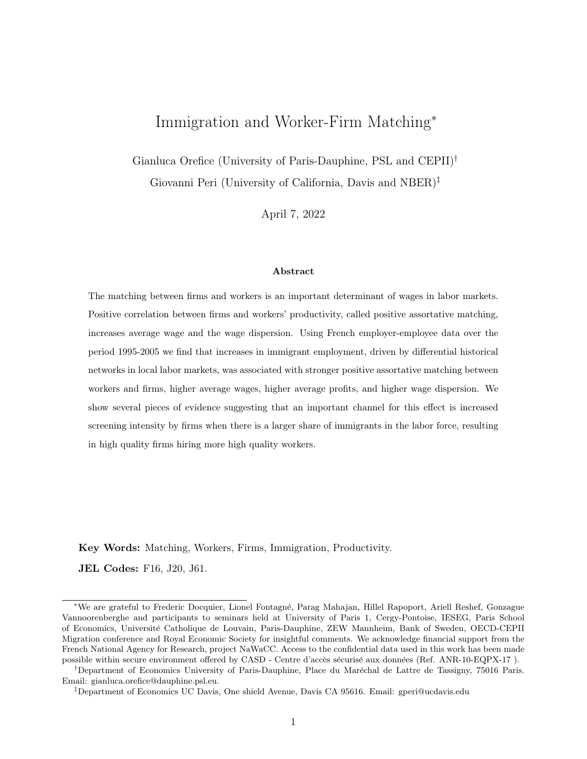# Immigration and Worker-Firm Matching*

Gianluca Orefice (University of Paris-Dauphine, PSL and CEPII)[†]

Giovanni Peri (University of California, Davis and NBER)[‡]

April 7, 2022

### Abstract

The matching between firms and workers is an important determinant of wages in labor markets. Positive correlation between firms and workers' productivity, called positive assortative matching, increases average wage and the wage dispersion. Using French employer-employee data over the period 1995-2005 we find that increases in immigrant employment, driven by differential historical networks in local labor markets, was associated with stronger positive assortative matching between workers and firms, higher average wages, higher average profits, and higher wage dispersion. We show several pieces of evidence suggesting that an important channel for this effect is increased screening intensity by firms when there is a larger share of immigrants in the labor force, resulting in high quality firms hiring more high quality workers.

**Key Words:** Matching, Workers, Firms, Immigration, Productivity.

**JEL Codes:** F16, J20, J61.

---

*We are grateful to Frederic Docquier, Lionel Fontagné, Parag Mahajan, Hillel Rapoport, Ariell Reshef, Gonzague Vannoorenberghe and participants to seminars held at University of Paris 1, Cergy-Pontoise, IESEG, Paris School of Economics, Université Catholique de Louvain, Paris-Dauphine, ZEW Mannheim, Bank of Sweden, OECD-CEPII Migration conference and Royal Economic Society for insightful comments. We acknowledge financial support from the French National Agency for Research, project NaWaCC. Access to the confidential data used in this work has been made possible within secure environment offered by CASD - Centre d'accès sécurisé aux données (Ref. ANR-10-EQPX-17 ).

[†]Department of Economics University of Paris-Dauphine, Place du Maréchal de Lattre de Tassigny, 75016 Paris. Email: gianluca.orefice@dauphine.psl.eu.

[‡]Department of Economics UC Davis, One shield Avenue, Davis CA 95616. Email: gperi@ucdavis.edu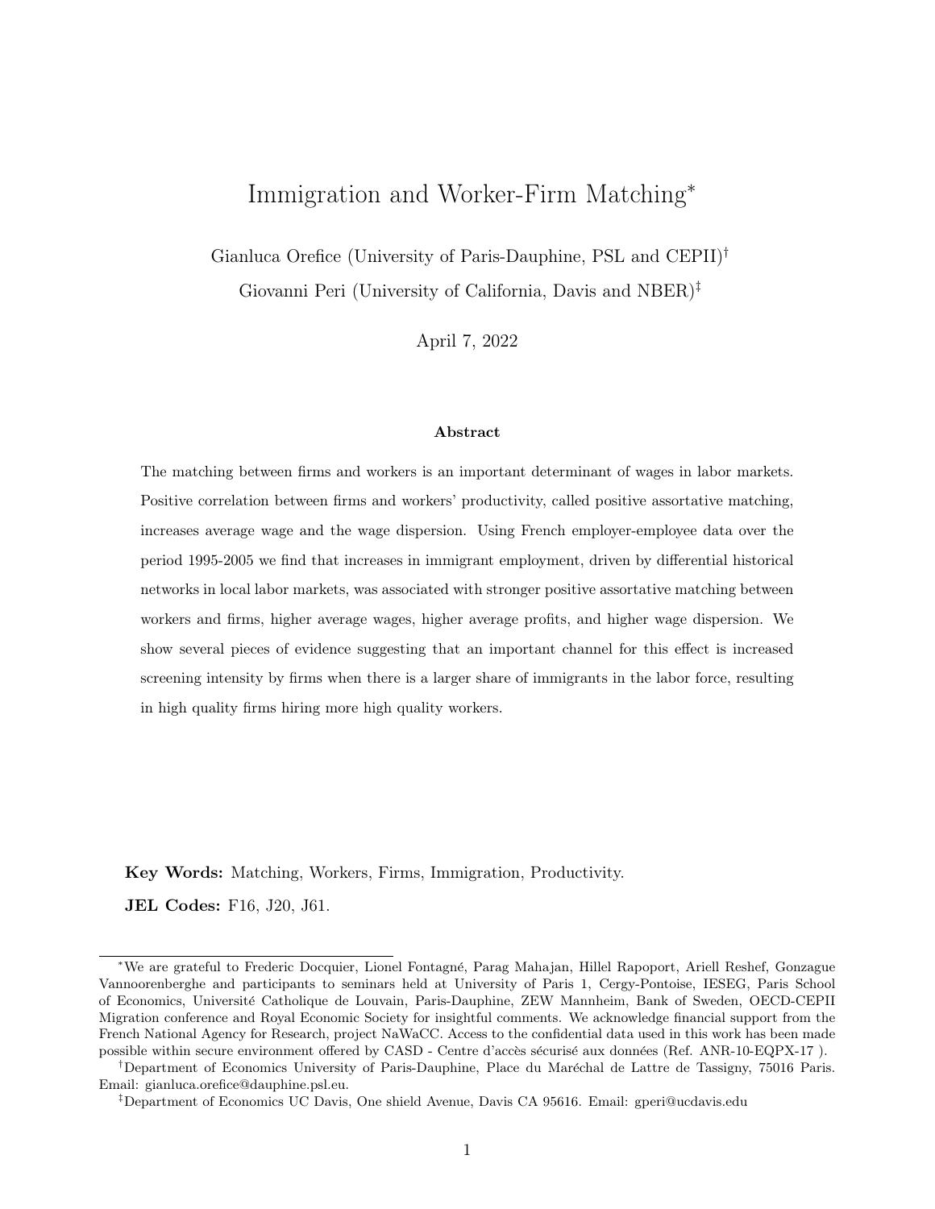# Immigration and Worker-Firm Matching*

Gianluca Orefice (University of Paris-Dauphine, PSL and CEPII)[†]

Giovanni Peri (University of California, Davis and NBER)[‡]

April 7, 2022

### Abstract

The matching between firms and workers is an important determinant of wages in labor markets. Positive correlation between firms and workers' productivity, called positive assortative matching, increases average wage and the wage dispersion. Using French employer-employee data over the period 1995-2005 we find that increases in immigrant employment, driven by differential historical networks in local labor markets, was associated with stronger positive assortative matching between workers and firms, higher average wages, higher average profits, and higher wage dispersion. We show several pieces of evidence suggesting that an important channel for this effect is increased screening intensity by firms when there is a larger share of immigrants in the labor force, resulting in high quality firms hiring more high quality workers.

**Key Words:** Matching, Workers, Firms, Immigration, Productivity.

**JEL Codes:** F16, J20, J61.

*We are grateful to Frederic Docquier, Lionel Fontagné, Parag Mahajan, Hillel Rapoport, Ariell Reshef, Gonzague Vannoorenberghe and participants to seminars held at University of Paris 1, Cergy-Pontoise, IESEG, Paris School of Economics, Université Catholique de Louvain, Paris-Dauphine, ZEW Mannheim, Bank of Sweden, OECD-CEPII Migration conference and Royal Economic Society for insightful comments. We acknowledge financial support from the French National Agency for Research, project NaWaCC. Access to the confidential data used in this work has been made possible within secure environment offered by CASD - Centre d'accès sécurisé aux données (Ref. ANR-10-EQPX-17 ).

[†]Department of Economics University of Paris-Dauphine, Place du Maréchal de Lattre de Tassigny, 75016 Paris. Email: gianluca.orefice@dauphine.psl.eu.

[‡]Department of Economics UC Davis, One shield Avenue, Davis CA 95616. Email: gperi@ucdavis.edu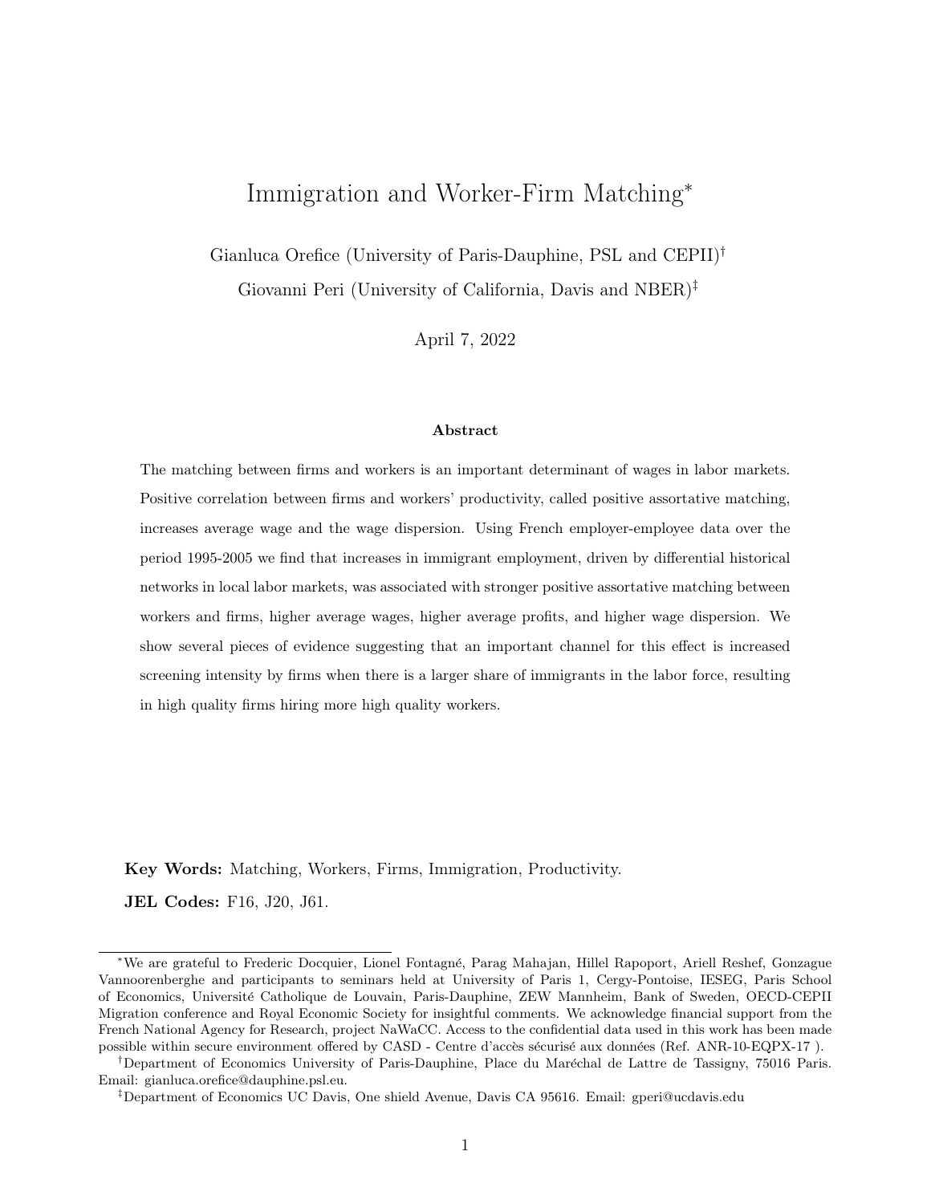# Immigration and Worker-Firm Matching*

Gianluca Orefice (University of Paris-Dauphine, PSL and CEPII)[†]

Giovanni Peri (University of California, Davis and NBER)[‡]

April 7, 2022

### Abstract

The matching between firms and workers is an important determinant of wages in labor markets. Positive correlation between firms and workers' productivity, called positive assortative matching, increases average wage and the wage dispersion. Using French employer-employee data over the period 1995-2005 we find that increases in immigrant employment, driven by differential historical networks in local labor markets, was associated with stronger positive assortative matching between workers and firms, higher average wages, higher average profits, and higher wage dispersion. We show several pieces of evidence suggesting that an important channel for this effect is increased screening intensity by firms when there is a larger share of immigrants in the labor force, resulting in high quality firms hiring more high quality workers.

**Key Words:** Matching, Workers, Firms, Immigration, Productivity.

**JEL Codes:** F16, J20, J61.

---

*We are grateful to Frederic Docquier, Lionel Fontagné, Parag Mahajan, Hillel Rapoport, Ariell Reshef, Gonzague Vannoorenberghe and participants to seminars held at University of Paris 1, Cergy-Pontoise, IESEG, Paris School of Economics, Université Catholique de Louvain, Paris-Dauphine, ZEW Mannheim, Bank of Sweden, OECD-CEPII Migration conference and Royal Economic Society for insightful comments. We acknowledge financial support from the French National Agency for Research, project NaWaCC. Access to the confidential data used in this work has been made possible within secure environment offered by CASD - Centre d'accès sécurisé aux données (Ref. ANR-10-EQPX-17 ).

[†]Department of Economics University of Paris-Dauphine, Place du Maréchal de Lattre de Tassigny, 75016 Paris. Email: gianluca.orefice@dauphine.psl.eu.

[‡]Department of Economics UC Davis, One shield Avenue, Davis CA 95616. Email: gperi@ucdavis.edu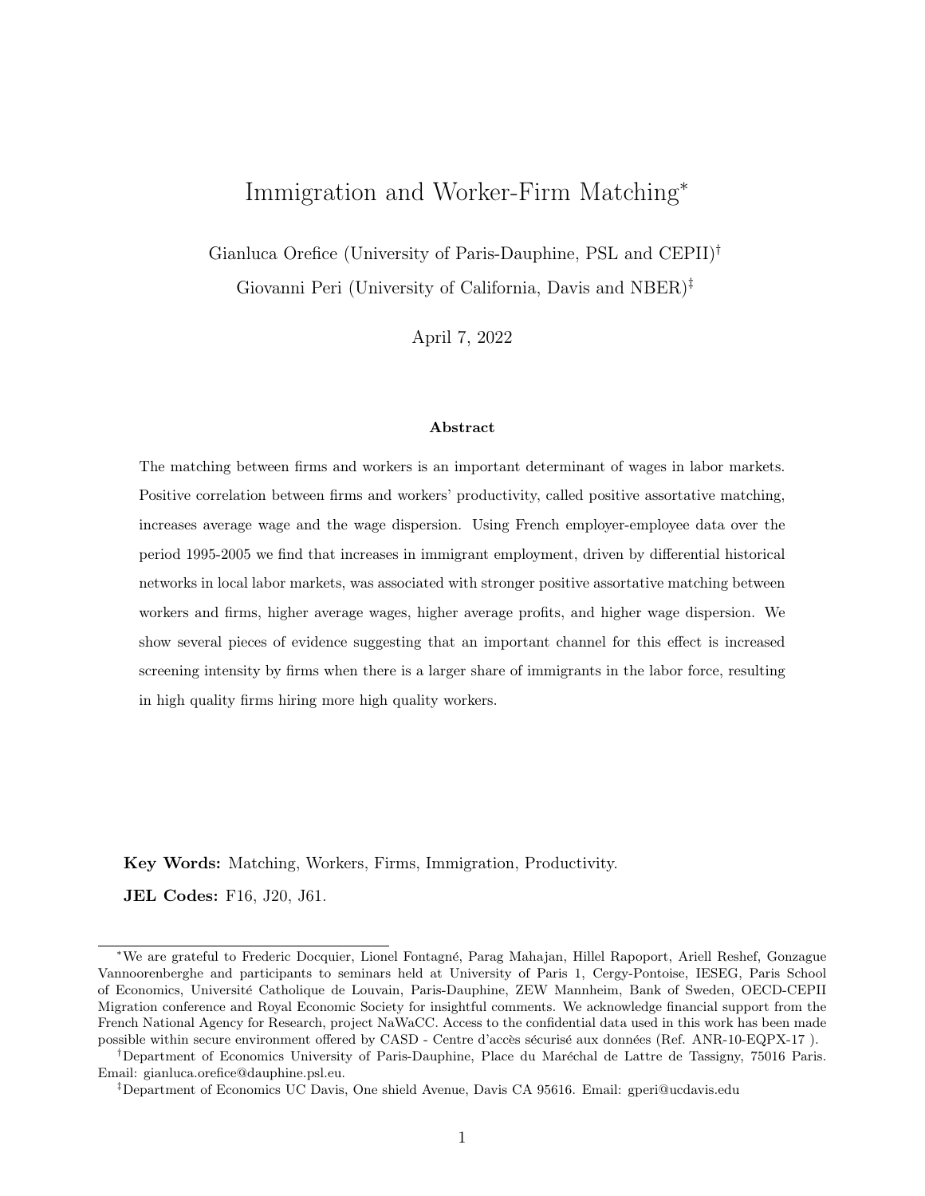# Immigration and Worker-Firm Matching*

Gianluca Orefice (University of Paris-Dauphine, PSL and CEPII)[†]

Giovanni Peri (University of California, Davis and NBER)[‡]

April 7, 2022

### Abstract

The matching between firms and workers is an important determinant of wages in labor markets. Positive correlation between firms and workers' productivity, called positive assortative matching, increases average wage and the wage dispersion. Using French employer-employee data over the period 1995-2005 we find that increases in immigrant employment, driven by differential historical networks in local labor markets, was associated with stronger positive assortative matching between workers and firms, higher average wages, higher average profits, and higher wage dispersion. We show several pieces of evidence suggesting that an important channel for this effect is increased screening intensity by firms when there is a larger share of immigrants in the labor force, resulting in high quality firms hiring more high quality workers.

**Key Words:** Matching, Workers, Firms, Immigration, Productivity.

**JEL Codes:** F16, J20, J61.

---

*We are grateful to Frederic Docquier, Lionel Fontagné, Parag Mahajan, Hillel Rapoport, Ariell Reshef, Gonzague Vannoorenberghe and participants to seminars held at University of Paris 1, Cergy-Pontoise, IESEG, Paris School of Economics, Université Catholique de Louvain, Paris-Dauphine, ZEW Mannheim, Bank of Sweden, OECD-CEPII Migration conference and Royal Economic Society for insightful comments. We acknowledge financial support from the French National Agency for Research, project NaWaCC. Access to the confidential data used in this work has been made possible within secure environment offered by CASD - Centre d'accès sécurisé aux données (Ref. ANR-10-EQPX-17 ).

[†]Department of Economics University of Paris-Dauphine, Place du Maréchal de Lattre de Tassigny, 75016 Paris. Email: gianluca.orefice@dauphine.psl.eu.

[‡]Department of Economics UC Davis, One shield Avenue, Davis CA 95616. Email: gperi@ucdavis.edu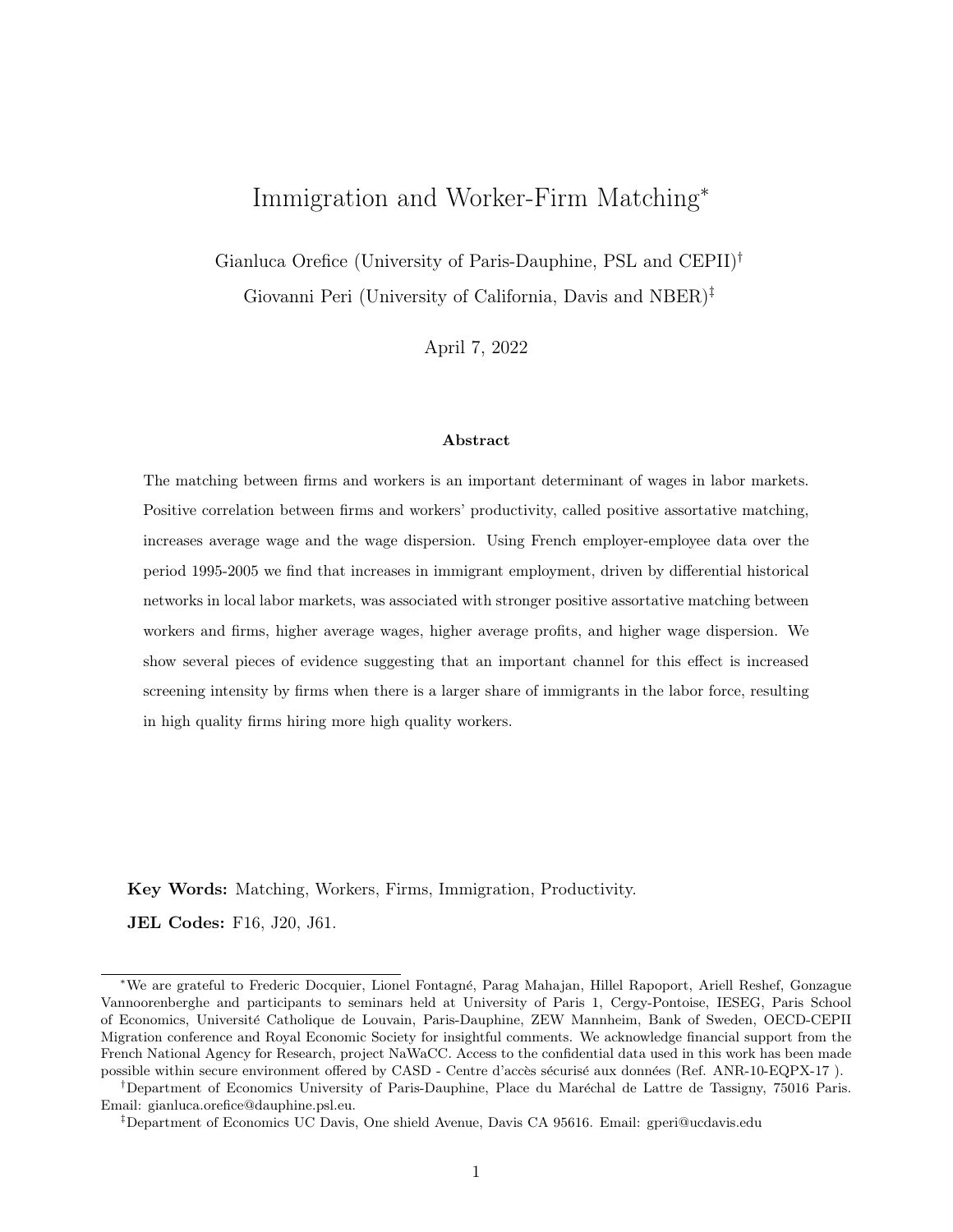# Immigration and Worker-Firm Matching*

Gianluca Orefice (University of Paris-Dauphine, PSL and CEPII)[†]

Giovanni Peri (University of California, Davis and NBER)[‡]

April 7, 2022

### Abstract

The matching between firms and workers is an important determinant of wages in labor markets. Positive correlation between firms and workers' productivity, called positive assortative matching, increases average wage and the wage dispersion. Using French employer-employee data over the period 1995-2005 we find that increases in immigrant employment, driven by differential historical networks in local labor markets, was associated with stronger positive assortative matching between workers and firms, higher average wages, higher average profits, and higher wage dispersion. We show several pieces of evidence suggesting that an important channel for this effect is increased screening intensity by firms when there is a larger share of immigrants in the labor force, resulting in high quality firms hiring more high quality workers.

**Key Words:** Matching, Workers, Firms, Immigration, Productivity.

**JEL Codes:** F16, J20, J61.

---

*We are grateful to Frederic Docquier, Lionel Fontagné, Parag Mahajan, Hillel Rapoport, Ariell Reshef, Gonzague Vannoorenberghe and participants to seminars held at University of Paris 1, Cergy-Pontoise, IESEG, Paris School of Economics, Université Catholique de Louvain, Paris-Dauphine, ZEW Mannheim, Bank of Sweden, OECD-CEPII Migration conference and Royal Economic Society for insightful comments. We acknowledge financial support from the French National Agency for Research, project NaWaCC. Access to the confidential data used in this work has been made possible within secure environment offered by CASD - Centre d'accès sécurisé aux données (Ref. ANR-10-EQPX-17 ).

[†]Department of Economics University of Paris-Dauphine, Place du Maréchal de Lattre de Tassigny, 75016 Paris. Email: gianluca.orefice@dauphine.psl.eu.

[‡]Department of Economics UC Davis, One shield Avenue, Davis CA 95616. Email: gperi@ucdavis.edu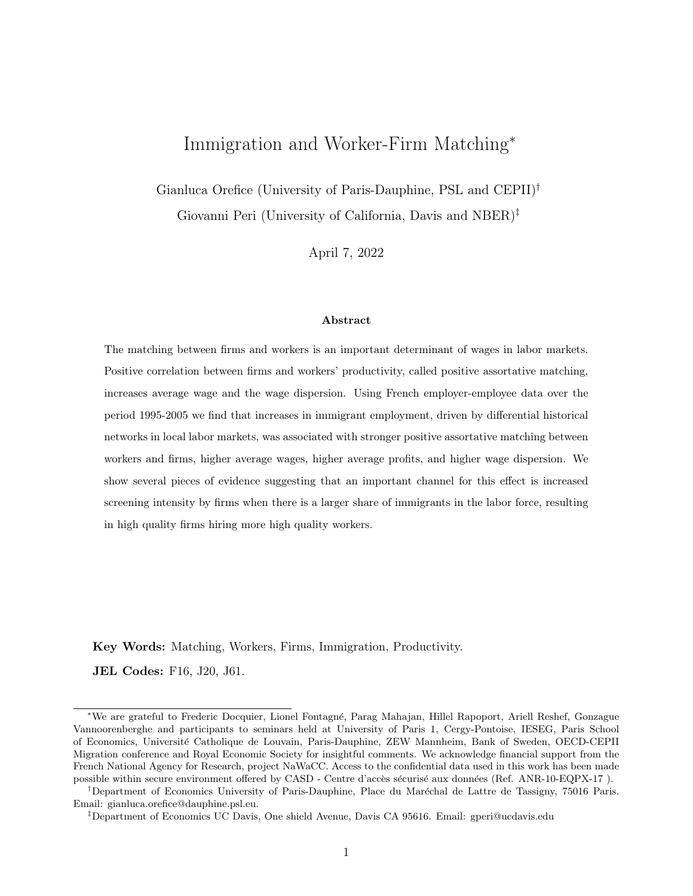# Immigration and Worker-Firm Matching*

Gianluca Orefice (University of Paris-Dauphine, PSL and CEPII)[†]

Giovanni Peri (University of California, Davis and NBER)[‡]

April 7, 2022

### Abstract

The matching between firms and workers is an important determinant of wages in labor markets. Positive correlation between firms and workers' productivity, called positive assortative matching, increases average wage and the wage dispersion. Using French employer-employee data over the period 1995-2005 we find that increases in immigrant employment, driven by differential historical networks in local labor markets, was associated with stronger positive assortative matching between workers and firms, higher average wages, higher average profits, and higher wage dispersion. We show several pieces of evidence suggesting that an important channel for this effect is increased screening intensity by firms when there is a larger share of immigrants in the labor force, resulting in high quality firms hiring more high quality workers.

**Key Words:** Matching, Workers, Firms, Immigration, Productivity.

**JEL Codes:** F16, J20, J61.

---

*We are grateful to Frederic Docquier, Lionel Fontagné, Parag Mahajan, Hillel Rapoport, Ariell Reshef, Gonzague Vannoorenberghe and participants to seminars held at University of Paris 1, Cergy-Pontoise, IESEG, Paris School of Economics, Université Catholique de Louvain, Paris-Dauphine, ZEW Mannheim, Bank of Sweden, OECD-CEPII Migration conference and Royal Economic Society for insightful comments. We acknowledge financial support from the French National Agency for Research, project NaWaCC. Access to the confidential data used in this work has been made possible within secure environment offered by CASD - Centre d'accès sécurisé aux données (Ref. ANR-10-EQPX-17 ).

[†]Department of Economics University of Paris-Dauphine, Place du Maréchal de Lattre de Tassigny, 75016 Paris. Email: gianluca.orefice@dauphine.psl.eu.

[‡]Department of Economics UC Davis, One shield Avenue, Davis CA 95616. Email: gperi@ucdavis.edu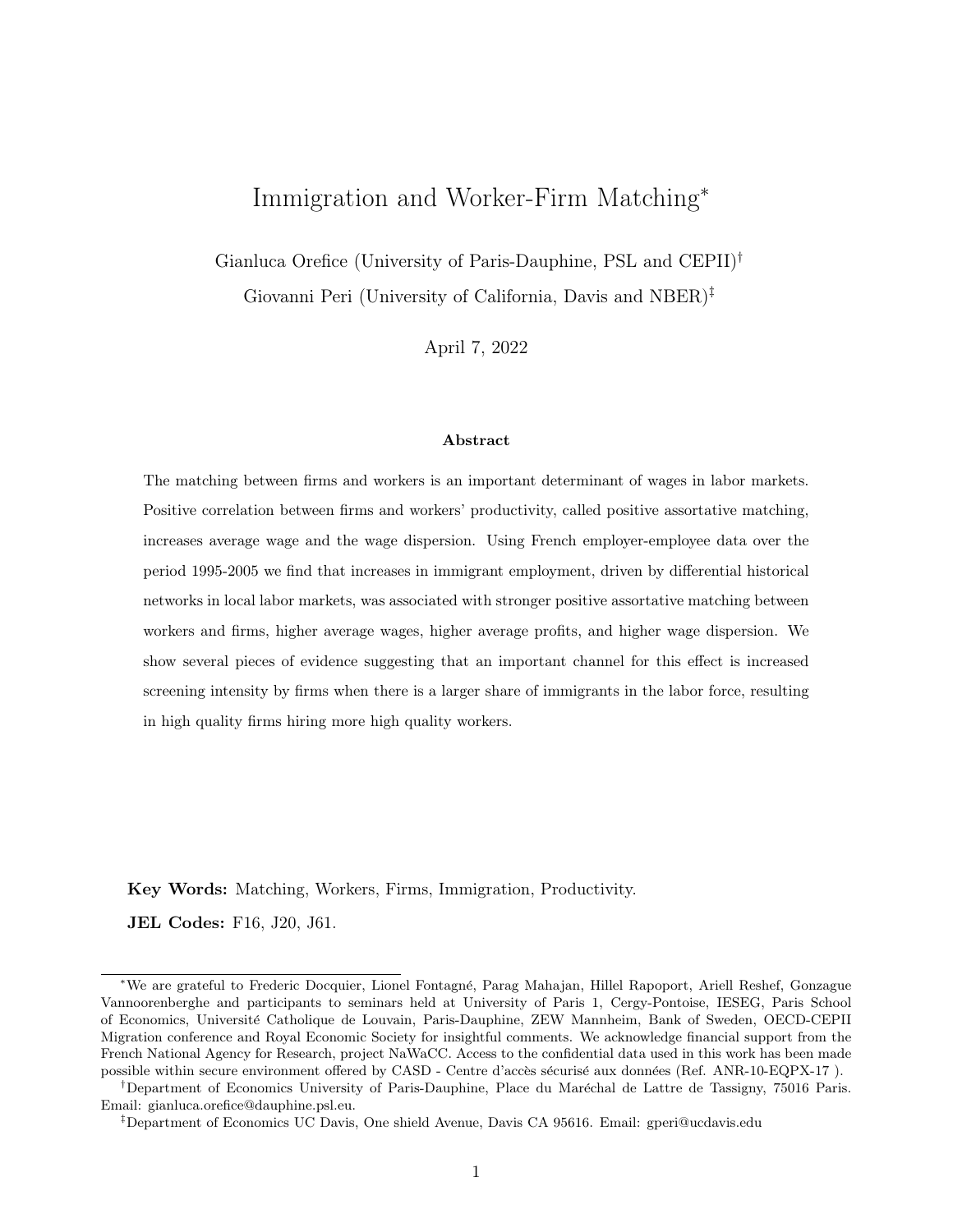# Immigration and Worker-Firm Matching*

Gianluca Orefice (University of Paris-Dauphine, PSL and CEPII)[†]

Giovanni Peri (University of California, Davis and NBER)[‡]

April 7, 2022

### Abstract

The matching between firms and workers is an important determinant of wages in labor markets. Positive correlation between firms and workers' productivity, called positive assortative matching, increases average wage and the wage dispersion. Using French employer-employee data over the period 1995-2005 we find that increases in immigrant employment, driven by differential historical networks in local labor markets, was associated with stronger positive assortative matching between workers and firms, higher average wages, higher average profits, and higher wage dispersion. We show several pieces of evidence suggesting that an important channel for this effect is increased screening intensity by firms when there is a larger share of immigrants in the labor force, resulting in high quality firms hiring more high quality workers.

**Key Words:** Matching, Workers, Firms, Immigration, Productivity.

**JEL Codes:** F16, J20, J61.

---

*We are grateful to Frederic Docquier, Lionel Fontagné, Parag Mahajan, Hillel Rapoport, Ariell Reshef, Gonzague Vannoorenberghe and participants to seminars held at University of Paris 1, Cergy-Pontoise, IESEG, Paris School of Economics, Université Catholique de Louvain, Paris-Dauphine, ZEW Mannheim, Bank of Sweden, OECD-CEPII Migration conference and Royal Economic Society for insightful comments. We acknowledge financial support from the French National Agency for Research, project NaWaCC. Access to the confidential data used in this work has been made possible within secure environment offered by CASD - Centre d'accès sécurisé aux données (Ref. ANR-10-EQPX-17 ).

[†]Department of Economics University of Paris-Dauphine, Place du Maréchal de Lattre de Tassigny, 75016 Paris. Email: gianluca.orefice@dauphine.psl.eu.

[‡]Department of Economics UC Davis, One shield Avenue, Davis CA 95616. Email: gperi@ucdavis.edu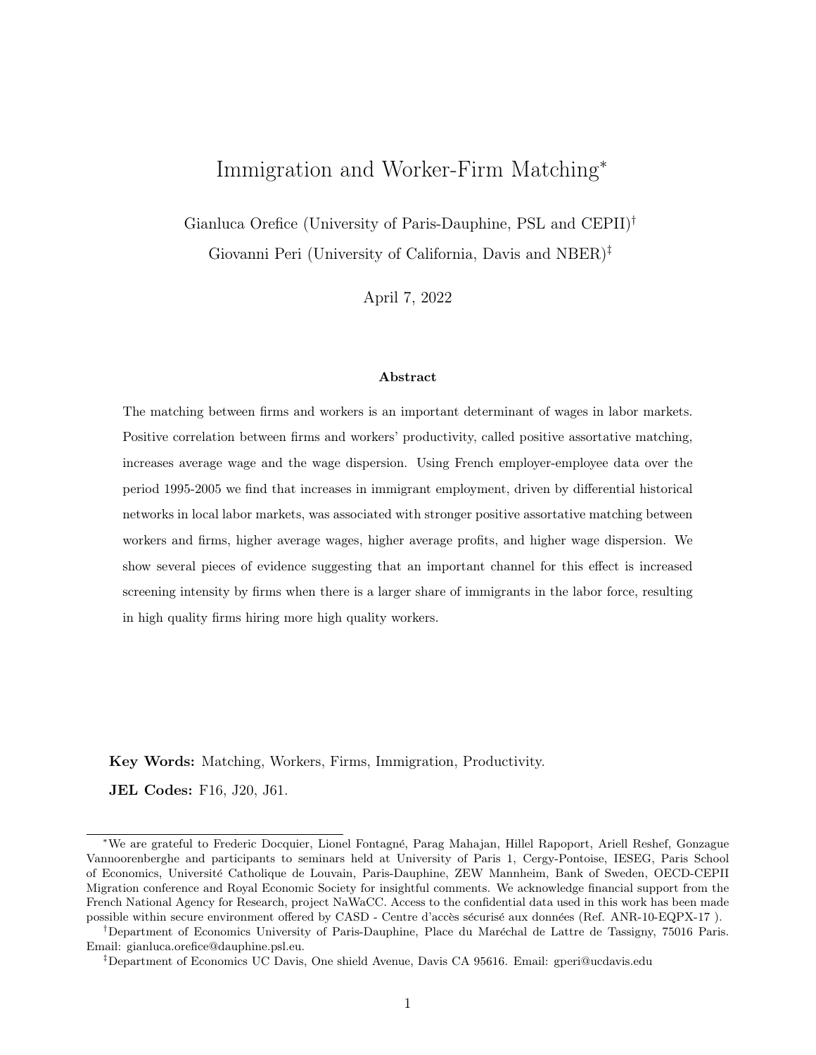# Immigration and Worker-Firm Matching[*]

Gianluca Orefice (University of Paris-Dauphine, PSL and CEPII)[†]

Giovanni Peri (University of California, Davis and NBER)[‡]

April 7, 2022

### Abstract

The matching between firms and workers is an important determinant of wages in labor markets. Positive correlation between firms and workers' productivity, called positive assortative matching, increases average wage and the wage dispersion. Using French employer-employee data over the period 1995-2005 we find that increases in immigrant employment, driven by differential historical networks in local labor markets, was associated with stronger positive assortative matching between workers and firms, higher average wages, higher average profits, and higher wage dispersion. We show several pieces of evidence suggesting that an important channel for this effect is increased screening intensity by firms when there is a larger share of immigrants in the labor force, resulting in high quality firms hiring more high quality workers.

**Key Words:** Matching, Workers, Firms, Immigration, Productivity.

**JEL Codes:** F16, J20, J61.

---

[*] We are grateful to Frederic Docquier, Lionel Fontagné, Parag Mahajan, Hillel Rapoport, Ariell Reshef, Gonzague Vannoorenberghe and participants to seminars held at University of Paris 1, Cergy-Pontoise, IESEG, Paris School of Economics, Université Catholique de Louvain, Paris-Dauphine, ZEW Mannheim, Bank of Sweden, OECD-CEPII Migration conference and Royal Economic Society for insightful comments. We acknowledge financial support from the French National Agency for Research, project NaWaCC. Access to the confidential data used in this work has been made possible within secure environment offered by CASD - Centre d'accès sécurisé aux données (Ref. ANR-10-EQPX-17 ).

[†] Department of Economics University of Paris-Dauphine, Place du Maréchal de Lattre de Tassigny, 75016 Paris. Email: gianluca.orefice@dauphine.psl.eu.

[‡] Department of Economics UC Davis, One shield Avenue, Davis CA 95616. Email: gperi@ucdavis.edu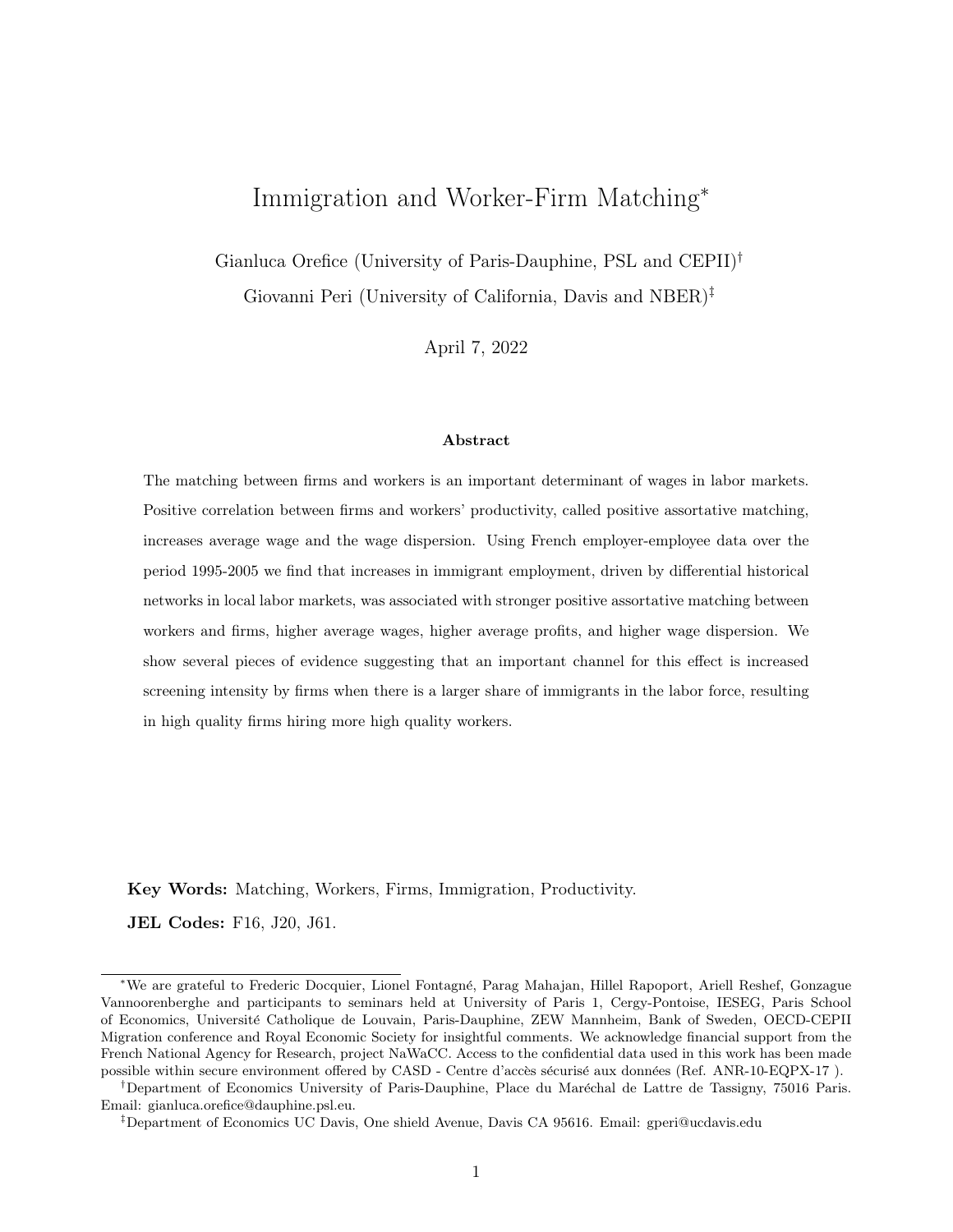# Immigration and Worker-Firm Matching*

Gianluca Orefice (University of Paris-Dauphine, PSL and CEPII)[†]

Giovanni Peri (University of California, Davis and NBER)[‡]

April 7, 2022

### Abstract

The matching between firms and workers is an important determinant of wages in labor markets. Positive correlation between firms and workers' productivity, called positive assortative matching, increases average wage and the wage dispersion. Using French employer-employee data over the period 1995-2005 we find that increases in immigrant employment, driven by differential historical networks in local labor markets, was associated with stronger positive assortative matching between workers and firms, higher average wages, higher average profits, and higher wage dispersion. We show several pieces of evidence suggesting that an important channel for this effect is increased screening intensity by firms when there is a larger share of immigrants in the labor force, resulting in high quality firms hiring more high quality workers.

**Key Words:** Matching, Workers, Firms, Immigration, Productivity.

**JEL Codes:** F16, J20, J61.

---

*We are grateful to Frederic Docquier, Lionel Fontagné, Parag Mahajan, Hillel Rapoport, Ariell Reshef, Gonzague Vannoorenberghe and participants to seminars held at University of Paris 1, Cergy-Pontoise, IESEG, Paris School of Economics, Université Catholique de Louvain, Paris-Dauphine, ZEW Mannheim, Bank of Sweden, OECD-CEPII Migration conference and Royal Economic Society for insightful comments. We acknowledge financial support from the French National Agency for Research, project NaWaCC. Access to the confidential data used in this work has been made possible within secure environment offered by CASD - Centre d'accès sécurisé aux données (Ref. ANR-10-EQPX-17 ).

[†]Department of Economics University of Paris-Dauphine, Place du Maréchal de Lattre de Tassigny, 75016 Paris. Email: gianluca.orefice@dauphine.psl.eu.

[‡]Department of Economics UC Davis, One shield Avenue, Davis CA 95616. Email: gperi@ucdavis.edu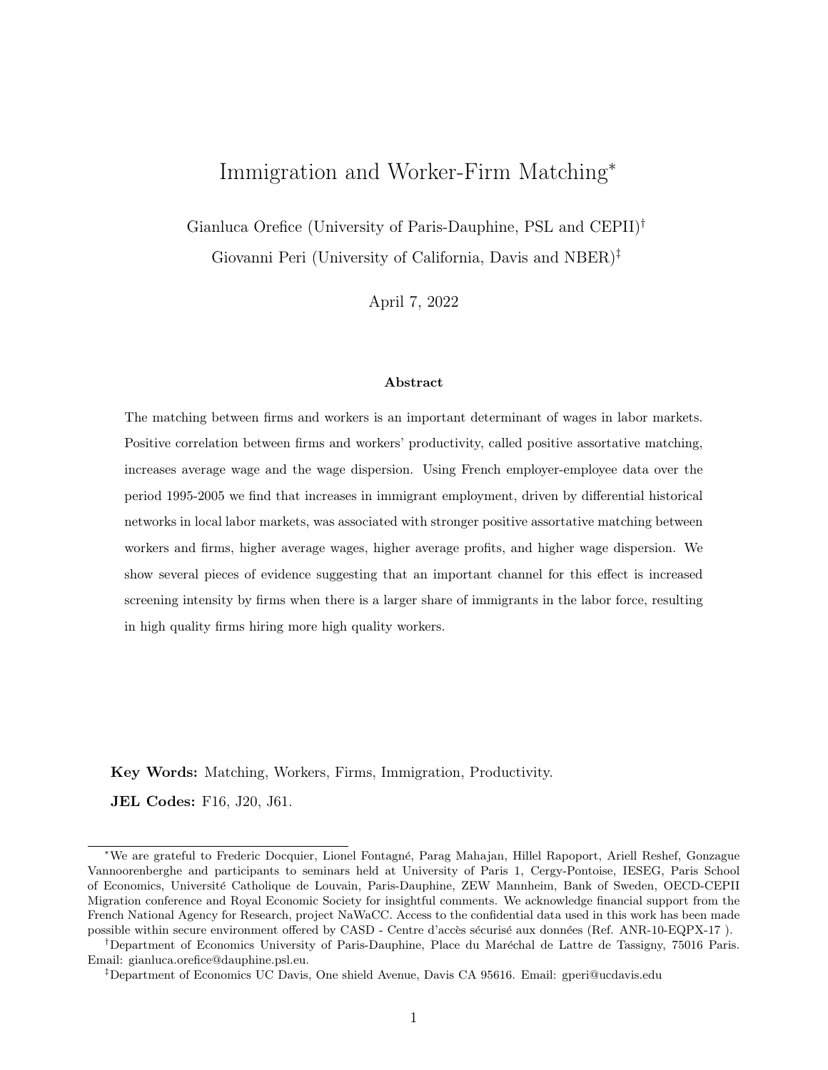# Immigration and Worker-Firm Matching*

Gianluca Orefice (University of Paris-Dauphine, PSL and CEPII)[†]

Giovanni Peri (University of California, Davis and NBER)[‡]

April 7, 2022

### Abstract

The matching between firms and workers is an important determinant of wages in labor markets. Positive correlation between firms and workers' productivity, called positive assortative matching, increases average wage and the wage dispersion. Using French employer-employee data over the period 1995-2005 we find that increases in immigrant employment, driven by differential historical networks in local labor markets, was associated with stronger positive assortative matching between workers and firms, higher average wages, higher average profits, and higher wage dispersion. We show several pieces of evidence suggesting that an important channel for this effect is increased screening intensity by firms when there is a larger share of immigrants in the labor force, resulting in high quality firms hiring more high quality workers.

**Key Words:** Matching, Workers, Firms, Immigration, Productivity.

**JEL Codes:** F16, J20, J61.

---

*We are grateful to Frederic Docquier, Lionel Fontagné, Parag Mahajan, Hillel Rapoport, Ariell Reshef, Gonzague Vannoorenberghe and participants to seminars held at University of Paris 1, Cergy-Pontoise, IESEG, Paris School of Economics, Université Catholique de Louvain, Paris-Dauphine, ZEW Mannheim, Bank of Sweden, OECD-CEPII Migration conference and Royal Economic Society for insightful comments. We acknowledge financial support from the French National Agency for Research, project NaWaCC. Access to the confidential data used in this work has been made possible within secure environment offered by CASD - Centre d'accès sécurisé aux données (Ref. ANR-10-EQPX-17 ).

[†]Department of Economics University of Paris-Dauphine, Place du Maréchal de Lattre de Tassigny, 75016 Paris. Email: gianluca.orefice@dauphine.psl.eu.

[‡]Department of Economics UC Davis, One shield Avenue, Davis CA 95616. Email: gperi@ucdavis.edu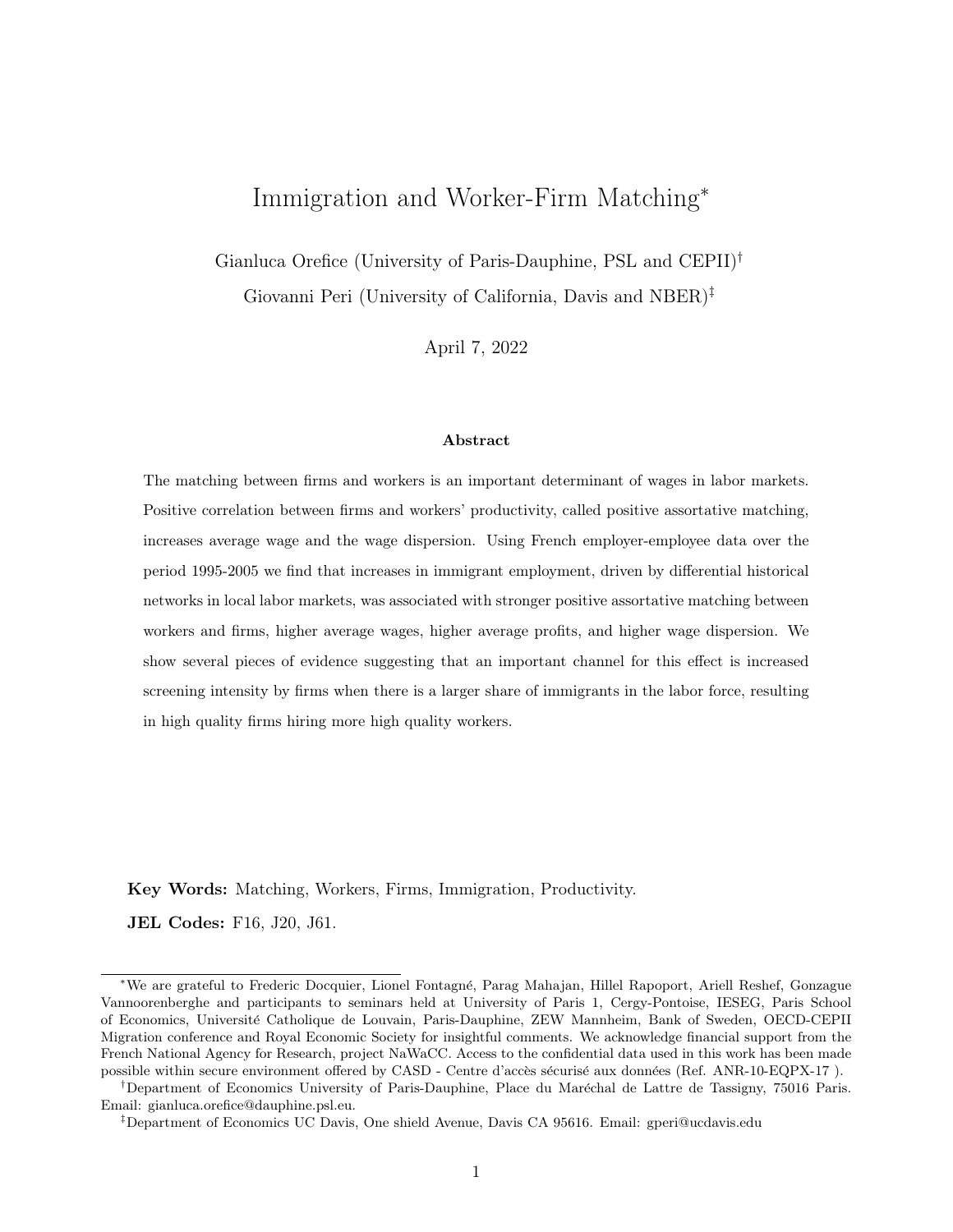# Immigration and Worker-Firm Matching[*]

Gianluca Orefice (University of Paris-Dauphine, PSL and CEPII)[†]

Giovanni Peri (University of California, Davis and NBER)[‡]

April 7, 2022

### Abstract

The matching between firms and workers is an important determinant of wages in labor markets. Positive correlation between firms and workers' productivity, called positive assortative matching, increases average wage and the wage dispersion. Using French employer-employee data over the period 1995-2005 we find that increases in immigrant employment, driven by differential historical networks in local labor markets, was associated with stronger positive assortative matching between workers and firms, higher average wages, higher average profits, and higher wage dispersion. We show several pieces of evidence suggesting that an important channel for this effect is increased screening intensity by firms when there is a larger share of immigrants in the labor force, resulting in high quality firms hiring more high quality workers.

**Key Words:** Matching, Workers, Firms, Immigration, Productivity.

**JEL Codes:** F16, J20, J61.

[*]We are grateful to Frederic Docquier, Lionel Fontagné, Parag Mahajan, Hillel Rapoport, Ariell Reshef, Gonzague Vannoorenberghe and participants to seminars held at University of Paris 1, Cergy-Pontoise, IESEG, Paris School of Economics, Université Catholique de Louvain, Paris-Dauphine, ZEW Mannheim, Bank of Sweden, OECD-CEPII Migration conference and Royal Economic Society for insightful comments. We acknowledge financial support from the French National Agency for Research, project NaWaCC. Access to the confidential data used in this work has been made possible within secure environment offered by CASD - Centre d'accès sécurisé aux données (Ref. ANR-10-EQPX-17 ).

[†]Department of Economics University of Paris-Dauphine, Place du Maréchal de Lattre de Tassigny, 75016 Paris. Email: gianluca.orefice@dauphine.psl.eu.

[‡]Department of Economics UC Davis, One shield Avenue, Davis CA 95616. Email: gperi@ucdavis.edu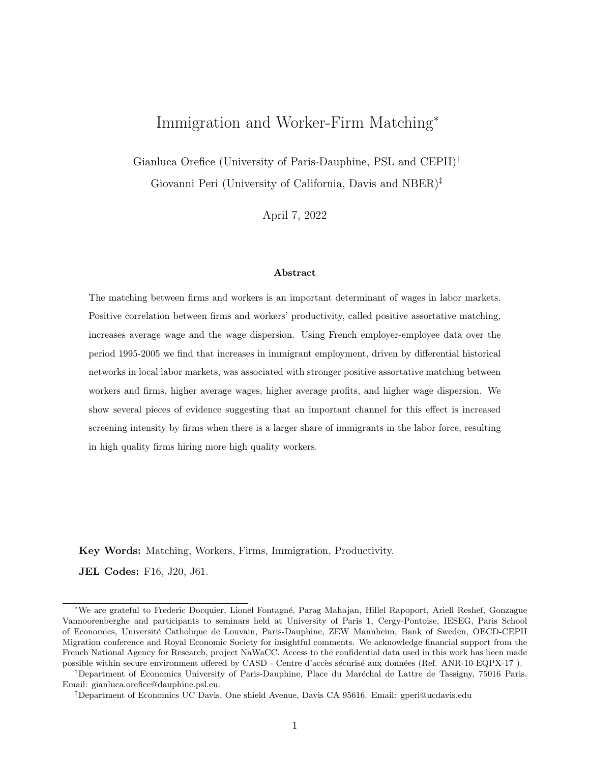# Immigration and Worker-Firm Matching*

Gianluca Orefice (University of Paris-Dauphine, PSL and CEPII)[†]

Giovanni Peri (University of California, Davis and NBER)[‡]

April 7, 2022

### Abstract

The matching between firms and workers is an important determinant of wages in labor markets. Positive correlation between firms and workers' productivity, called positive assortative matching, increases average wage and the wage dispersion. Using French employer-employee data over the period 1995-2005 we find that increases in immigrant employment, driven by differential historical networks in local labor markets, was associated with stronger positive assortative matching between workers and firms, higher average wages, higher average profits, and higher wage dispersion. We show several pieces of evidence suggesting that an important channel for this effect is increased screening intensity by firms when there is a larger share of immigrants in the labor force, resulting in high quality firms hiring more high quality workers.

**Key Words:** Matching, Workers, Firms, Immigration, Productivity.

**JEL Codes:** F16, J20, J61.

---

*We are grateful to Frederic Docquier, Lionel Fontagné, Parag Mahajan, Hillel Rapoport, Ariell Reshef, Gonzague Vannoorenberghe and participants to seminars held at University of Paris 1, Cergy-Pontoise, IESEG, Paris School of Economics, Université Catholique de Louvain, Paris-Dauphine, ZEW Mannheim, Bank of Sweden, OECD-CEPII Migration conference and Royal Economic Society for insightful comments. We acknowledge financial support from the French National Agency for Research, project NaWaCC. Access to the confidential data used in this work has been made possible within secure environment offered by CASD - Centre d'accès sécurisé aux données (Ref. ANR-10-EQPX-17 ).

[†]Department of Economics University of Paris-Dauphine, Place du Maréchal de Lattre de Tassigny, 75016 Paris. Email: gianluca.orefice@dauphine.psl.eu.

[‡]Department of Economics UC Davis, One shield Avenue, Davis CA 95616. Email: gperi@ucdavis.edu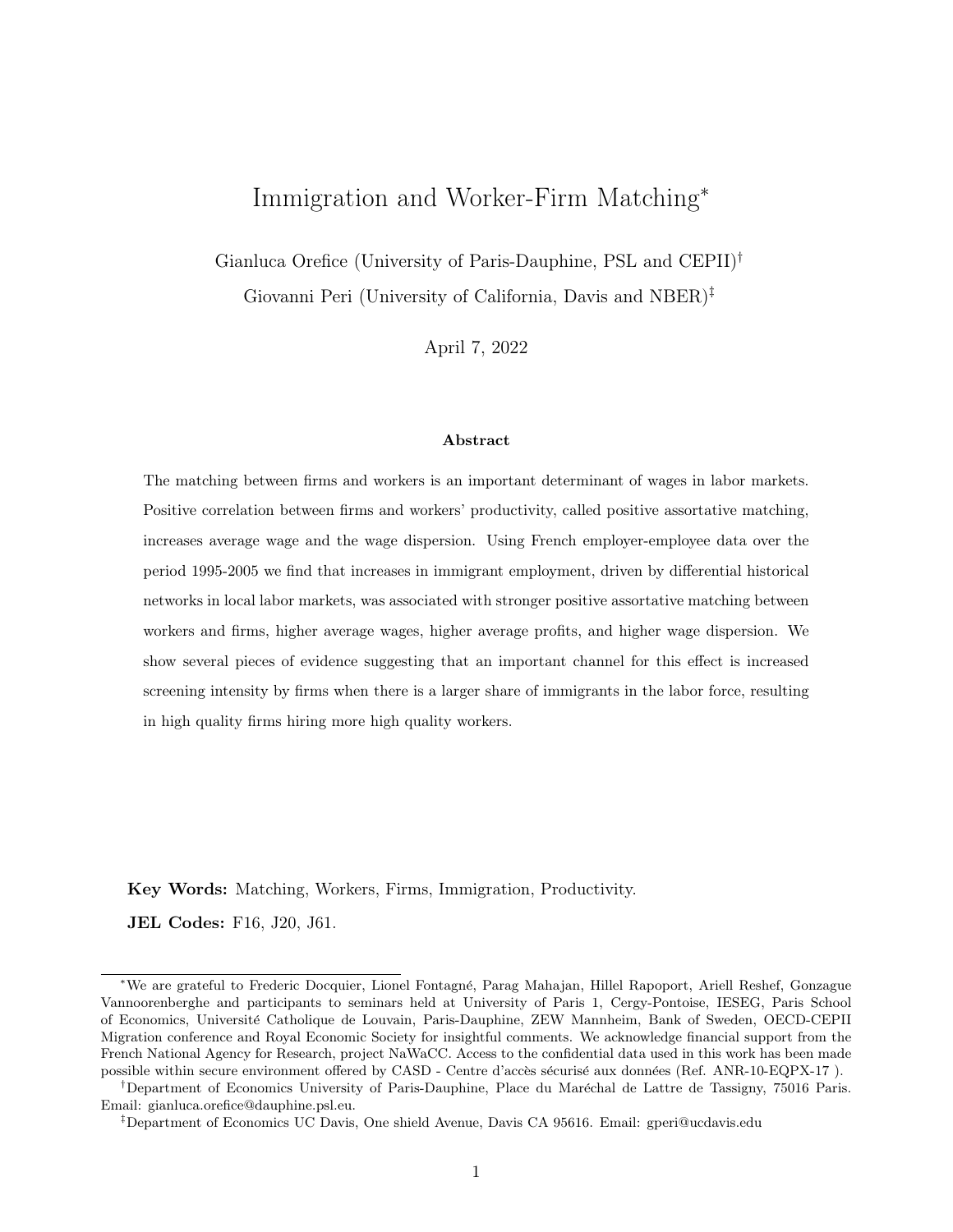# Immigration and Worker-Firm Matching*

Gianluca Orefice (University of Paris-Dauphine, PSL and CEPII)†

Giovanni Peri (University of California, Davis and NBER)‡

April 7, 2022

### Abstract

The matching between firms and workers is an important determinant of wages in labor markets. Positive correlation between firms and workers' productivity, called positive assortative matching, increases average wage and the wage dispersion. Using French employer-employee data over the period 1995-2005 we find that increases in immigrant employment, driven by differential historical networks in local labor markets, was associated with stronger positive assortative matching between workers and firms, higher average wages, higher average profits, and higher wage dispersion. We show several pieces of evidence suggesting that an important channel for this effect is increased screening intensity by firms when there is a larger share of immigrants in the labor force, resulting in high quality firms hiring more high quality workers.

**Key Words:** Matching, Workers, Firms, Immigration, Productivity.

**JEL Codes:** F16, J20, J61.

---

*We are grateful to Frederic Docquier, Lionel Fontagné, Parag Mahajan, Hillel Rapoport, Ariell Reshef, Gonzague Vannoorenberghe and participants to seminars held at University of Paris 1, Cergy-Pontoise, IESEG, Paris School of Economics, Université Catholique de Louvain, Paris-Dauphine, ZEW Mannheim, Bank of Sweden, OECD-CEPII Migration conference and Royal Economic Society for insightful comments. We acknowledge financial support from the French National Agency for Research, project NaWaCC. Access to the confidential data used in this work has been made possible within secure environment offered by CASD - Centre d'accès sécurisé aux données (Ref. ANR-10-EQPX-17 ).

†Department of Economics University of Paris-Dauphine, Place du Maréchal de Lattre de Tassigny, 75016 Paris. Email: gianluca.orefice@dauphine.psl.eu.

‡Department of Economics UC Davis, One shield Avenue, Davis CA 95616. Email: gperi@ucdavis.edu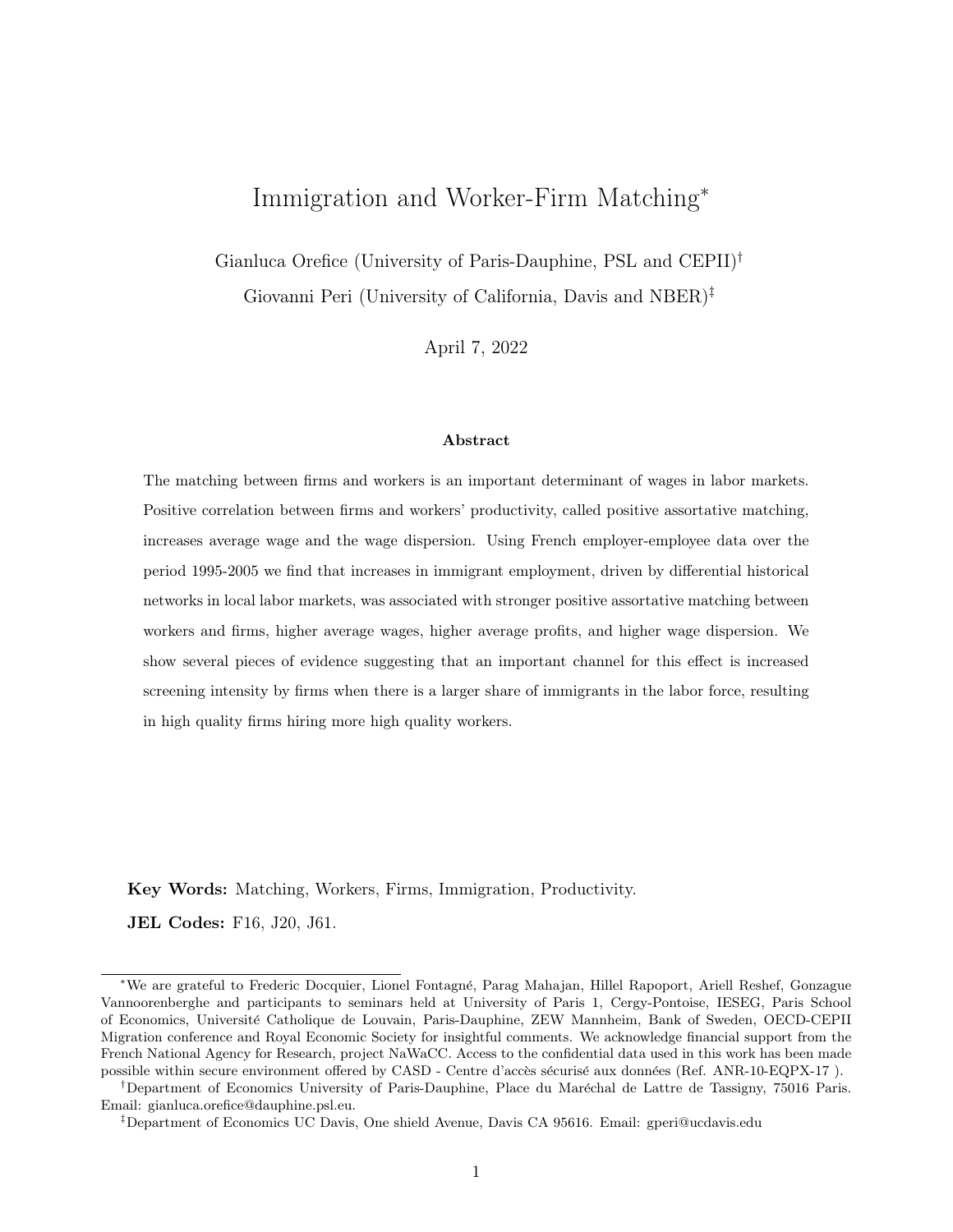# Immigration and Worker-Firm Matching[*]

Gianluca Orefice (University of Paris-Dauphine, PSL and CEPII)[†]

Giovanni Peri (University of California, Davis and NBER)[‡]

April 7, 2022

### Abstract

The matching between firms and workers is an important determinant of wages in labor markets. Positive correlation between firms and workers' productivity, called positive assortative matching, increases average wage and the wage dispersion. Using French employer-employee data over the period 1995-2005 we find that increases in immigrant employment, driven by differential historical networks in local labor markets, was associated with stronger positive assortative matching between workers and firms, higher average wages, higher average profits, and higher wage dispersion. We show several pieces of evidence suggesting that an important channel for this effect is increased screening intensity by firms when there is a larger share of immigrants in the labor force, resulting in high quality firms hiring more high quality workers.

**Key Words:** Matching, Workers, Firms, Immigration, Productivity.

**JEL Codes:** F16, J20, J61.

---

[*] We are grateful to Frederic Docquier, Lionel Fontagné, Parag Mahajan, Hillel Rapoport, Ariell Reshef, Gonzague Vannoorenberghe and participants to seminars held at University of Paris 1, Cergy-Pontoise, IESEG, Paris School of Economics, Université Catholique de Louvain, Paris-Dauphine, ZEW Mannheim, Bank of Sweden, OECD-CEPII Migration conference and Royal Economic Society for insightful comments. We acknowledge financial support from the French National Agency for Research, project NaWaCC. Access to the confidential data used in this work has been made possible within secure environment offered by CASD - Centre d'accès sécurisé aux données (Ref. ANR-10-EQPX-17 ).

[†] Department of Economics University of Paris-Dauphine, Place du Maréchal de Lattre de Tassigny, 75016 Paris. Email: gianluca.orefice@dauphine.psl.eu.

[‡] Department of Economics UC Davis, One shield Avenue, Davis CA 95616. Email: gperi@ucdavis.edu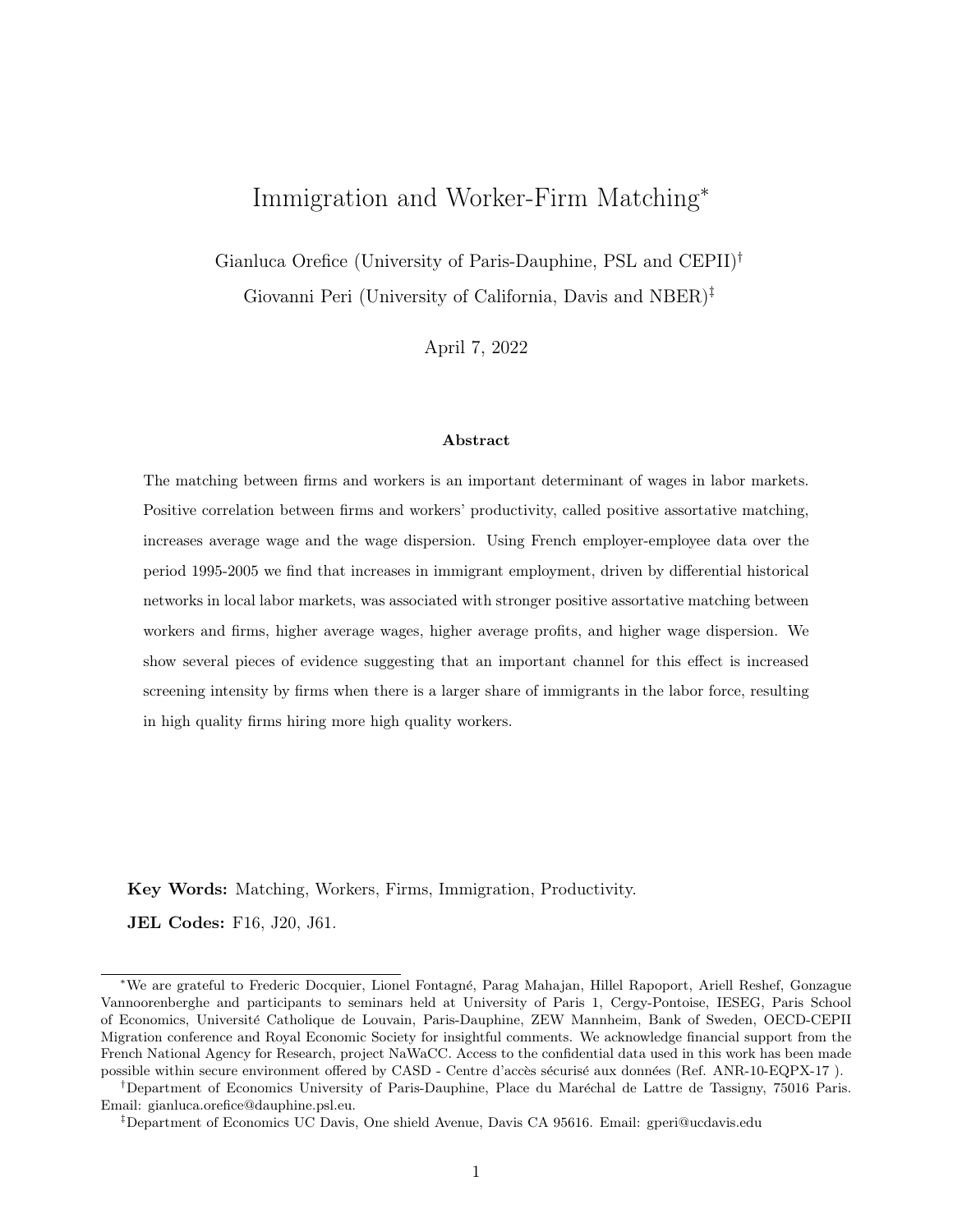# Immigration and Worker-Firm Matching*

Gianluca Orefice (University of Paris-Dauphine, PSL and CEPII)†

Giovanni Peri (University of California, Davis and NBER)‡

April 7, 2022

### Abstract

The matching between firms and workers is an important determinant of wages in labor markets. Positive correlation between firms and workers' productivity, called positive assortative matching, increases average wage and the wage dispersion. Using French employer-employee data over the period 1995-2005 we find that increases in immigrant employment, driven by differential historical networks in local labor markets, was associated with stronger positive assortative matching between workers and firms, higher average wages, higher average profits, and higher wage dispersion. We show several pieces of evidence suggesting that an important channel for this effect is increased screening intensity by firms when there is a larger share of immigrants in the labor force, resulting in high quality firms hiring more high quality workers.

**Key Words:** Matching, Workers, Firms, Immigration, Productivity.

**JEL Codes:** F16, J20, J61.

---

*We are grateful to Frederic Docquier, Lionel Fontagné, Parag Mahajan, Hillel Rapoport, Ariell Reshef, Gonzague Vannoorenberghe and participants to seminars held at University of Paris 1, Cergy-Pontoise, IESEG, Paris School of Economics, Université Catholique de Louvain, Paris-Dauphine, ZEW Mannheim, Bank of Sweden, OECD-CEPII Migration conference and Royal Economic Society for insightful comments. We acknowledge financial support from the French National Agency for Research, project NaWaCC. Access to the confidential data used in this work has been made possible within secure environment offered by CASD - Centre d'accès sécurisé aux données (Ref. ANR-10-EQPX-17 ).

†Department of Economics University of Paris-Dauphine, Place du Maréchal de Lattre de Tassigny, 75016 Paris. Email: gianluca.orefice@dauphine.psl.eu.

‡Department of Economics UC Davis, One shield Avenue, Davis CA 95616. Email: gperi@ucdavis.edu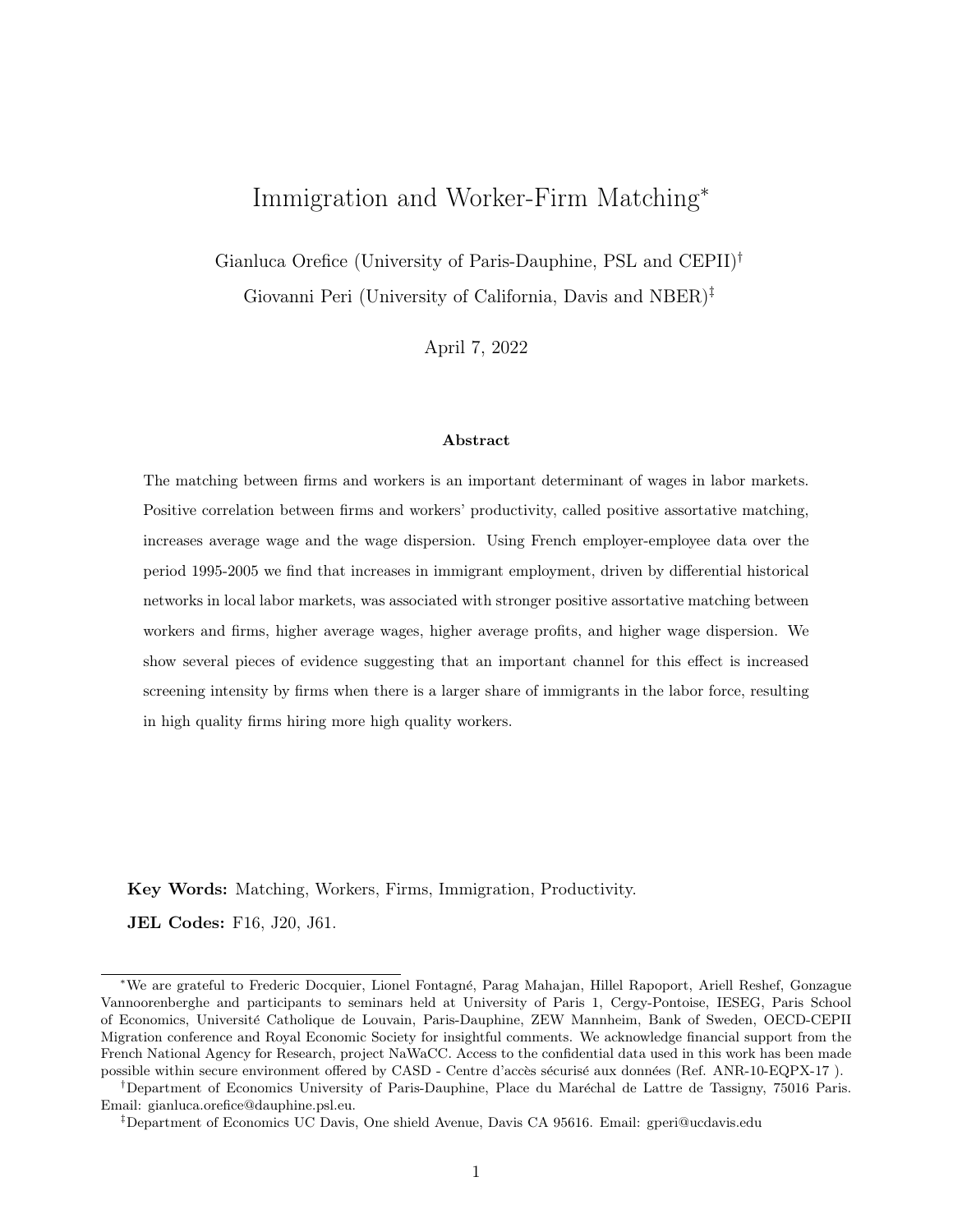# Immigration and Worker-Firm Matching*

Gianluca Orefice (University of Paris-Dauphine, PSL and CEPII)[†]

Giovanni Peri (University of California, Davis and NBER)[‡]

April 7, 2022

### Abstract

The matching between firms and workers is an important determinant of wages in labor markets. Positive correlation between firms and workers' productivity, called positive assortative matching, increases average wage and the wage dispersion. Using French employer-employee data over the period 1995-2005 we find that increases in immigrant employment, driven by differential historical networks in local labor markets, was associated with stronger positive assortative matching between workers and firms, higher average wages, higher average profits, and higher wage dispersion. We show several pieces of evidence suggesting that an important channel for this effect is increased screening intensity by firms when there is a larger share of immigrants in the labor force, resulting in high quality firms hiring more high quality workers.

**Key Words:** Matching, Workers, Firms, Immigration, Productivity.

**JEL Codes:** F16, J20, J61.

---

*We are grateful to Frederic Docquier, Lionel Fontagné, Parag Mahajan, Hillel Rapoport, Ariell Reshef, Gonzague Vannoorenberghe and participants to seminars held at University of Paris 1, Cergy-Pontoise, IESEG, Paris School of Economics, Université Catholique de Louvain, Paris-Dauphine, ZEW Mannheim, Bank of Sweden, OECD-CEPII Migration conference and Royal Economic Society for insightful comments. We acknowledge financial support from the French National Agency for Research, project NaWaCC. Access to the confidential data used in this work has been made possible within secure environment offered by CASD - Centre d'accès sécurisé aux données (Ref. ANR-10-EQPX-17 ).

[†]Department of Economics University of Paris-Dauphine, Place du Maréchal de Lattre de Tassigny, 75016 Paris. Email: gianluca.orefice@dauphine.psl.eu.

[‡]Department of Economics UC Davis, One shield Avenue, Davis CA 95616. Email: gperi@ucdavis.edu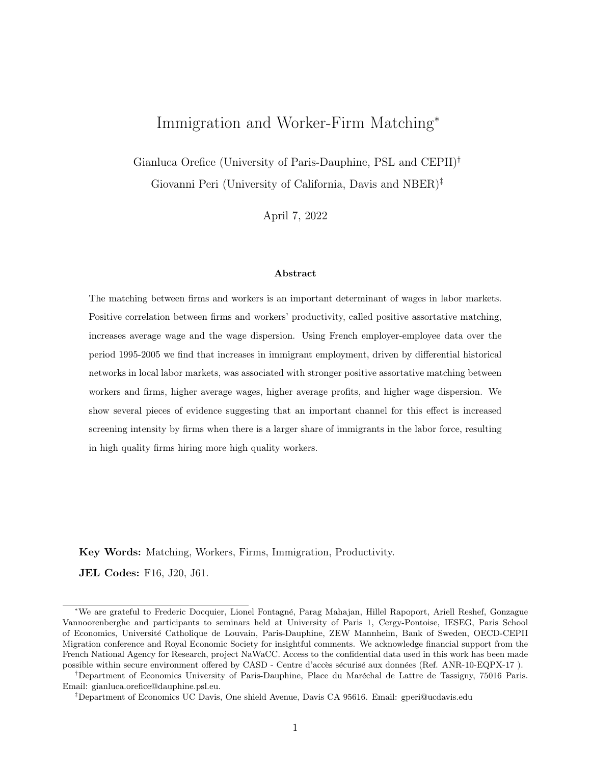# Immigration and Worker-Firm Matching*

Gianluca Orefice (University of Paris-Dauphine, PSL and CEPII)[†]

Giovanni Peri (University of California, Davis and NBER)[‡]

April 7, 2022

### Abstract

The matching between firms and workers is an important determinant of wages in labor markets. Positive correlation between firms and workers' productivity, called positive assortative matching, increases average wage and the wage dispersion. Using French employer-employee data over the period 1995-2005 we find that increases in immigrant employment, driven by differential historical networks in local labor markets, was associated with stronger positive assortative matching between workers and firms, higher average wages, higher average profits, and higher wage dispersion. We show several pieces of evidence suggesting that an important channel for this effect is increased screening intensity by firms when there is a larger share of immigrants in the labor force, resulting in high quality firms hiring more high quality workers.

**Key Words:** Matching, Workers, Firms, Immigration, Productivity.

**JEL Codes:** F16, J20, J61.

---

*We are grateful to Frederic Docquier, Lionel Fontagné, Parag Mahajan, Hillel Rapoport, Ariell Reshef, Gonzague Vannoorenberghe and participants to seminars held at University of Paris 1, Cergy-Pontoise, IESEG, Paris School of Economics, Université Catholique de Louvain, Paris-Dauphine, ZEW Mannheim, Bank of Sweden, OECD-CEPII Migration conference and Royal Economic Society for insightful comments. We acknowledge financial support from the French National Agency for Research, project NaWaCC. Access to the confidential data used in this work has been made possible within secure environment offered by CASD - Centre d'accès sécurisé aux données (Ref. ANR-10-EQPX-17 ).

[†]Department of Economics University of Paris-Dauphine, Place du Maréchal de Lattre de Tassigny, 75016 Paris. Email: gianluca.orefice@dauphine.psl.eu.

[‡]Department of Economics UC Davis, One shield Avenue, Davis CA 95616. Email: gperi@ucdavis.edu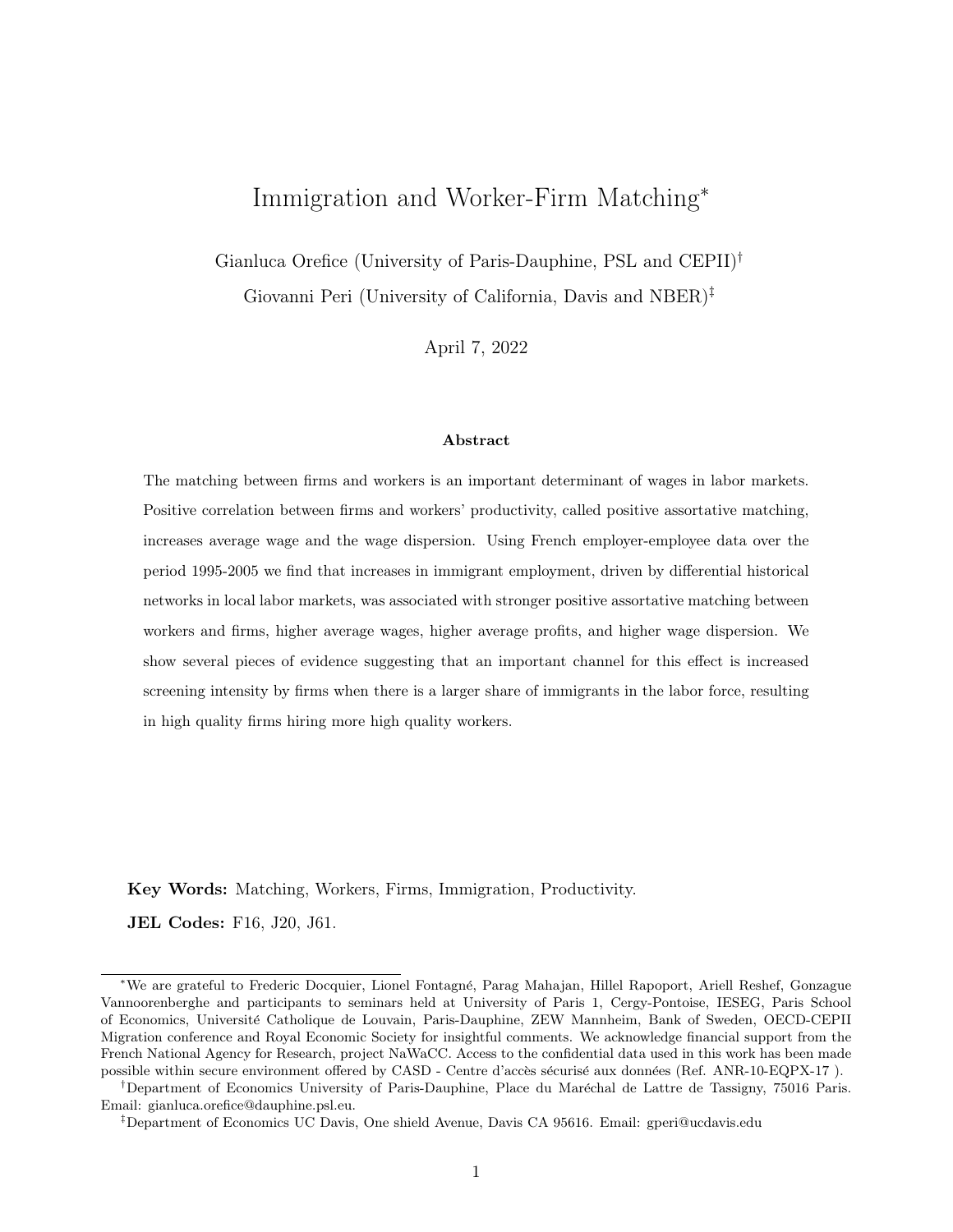# Immigration and Worker-Firm Matching*

Gianluca Orefice (University of Paris-Dauphine, PSL and CEPII)[†]

Giovanni Peri (University of California, Davis and NBER)[‡]

April 7, 2022

### Abstract

The matching between firms and workers is an important determinant of wages in labor markets. Positive correlation between firms and workers' productivity, called positive assortative matching, increases average wage and the wage dispersion. Using French employer-employee data over the period 1995-2005 we find that increases in immigrant employment, driven by differential historical networks in local labor markets, was associated with stronger positive assortative matching between workers and firms, higher average wages, higher average profits, and higher wage dispersion. We show several pieces of evidence suggesting that an important channel for this effect is increased screening intensity by firms when there is a larger share of immigrants in the labor force, resulting in high quality firms hiring more high quality workers.

**Key Words:** Matching, Workers, Firms, Immigration, Productivity.

**JEL Codes:** F16, J20, J61.

---

*We are grateful to Frederic Docquier, Lionel Fontagné, Parag Mahajan, Hillel Rapoport, Ariell Reshef, Gonzague Vannoorenberghe and participants to seminars held at University of Paris 1, Cergy-Pontoise, IESEG, Paris School of Economics, Université Catholique de Louvain, Paris-Dauphine, ZEW Mannheim, Bank of Sweden, OECD-CEPII Migration conference and Royal Economic Society for insightful comments. We acknowledge financial support from the French National Agency for Research, project NaWaCC. Access to the confidential data used in this work has been made possible within secure environment offered by CASD - Centre d'accès sécurisé aux données (Ref. ANR-10-EQPX-17 ).

[†]Department of Economics University of Paris-Dauphine, Place du Maréchal de Lattre de Tassigny, 75016 Paris. Email: gianluca.orefice@dauphine.psl.eu.

[‡]Department of Economics UC Davis, One shield Avenue, Davis CA 95616. Email: gperi@ucdavis.edu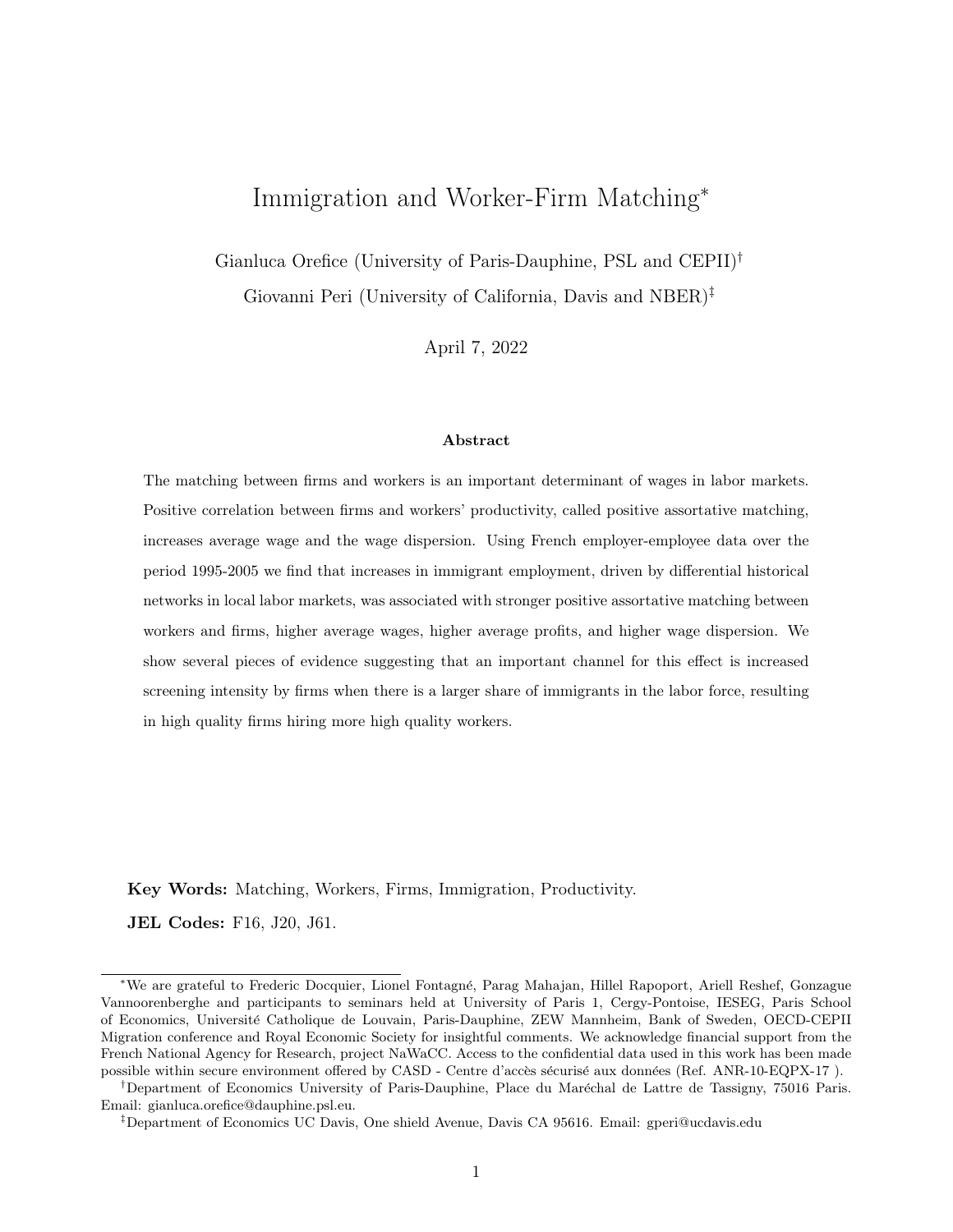# Immigration and Worker-Firm Matching*

Gianluca Orefice (University of Paris-Dauphine, PSL and CEPII)[†]

Giovanni Peri (University of California, Davis and NBER)[‡]

April 7, 2022

### Abstract

The matching between firms and workers is an important determinant of wages in labor markets. Positive correlation between firms and workers' productivity, called positive assortative matching, increases average wage and the wage dispersion. Using French employer-employee data over the period 1995-2005 we find that increases in immigrant employment, driven by differential historical networks in local labor markets, was associated with stronger positive assortative matching between workers and firms, higher average wages, higher average profits, and higher wage dispersion. We show several pieces of evidence suggesting that an important channel for this effect is increased screening intensity by firms when there is a larger share of immigrants in the labor force, resulting in high quality firms hiring more high quality workers.

**Key Words:** Matching, Workers, Firms, Immigration, Productivity.

**JEL Codes:** F16, J20, J61.

---

*We are grateful to Frederic Docquier, Lionel Fontagné, Parag Mahajan, Hillel Rapoport, Ariell Reshef, Gonzague Vannoorenberghe and participants to seminars held at University of Paris 1, Cergy-Pontoise, IESEG, Paris School of Economics, Université Catholique de Louvain, Paris-Dauphine, ZEW Mannheim, Bank of Sweden, OECD-CEPII Migration conference and Royal Economic Society for insightful comments. We acknowledge financial support from the French National Agency for Research, project NaWaCC. Access to the confidential data used in this work has been made possible within secure environment offered by CASD - Centre d'accès sécurisé aux données (Ref. ANR-10-EQPX-17 ).

[†]Department of Economics University of Paris-Dauphine, Place du Maréchal de Lattre de Tassigny, 75016 Paris. Email: gianluca.orefice@dauphine.psl.eu.

[‡]Department of Economics UC Davis, One shield Avenue, Davis CA 95616. Email: gperi@ucdavis.edu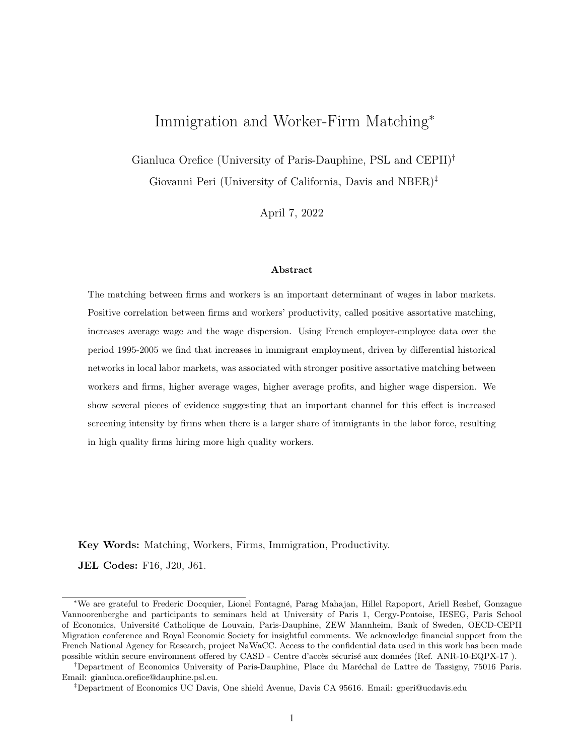# Immigration and Worker-Firm Matching*

Gianluca Orefice (University of Paris-Dauphine, PSL and CEPII)[†]

Giovanni Peri (University of California, Davis and NBER)[‡]

April 7, 2022

### Abstract

The matching between firms and workers is an important determinant of wages in labor markets. Positive correlation between firms and workers' productivity, called positive assortative matching, increases average wage and the wage dispersion. Using French employer-employee data over the period 1995-2005 we find that increases in immigrant employment, driven by differential historical networks in local labor markets, was associated with stronger positive assortative matching between workers and firms, higher average wages, higher average profits, and higher wage dispersion. We show several pieces of evidence suggesting that an important channel for this effect is increased screening intensity by firms when there is a larger share of immigrants in the labor force, resulting in high quality firms hiring more high quality workers.

**Key Words:** Matching, Workers, Firms, Immigration, Productivity.

**JEL Codes:** F16, J20, J61.

---

*We are grateful to Frederic Docquier, Lionel Fontagné, Parag Mahajan, Hillel Rapoport, Ariell Reshef, Gonzague Vannoorenberghe and participants to seminars held at University of Paris 1, Cergy-Pontoise, IESEG, Paris School of Economics, Université Catholique de Louvain, Paris-Dauphine, ZEW Mannheim, Bank of Sweden, OECD-CEPII Migration conference and Royal Economic Society for insightful comments. We acknowledge financial support from the French National Agency for Research, project NaWaCC. Access to the confidential data used in this work has been made possible within secure environment offered by CASD - Centre d'accès sécurisé aux données (Ref. ANR-10-EQPX-17 ).

[†]Department of Economics University of Paris-Dauphine, Place du Maréchal de Lattre de Tassigny, 75016 Paris. Email: gianluca.orefice@dauphine.psl.eu.

[‡]Department of Economics UC Davis, One shield Avenue, Davis CA 95616. Email: gperi@ucdavis.edu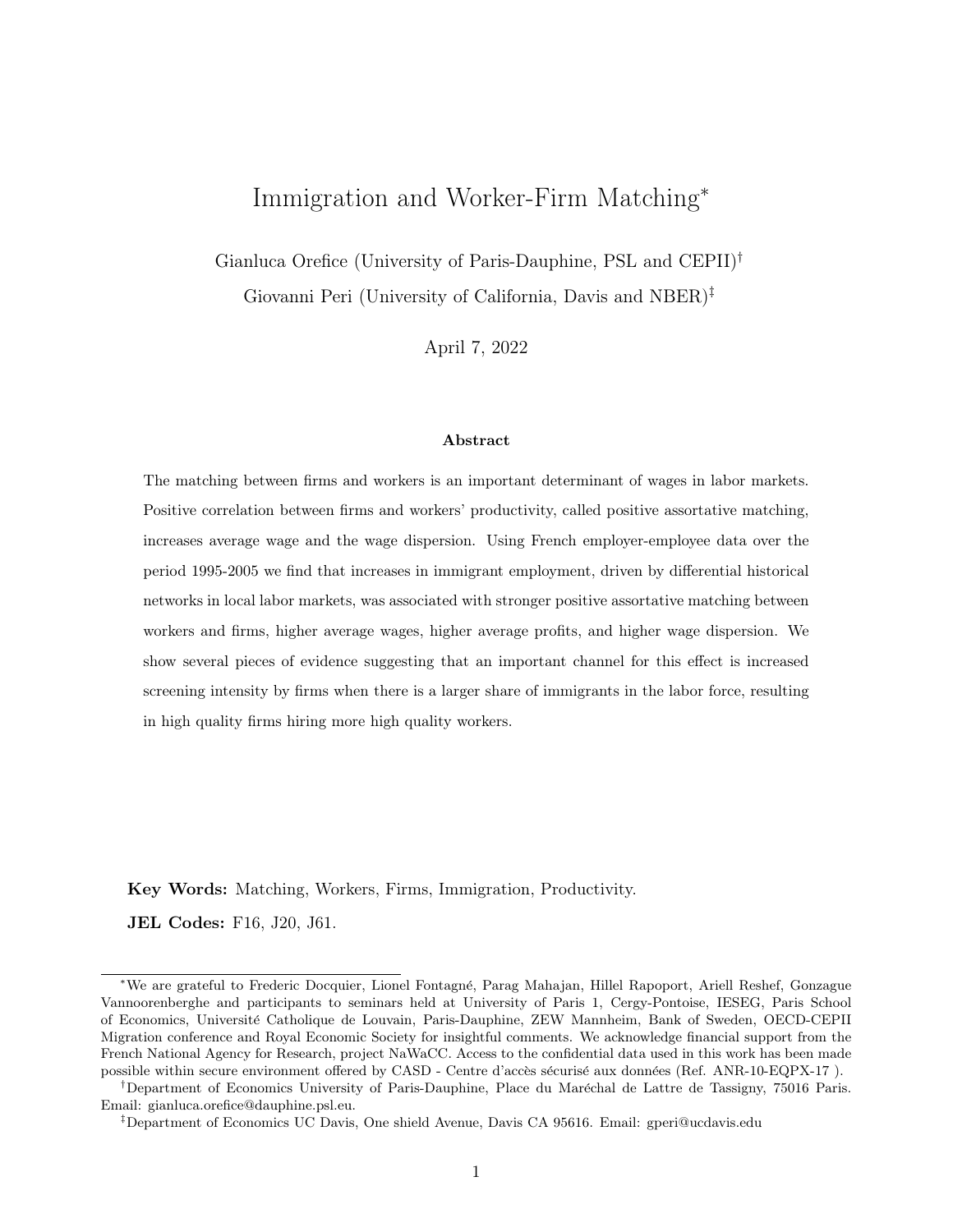# Immigration and Worker-Firm Matching*

Gianluca Orefice (University of Paris-Dauphine, PSL and CEPII)[†]

Giovanni Peri (University of California, Davis and NBER)[‡]

April 7, 2022

### Abstract

The matching between firms and workers is an important determinant of wages in labor markets. Positive correlation between firms and workers' productivity, called positive assortative matching, increases average wage and the wage dispersion. Using French employer-employee data over the period 1995-2005 we find that increases in immigrant employment, driven by differential historical networks in local labor markets, was associated with stronger positive assortative matching between workers and firms, higher average wages, higher average profits, and higher wage dispersion. We show several pieces of evidence suggesting that an important channel for this effect is increased screening intensity by firms when there is a larger share of immigrants in the labor force, resulting in high quality firms hiring more high quality workers.

**Key Words:** Matching, Workers, Firms, Immigration, Productivity.

**JEL Codes:** F16, J20, J61.

---

*We are grateful to Frederic Docquier, Lionel Fontagné, Parag Mahajan, Hillel Rapoport, Ariell Reshef, Gonzague Vannoorenberghe and participants to seminars held at University of Paris 1, Cergy-Pontoise, IESEG, Paris School of Economics, Université Catholique de Louvain, Paris-Dauphine, ZEW Mannheim, Bank of Sweden, OECD-CEPII Migration conference and Royal Economic Society for insightful comments. We acknowledge financial support from the French National Agency for Research, project NaWaCC. Access to the confidential data used in this work has been made possible within secure environment offered by CASD - Centre d'accès sécurisé aux données (Ref. ANR-10-EQPX-17 ).

[†]Department of Economics University of Paris-Dauphine, Place du Maréchal de Lattre de Tassigny, 75016 Paris. Email: gianluca.orefice@dauphine.psl.eu.

[‡]Department of Economics UC Davis, One shield Avenue, Davis CA 95616. Email: gperi@ucdavis.edu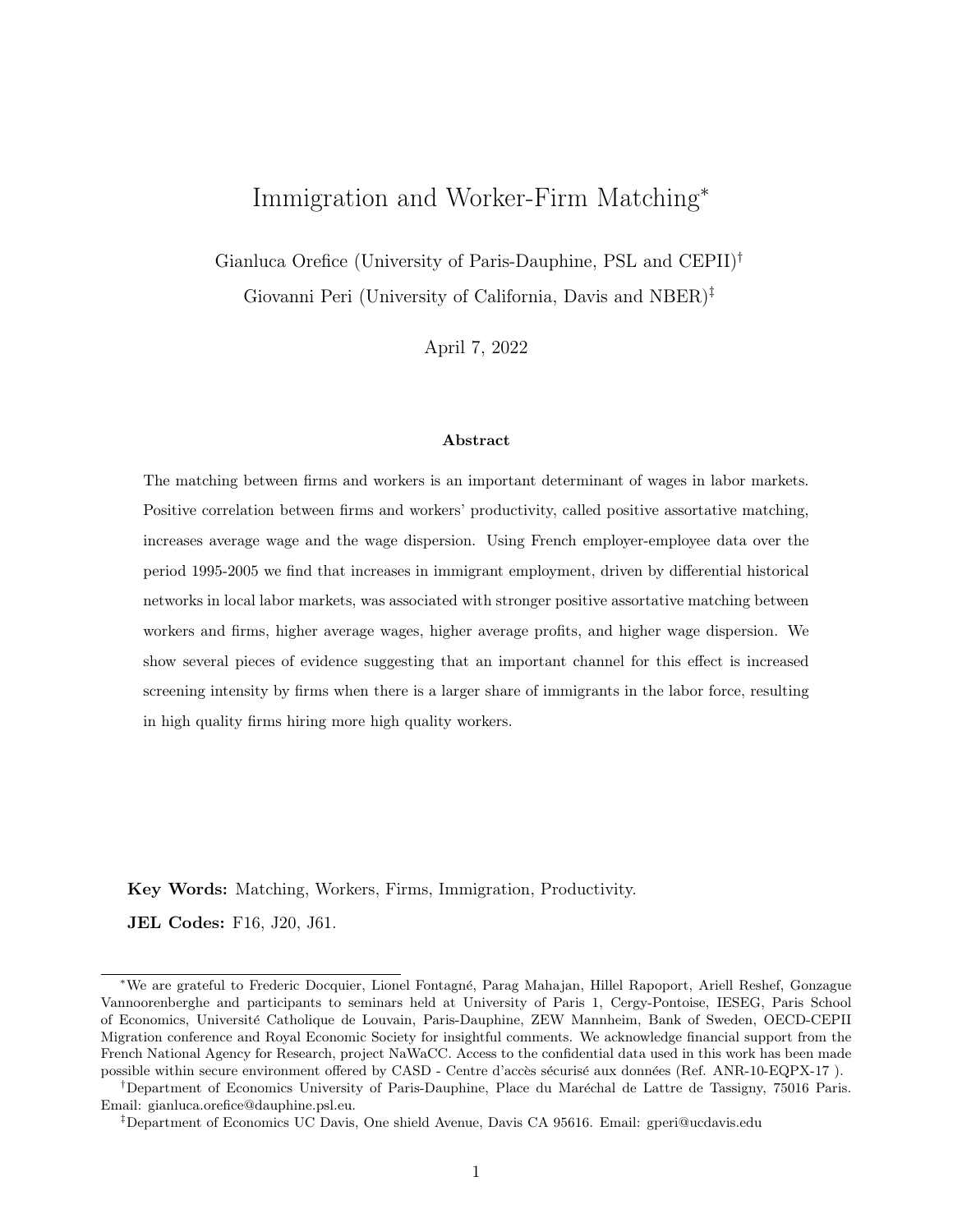# Immigration and Worker-Firm Matching*

Gianluca Orefice (University of Paris-Dauphine, PSL and CEPII)[†]

Giovanni Peri (University of California, Davis and NBER)[‡]

April 7, 2022

### Abstract

The matching between firms and workers is an important determinant of wages in labor markets. Positive correlation between firms and workers' productivity, called positive assortative matching, increases average wage and the wage dispersion. Using French employer-employee data over the period 1995-2005 we find that increases in immigrant employment, driven by differential historical networks in local labor markets, was associated with stronger positive assortative matching between workers and firms, higher average wages, higher average profits, and higher wage dispersion. We show several pieces of evidence suggesting that an important channel for this effect is increased screening intensity by firms when there is a larger share of immigrants in the labor force, resulting in high quality firms hiring more high quality workers.

**Key Words:** Matching, Workers, Firms, Immigration, Productivity.

**JEL Codes:** F16, J20, J61.

---

*We are grateful to Frederic Docquier, Lionel Fontagné, Parag Mahajan, Hillel Rapoport, Ariell Reshef, Gonzague Vannoorenberghe and participants to seminars held at University of Paris 1, Cergy-Pontoise, IESEG, Paris School of Economics, Université Catholique de Louvain, Paris-Dauphine, ZEW Mannheim, Bank of Sweden, OECD-CEPII Migration conference and Royal Economic Society for insightful comments. We acknowledge financial support from the French National Agency for Research, project NaWaCC. Access to the confidential data used in this work has been made possible within secure environment offered by CASD - Centre d'accès sécurisé aux données (Ref. ANR-10-EQPX-17 ).

[†]Department of Economics University of Paris-Dauphine, Place du Maréchal de Lattre de Tassigny, 75016 Paris. Email: gianluca.orefice@dauphine.psl.eu.

[‡]Department of Economics UC Davis, One shield Avenue, Davis CA 95616. Email: gperi@ucdavis.edu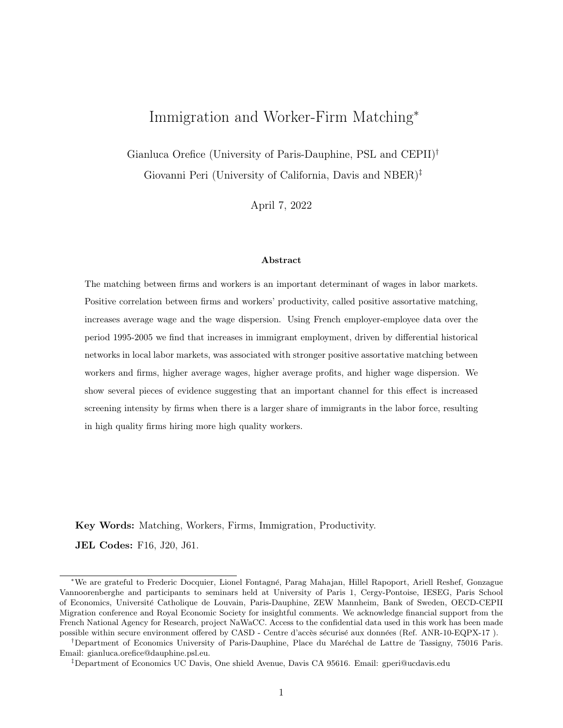# Immigration and Worker-Firm Matching[*]

Gianluca Orefice (University of Paris-Dauphine, PSL and CEPII)[†]

Giovanni Peri (University of California, Davis and NBER)[‡]

April 7, 2022

**Abstract**

The matching between firms and workers is an important determinant of wages in labor markets. Positive correlation between firms and workers' productivity, called positive assortative matching, increases average wage and the wage dispersion. Using French employer-employee data over the period 1995-2005 we find that increases in immigrant employment, driven by differential historical networks in local labor markets, was associated with stronger positive assortative matching between workers and firms, higher average wages, higher average profits, and higher wage dispersion. We show several pieces of evidence suggesting that an important channel for this effect is increased screening intensity by firms when there is a larger share of immigrants in the labor force, resulting in high quality firms hiring more high quality workers.

**Key Words:** Matching, Workers, Firms, Immigration, Productivity.

**JEL Codes:** F16, J20, J61.

[*]We are grateful to Frederic Docquier, Lionel Fontagné, Parag Mahajan, Hillel Rapoport, Ariell Reshef, Gonzague Vannoorenberghe and participants to seminars held at University of Paris 1, Cergy-Pontoise, IESEG, Paris School of Economics, Université Catholique de Louvain, Paris-Dauphine, ZEW Mannheim, Bank of Sweden, OECD-CEPII Migration conference and Royal Economic Society for insightful comments. We acknowledge financial support from the French National Agency for Research, project NaWaCC. Access to the confidential data used in this work has been made possible within secure environment offered by CASD - Centre d'accès sécurisé aux données (Ref. ANR-10-EQPX-17 ).

[†]Department of Economics University of Paris-Dauphine, Place du Maréchal de Lattre de Tassigny, 75016 Paris. Email: gianluca.orefice@dauphine.psl.eu.

[‡]Department of Economics UC Davis, One shield Avenue, Davis CA 95616. Email: gperi@ucdavis.edu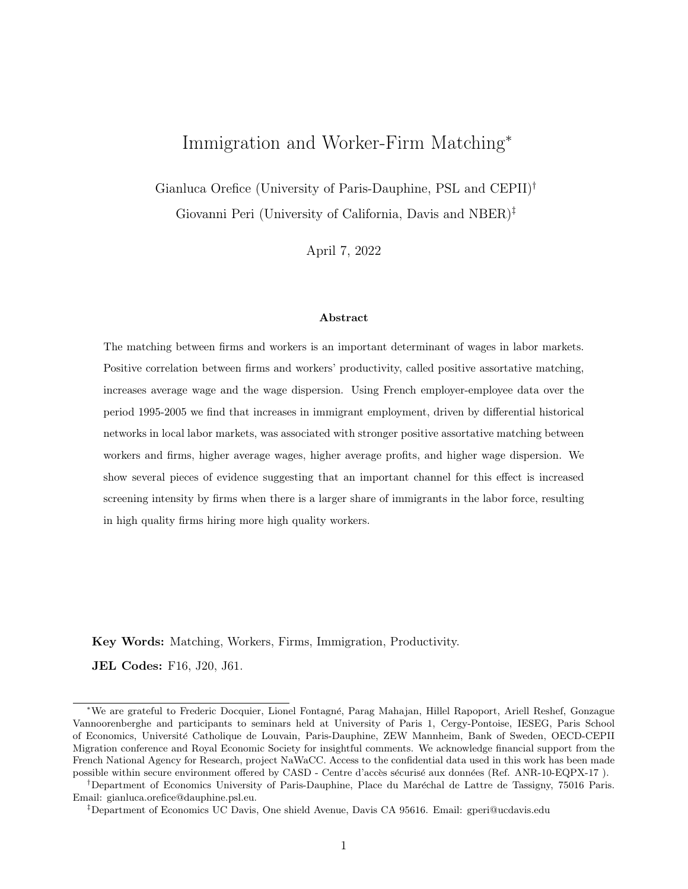# Immigration and Worker-Firm Matching*

Gianluca Orefice (University of Paris-Dauphine, PSL and CEPII)[†]

Giovanni Peri (University of California, Davis and NBER)[‡]

April 7, 2022

### Abstract

The matching between firms and workers is an important determinant of wages in labor markets. Positive correlation between firms and workers' productivity, called positive assortative matching, increases average wage and the wage dispersion. Using French employer-employee data over the period 1995-2005 we find that increases in immigrant employment, driven by differential historical networks in local labor markets, was associated with stronger positive assortative matching between workers and firms, higher average wages, higher average profits, and higher wage dispersion. We show several pieces of evidence suggesting that an important channel for this effect is increased screening intensity by firms when there is a larger share of immigrants in the labor force, resulting in high quality firms hiring more high quality workers.

**Key Words:** Matching, Workers, Firms, Immigration, Productivity.

**JEL Codes:** F16, J20, J61.

---

*We are grateful to Frederic Docquier, Lionel Fontagné, Parag Mahajan, Hillel Rapoport, Ariell Reshef, Gonzague Vannoorenberghe and participants to seminars held at University of Paris 1, Cergy-Pontoise, IESEG, Paris School of Economics, Université Catholique de Louvain, Paris-Dauphine, ZEW Mannheim, Bank of Sweden, OECD-CEPII Migration conference and Royal Economic Society for insightful comments. We acknowledge financial support from the French National Agency for Research, project NaWaCC. Access to the confidential data used in this work has been made possible within secure environment offered by CASD - Centre d'accès sécurisé aux données (Ref. ANR-10-EQPX-17 ).

[†]Department of Economics University of Paris-Dauphine, Place du Maréchal de Lattre de Tassigny, 75016 Paris. Email: gianluca.orefice@dauphine.psl.eu.

[‡]Department of Economics UC Davis, One shield Avenue, Davis CA 95616. Email: gperi@ucdavis.edu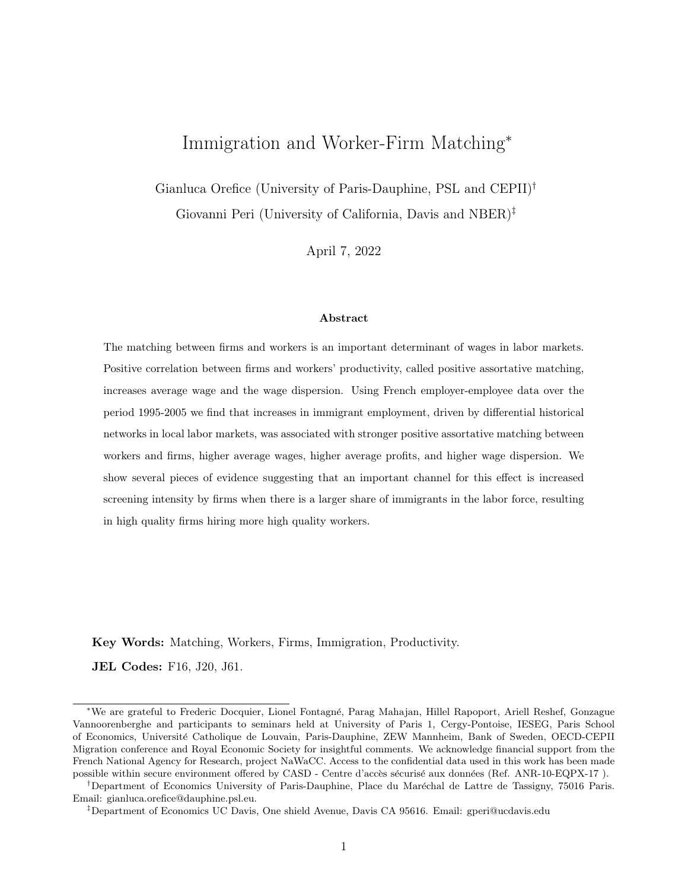# Immigration and Worker-Firm Matching*

Gianluca Orefice (University of Paris-Dauphine, PSL and CEPII)[†]

Giovanni Peri (University of California, Davis and NBER)[‡]

April 7, 2022

### Abstract

The matching between firms and workers is an important determinant of wages in labor markets. Positive correlation between firms and workers' productivity, called positive assortative matching, increases average wage and the wage dispersion. Using French employer-employee data over the period 1995-2005 we find that increases in immigrant employment, driven by differential historical networks in local labor markets, was associated with stronger positive assortative matching between workers and firms, higher average wages, higher average profits, and higher wage dispersion. We show several pieces of evidence suggesting that an important channel for this effect is increased screening intensity by firms when there is a larger share of immigrants in the labor force, resulting in high quality firms hiring more high quality workers.

**Key Words:** Matching, Workers, Firms, Immigration, Productivity.

**JEL Codes:** F16, J20, J61.

---

*We are grateful to Frederic Docquier, Lionel Fontagné, Parag Mahajan, Hillel Rapoport, Ariell Reshef, Gonzague Vannoorenberghe and participants to seminars held at University of Paris 1, Cergy-Pontoise, IESEG, Paris School of Economics, Université Catholique de Louvain, Paris-Dauphine, ZEW Mannheim, Bank of Sweden, OECD-CEPII Migration conference and Royal Economic Society for insightful comments. We acknowledge financial support from the French National Agency for Research, project NaWaCC. Access to the confidential data used in this work has been made possible within secure environment offered by CASD - Centre d'accès sécurisé aux données (Ref. ANR-10-EQPX-17 ).

[†]Department of Economics University of Paris-Dauphine, Place du Maréchal de Lattre de Tassigny, 75016 Paris. Email: gianluca.orefice@dauphine.psl.eu.

[‡]Department of Economics UC Davis, One shield Avenue, Davis CA 95616. Email: gperi@ucdavis.edu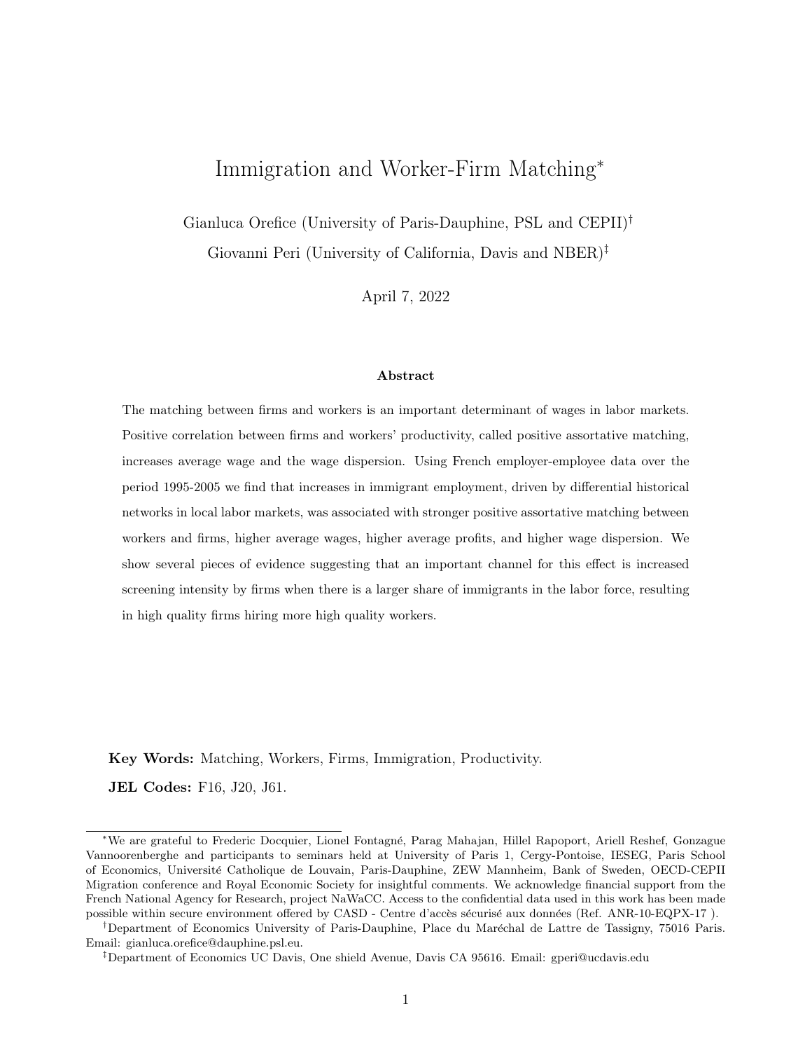# Immigration and Worker-Firm Matching[*]

Gianluca Orefice (University of Paris-Dauphine, PSL and CEPII)[†]

Giovanni Peri (University of California, Davis and NBER)[‡]

April 7, 2022

### Abstract

The matching between firms and workers is an important determinant of wages in labor markets. Positive correlation between firms and workers' productivity, called positive assortative matching, increases average wage and the wage dispersion. Using French employer-employee data over the period 1995-2005 we find that increases in immigrant employment, driven by differential historical networks in local labor markets, was associated with stronger positive assortative matching between workers and firms, higher average wages, higher average profits, and higher wage dispersion. We show several pieces of evidence suggesting that an important channel for this effect is increased screening intensity by firms when there is a larger share of immigrants in the labor force, resulting in high quality firms hiring more high quality workers.

**Key Words:** Matching, Workers, Firms, Immigration, Productivity.

**JEL Codes:** F16, J20, J61.

---

[*]We are grateful to Frederic Docquier, Lionel Fontagné, Parag Mahajan, Hillel Rapoport, Ariell Reshef, Gonzague Vannoorenberghe and participants to seminars held at University of Paris 1, Cergy-Pontoise, IESEG, Paris School of Economics, Université Catholique de Louvain, Paris-Dauphine, ZEW Mannheim, Bank of Sweden, OECD-CEPII Migration conference and Royal Economic Society for insightful comments. We acknowledge financial support from the French National Agency for Research, project NaWaCC. Access to the confidential data used in this work has been made possible within secure environment offered by CASD - Centre d'accès sécurisé aux données (Ref. ANR-10-EQPX-17 ).

[†]Department of Economics University of Paris-Dauphine, Place du Maréchal de Lattre de Tassigny, 75016 Paris. Email: gianluca.orefice@dauphine.psl.eu.

[‡]Department of Economics UC Davis, One shield Avenue, Davis CA 95616. Email: gperi@ucdavis.edu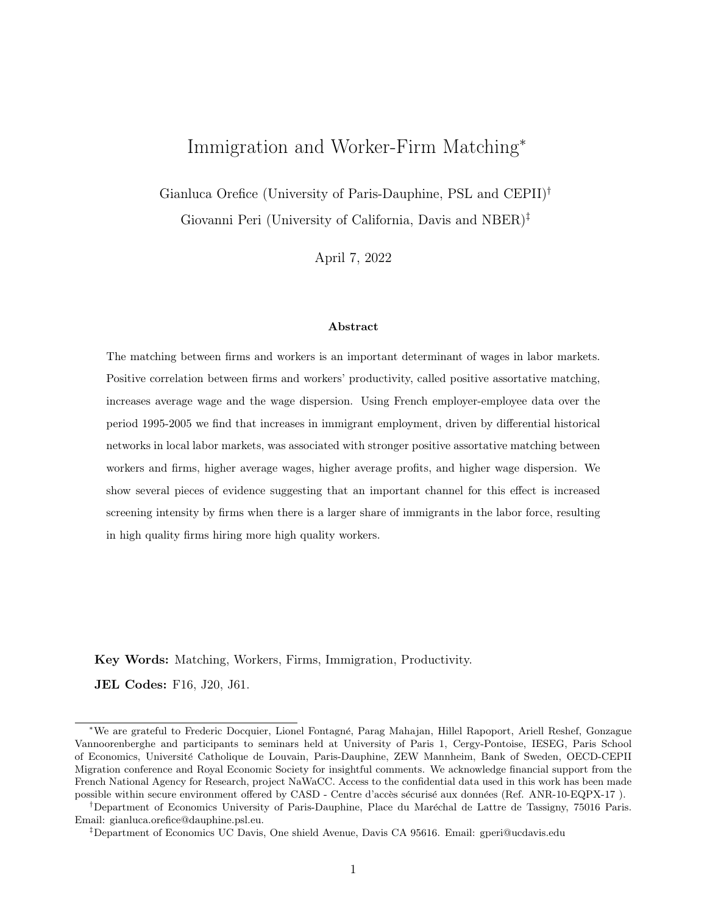# Immigration and Worker-Firm Matching*

Gianluca Orefice (University of Paris-Dauphine, PSL and CEPII)[†]

Giovanni Peri (University of California, Davis and NBER)[‡]

April 7, 2022

**Abstract**

The matching between firms and workers is an important determinant of wages in labor markets. Positive correlation between firms and workers' productivity, called positive assortative matching, increases average wage and the wage dispersion. Using French employer-employee data over the period 1995-2005 we find that increases in immigrant employment, driven by differential historical networks in local labor markets, was associated with stronger positive assortative matching between workers and firms, higher average wages, higher average profits, and higher wage dispersion. We show several pieces of evidence suggesting that an important channel for this effect is increased screening intensity by firms when there is a larger share of immigrants in the labor force, resulting in high quality firms hiring more high quality workers.

**Key Words:** Matching, Workers, Firms, Immigration, Productivity.

**JEL Codes:** F16, J20, J61.

---

*We are grateful to Frederic Docquier, Lionel Fontagné, Parag Mahajan, Hillel Rapoport, Ariell Reshef, Gonzague Vannoorenberghe and participants to seminars held at University of Paris 1, Cergy-Pontoise, IESEG, Paris School of Economics, Université Catholique de Louvain, Paris-Dauphine, ZEW Mannheim, Bank of Sweden, OECD-CEPII Migration conference and Royal Economic Society for insightful comments. We acknowledge financial support from the French National Agency for Research, project NaWaCC. Access to the confidential data used in this work has been made possible within secure environment offered by CASD - Centre d'accès sécurisé aux données (Ref. ANR-10-EQPX-17 ).

[†]Department of Economics University of Paris-Dauphine, Place du Maréchal de Lattre de Tassigny, 75016 Paris. Email: gianluca.orefice@dauphine.psl.eu.

[‡]Department of Economics UC Davis, One shield Avenue, Davis CA 95616. Email: gperi@ucdavis.edu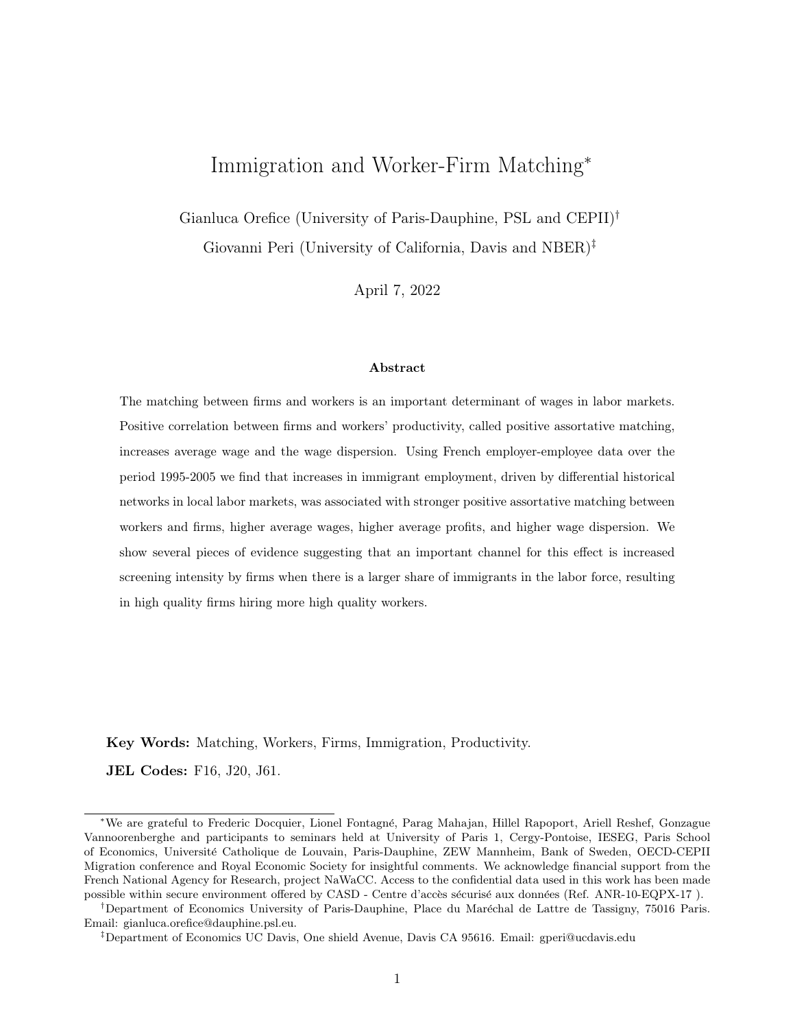# Immigration and Worker-Firm Matching*

Gianluca Orefice (University of Paris-Dauphine, PSL and CEPII)[†]

Giovanni Peri (University of California, Davis and NBER)[‡]

April 7, 2022

**Abstract**

The matching between firms and workers is an important determinant of wages in labor markets. Positive correlation between firms and workers' productivity, called positive assortative matching, increases average wage and the wage dispersion. Using French employer-employee data over the period 1995-2005 we find that increases in immigrant employment, driven by differential historical networks in local labor markets, was associated with stronger positive assortative matching between workers and firms, higher average wages, higher average profits, and higher wage dispersion. We show several pieces of evidence suggesting that an important channel for this effect is increased screening intensity by firms when there is a larger share of immigrants in the labor force, resulting in high quality firms hiring more high quality workers.

**Key Words:** Matching, Workers, Firms, Immigration, Productivity.

**JEL Codes:** F16, J20, J61.

---

*We are grateful to Frederic Docquier, Lionel Fontagné, Parag Mahajan, Hillel Rapoport, Ariell Reshef, Gonzague Vannoorenberghe and participants to seminars held at University of Paris 1, Cergy-Pontoise, IESEG, Paris School of Economics, Université Catholique de Louvain, Paris-Dauphine, ZEW Mannheim, Bank of Sweden, OECD-CEPII Migration conference and Royal Economic Society for insightful comments. We acknowledge financial support from the French National Agency for Research, project NaWaCC. Access to the confidential data used in this work has been made possible within secure environment offered by CASD - Centre d'accès sécurisé aux données (Ref. ANR-10-EQPX-17 ).

[†]Department of Economics University of Paris-Dauphine, Place du Maréchal de Lattre de Tassigny, 75016 Paris. Email: gianluca.orefice@dauphine.psl.eu.

[‡]Department of Economics UC Davis, One shield Avenue, Davis CA 95616. Email: gperi@ucdavis.edu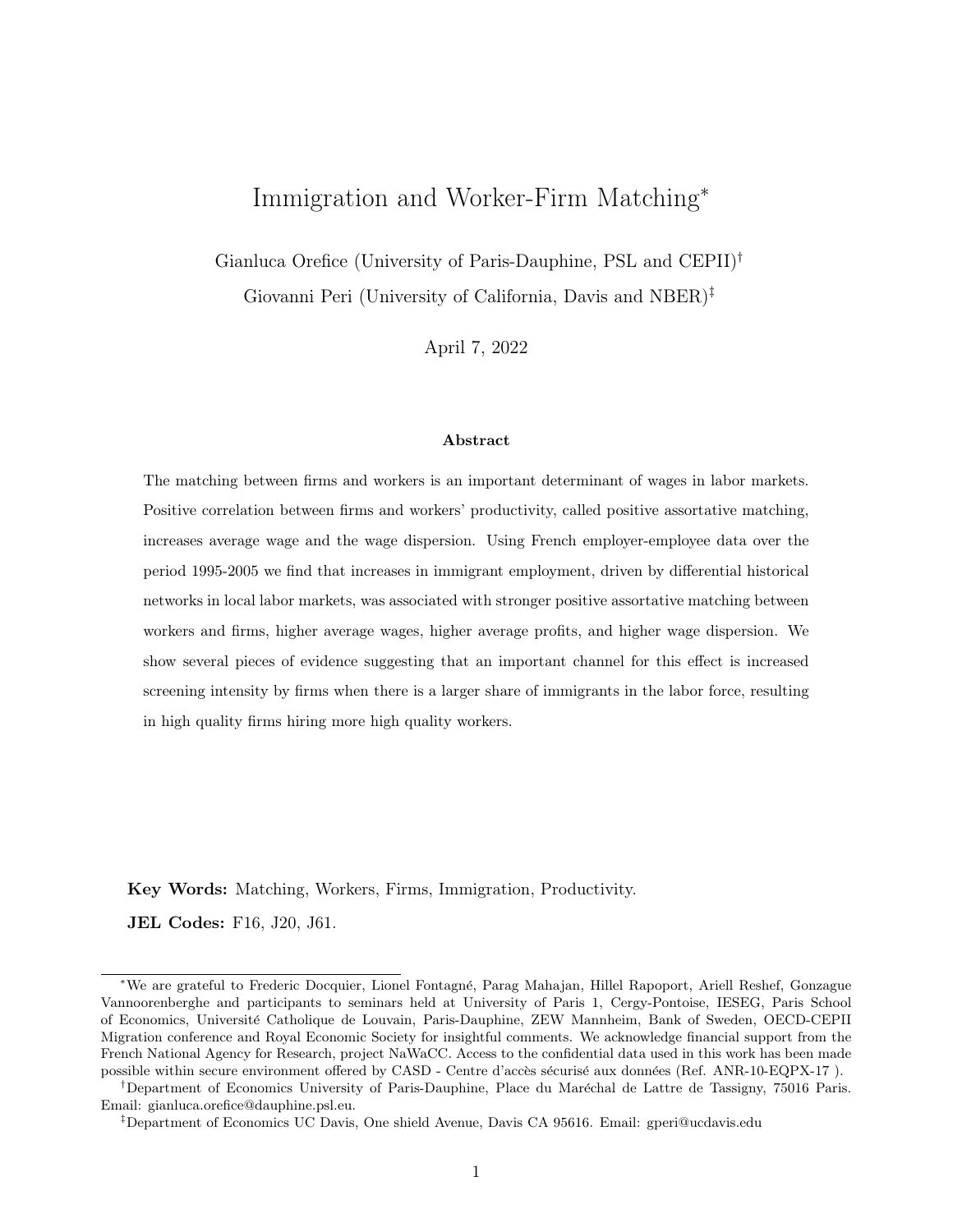# Immigration and Worker-Firm Matching*

Gianluca Orefice (University of Paris-Dauphine, PSL and CEPII)[†]

Giovanni Peri (University of California, Davis and NBER)[‡]

April 7, 2022

### Abstract

The matching between firms and workers is an important determinant of wages in labor markets. Positive correlation between firms and workers' productivity, called positive assortative matching, increases average wage and the wage dispersion. Using French employer-employee data over the period 1995-2005 we find that increases in immigrant employment, driven by differential historical networks in local labor markets, was associated with stronger positive assortative matching between workers and firms, higher average wages, higher average profits, and higher wage dispersion. We show several pieces of evidence suggesting that an important channel for this effect is increased screening intensity by firms when there is a larger share of immigrants in the labor force, resulting in high quality firms hiring more high quality workers.

**Key Words:** Matching, Workers, Firms, Immigration, Productivity.

**JEL Codes:** F16, J20, J61.

---

*We are grateful to Frederic Docquier, Lionel Fontagné, Parag Mahajan, Hillel Rapoport, Ariell Reshef, Gonzague Vannoorenberghe and participants to seminars held at University of Paris 1, Cergy-Pontoise, IESEG, Paris School of Economics, Université Catholique de Louvain, Paris-Dauphine, ZEW Mannheim, Bank of Sweden, OECD-CEPII Migration conference and Royal Economic Society for insightful comments. We acknowledge financial support from the French National Agency for Research, project NaWaCC. Access to the confidential data used in this work has been made possible within secure environment offered by CASD - Centre d'accès sécurisé aux données (Ref. ANR-10-EQPX-17 ).

[†]Department of Economics University of Paris-Dauphine, Place du Maréchal de Lattre de Tassigny, 75016 Paris. Email: gianluca.orefice@dauphine.psl.eu.

[‡]Department of Economics UC Davis, One shield Avenue, Davis CA 95616. Email: gperi@ucdavis.edu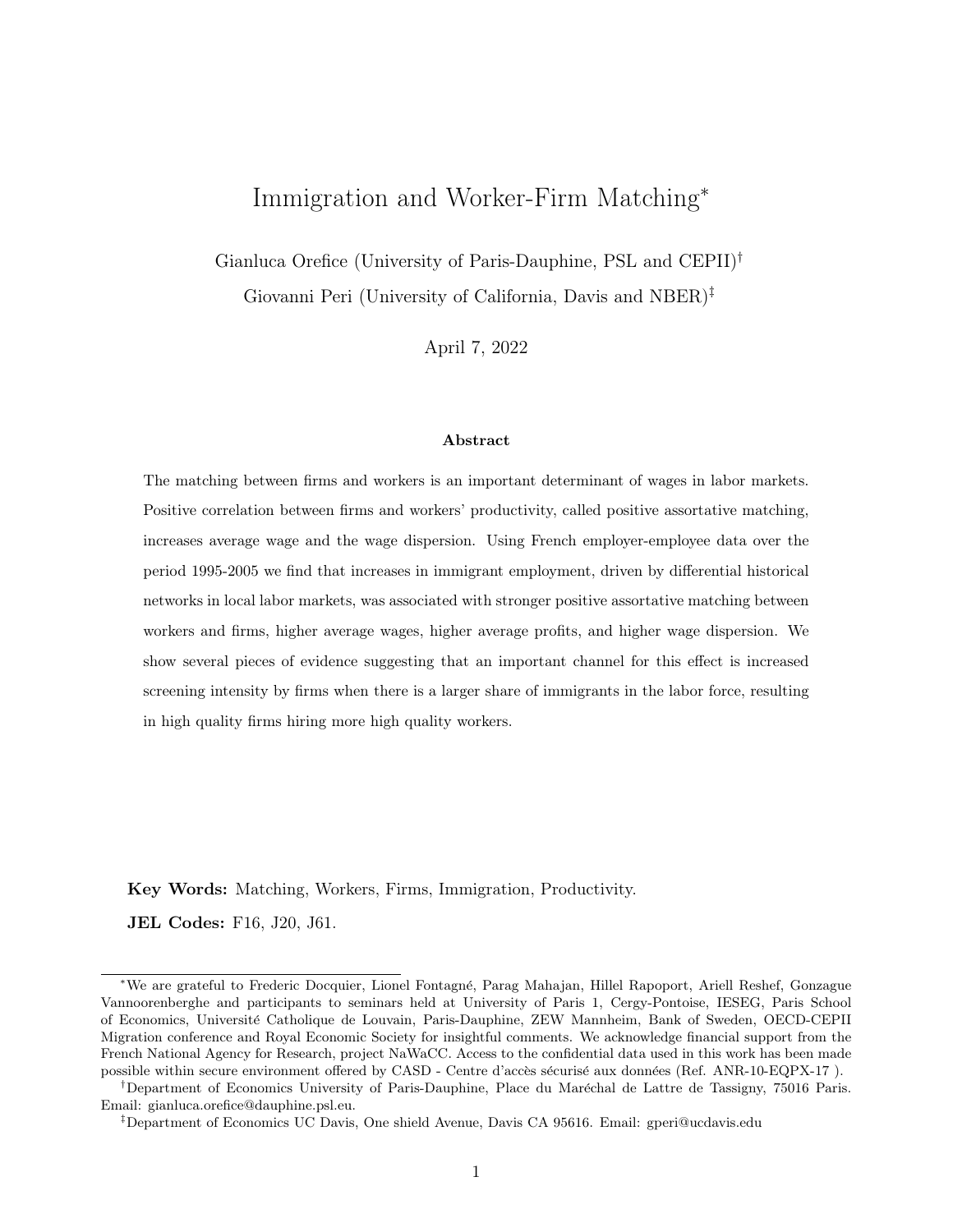# Immigration and Worker-Firm Matching*

Gianluca Orefice (University of Paris-Dauphine, PSL and CEPII)[†]

Giovanni Peri (University of California, Davis and NBER)[‡]

April 7, 2022

### Abstract

The matching between firms and workers is an important determinant of wages in labor markets. Positive correlation between firms and workers' productivity, called positive assortative matching, increases average wage and the wage dispersion. Using French employer-employee data over the period 1995-2005 we find that increases in immigrant employment, driven by differential historical networks in local labor markets, was associated with stronger positive assortative matching between workers and firms, higher average wages, higher average profits, and higher wage dispersion. We show several pieces of evidence suggesting that an important channel for this effect is increased screening intensity by firms when there is a larger share of immigrants in the labor force, resulting in high quality firms hiring more high quality workers.

**Key Words:** Matching, Workers, Firms, Immigration, Productivity.

**JEL Codes:** F16, J20, J61.

---

*We are grateful to Frederic Docquier, Lionel Fontagné, Parag Mahajan, Hillel Rapoport, Ariell Reshef, Gonzague Vannoorenberghe and participants to seminars held at University of Paris 1, Cergy-Pontoise, IESEG, Paris School of Economics, Université Catholique de Louvain, Paris-Dauphine, ZEW Mannheim, Bank of Sweden, OECD-CEPII Migration conference and Royal Economic Society for insightful comments. We acknowledge financial support from the French National Agency for Research, project NaWaCC. Access to the confidential data used in this work has been made possible within secure environment offered by CASD - Centre d'accès sécurisé aux données (Ref. ANR-10-EQPX-17 ).

[†]Department of Economics University of Paris-Dauphine, Place du Maréchal de Lattre de Tassigny, 75016 Paris. Email: gianluca.orefice@dauphine.psl.eu.

[‡]Department of Economics UC Davis, One shield Avenue, Davis CA 95616. Email: gperi@ucdavis.edu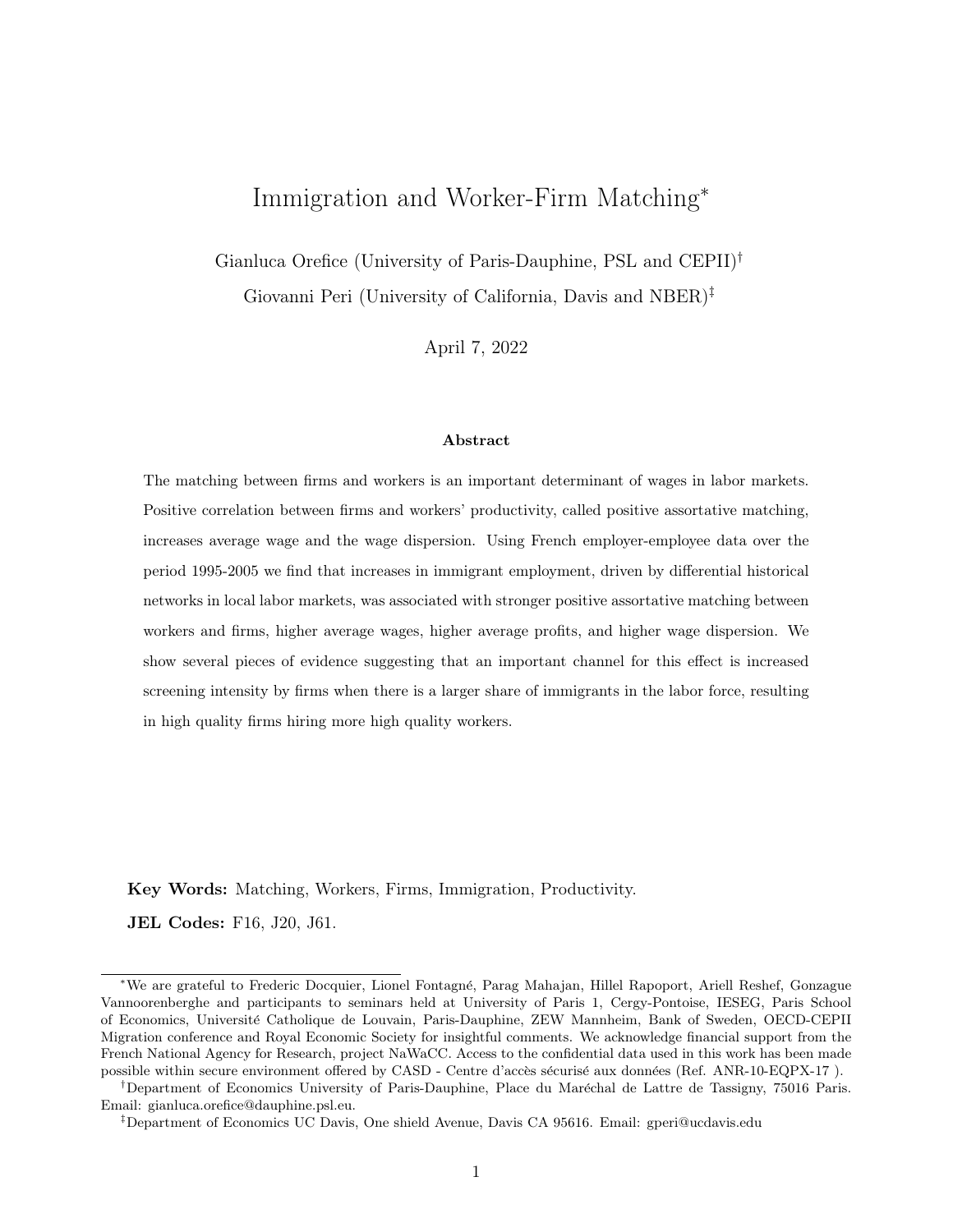# Immigration and Worker-Firm Matching*

Gianluca Orefice (University of Paris-Dauphine, PSL and CEPII)[†]

Giovanni Peri (University of California, Davis and NBER)[‡]

April 7, 2022

### Abstract

The matching between firms and workers is an important determinant of wages in labor markets. Positive correlation between firms and workers' productivity, called positive assortative matching, increases average wage and the wage dispersion. Using French employer-employee data over the period 1995-2005 we find that increases in immigrant employment, driven by differential historical networks in local labor markets, was associated with stronger positive assortative matching between workers and firms, higher average wages, higher average profits, and higher wage dispersion. We show several pieces of evidence suggesting that an important channel for this effect is increased screening intensity by firms when there is a larger share of immigrants in the labor force, resulting in high quality firms hiring more high quality workers.

**Key Words:** Matching, Workers, Firms, Immigration, Productivity.

**JEL Codes:** F16, J20, J61.

---

*We are grateful to Frederic Docquier, Lionel Fontagné, Parag Mahajan, Hillel Rapoport, Ariell Reshef, Gonzague Vannoorenberghe and participants to seminars held at University of Paris 1, Cergy-Pontoise, IESEG, Paris School of Economics, Université Catholique de Louvain, Paris-Dauphine, ZEW Mannheim, Bank of Sweden, OECD-CEPII Migration conference and Royal Economic Society for insightful comments. We acknowledge financial support from the French National Agency for Research, project NaWaCC. Access to the confidential data used in this work has been made possible within secure environment offered by CASD - Centre d'accès sécurisé aux données (Ref. ANR-10-EQPX-17 ).

[†]Department of Economics University of Paris-Dauphine, Place du Maréchal de Lattre de Tassigny, 75016 Paris. Email: gianluca.orefice@dauphine.psl.eu.

[‡]Department of Economics UC Davis, One shield Avenue, Davis CA 95616. Email: gperi@ucdavis.edu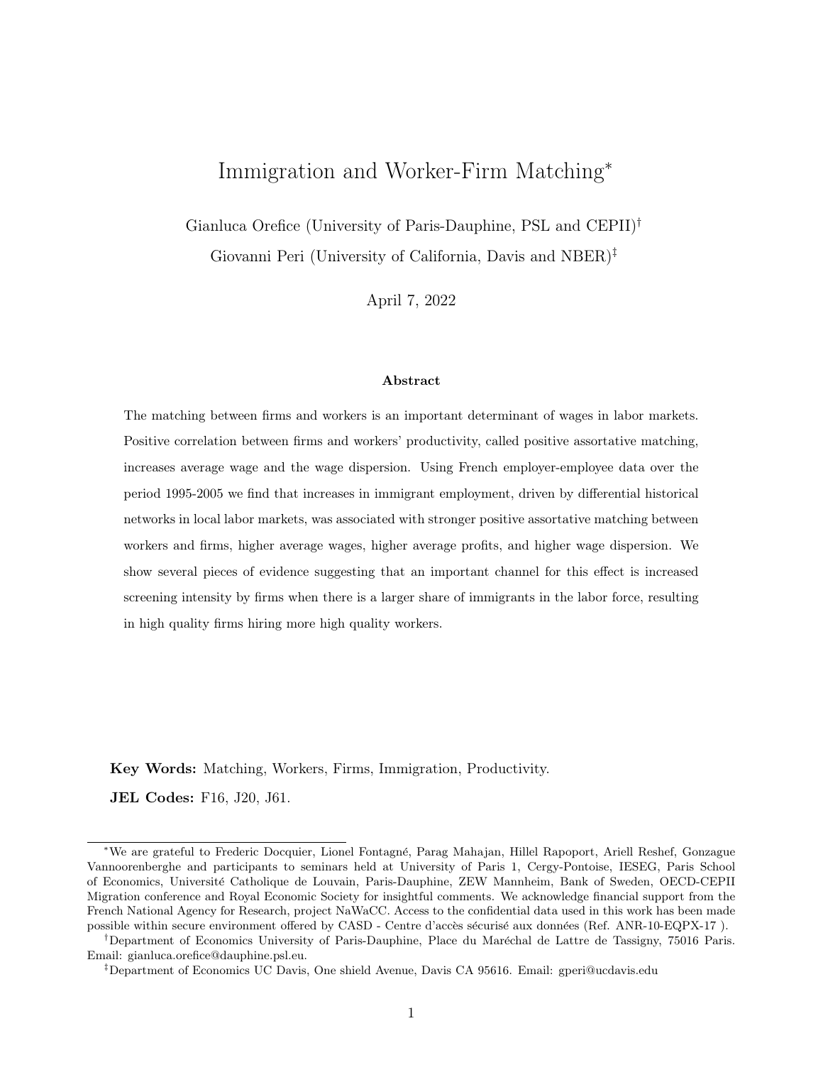# Immigration and Worker-Firm Matching*

Gianluca Orefice (University of Paris-Dauphine, PSL and CEPII)†

Giovanni Peri (University of California, Davis and NBER)‡

April 7, 2022

### Abstract

The matching between firms and workers is an important determinant of wages in labor markets. Positive correlation between firms and workers' productivity, called positive assortative matching, increases average wage and the wage dispersion. Using French employer-employee data over the period 1995-2005 we find that increases in immigrant employment, driven by differential historical networks in local labor markets, was associated with stronger positive assortative matching between workers and firms, higher average wages, higher average profits, and higher wage dispersion. We show several pieces of evidence suggesting that an important channel for this effect is increased screening intensity by firms when there is a larger share of immigrants in the labor force, resulting in high quality firms hiring more high quality workers.

**Key Words:** Matching, Workers, Firms, Immigration, Productivity.

**JEL Codes:** F16, J20, J61.

---

*We are grateful to Frederic Docquier, Lionel Fontagné, Parag Mahajan, Hillel Rapoport, Ariell Reshef, Gonzague Vannoorenberghe and participants to seminars held at University of Paris 1, Cergy-Pontoise, IESEG, Paris School of Economics, Université Catholique de Louvain, Paris-Dauphine, ZEW Mannheim, Bank of Sweden, OECD-CEPII Migration conference and Royal Economic Society for insightful comments. We acknowledge financial support from the French National Agency for Research, project NaWaCC. Access to the confidential data used in this work has been made possible within secure environment offered by CASD - Centre d'accès sécurisé aux données (Ref. ANR-10-EQPX-17 ).

†Department of Economics University of Paris-Dauphine, Place du Maréchal de Lattre de Tassigny, 75016 Paris. Email: gianluca.orefice@dauphine.psl.eu.

‡Department of Economics UC Davis, One shield Avenue, Davis CA 95616. Email: gperi@ucdavis.edu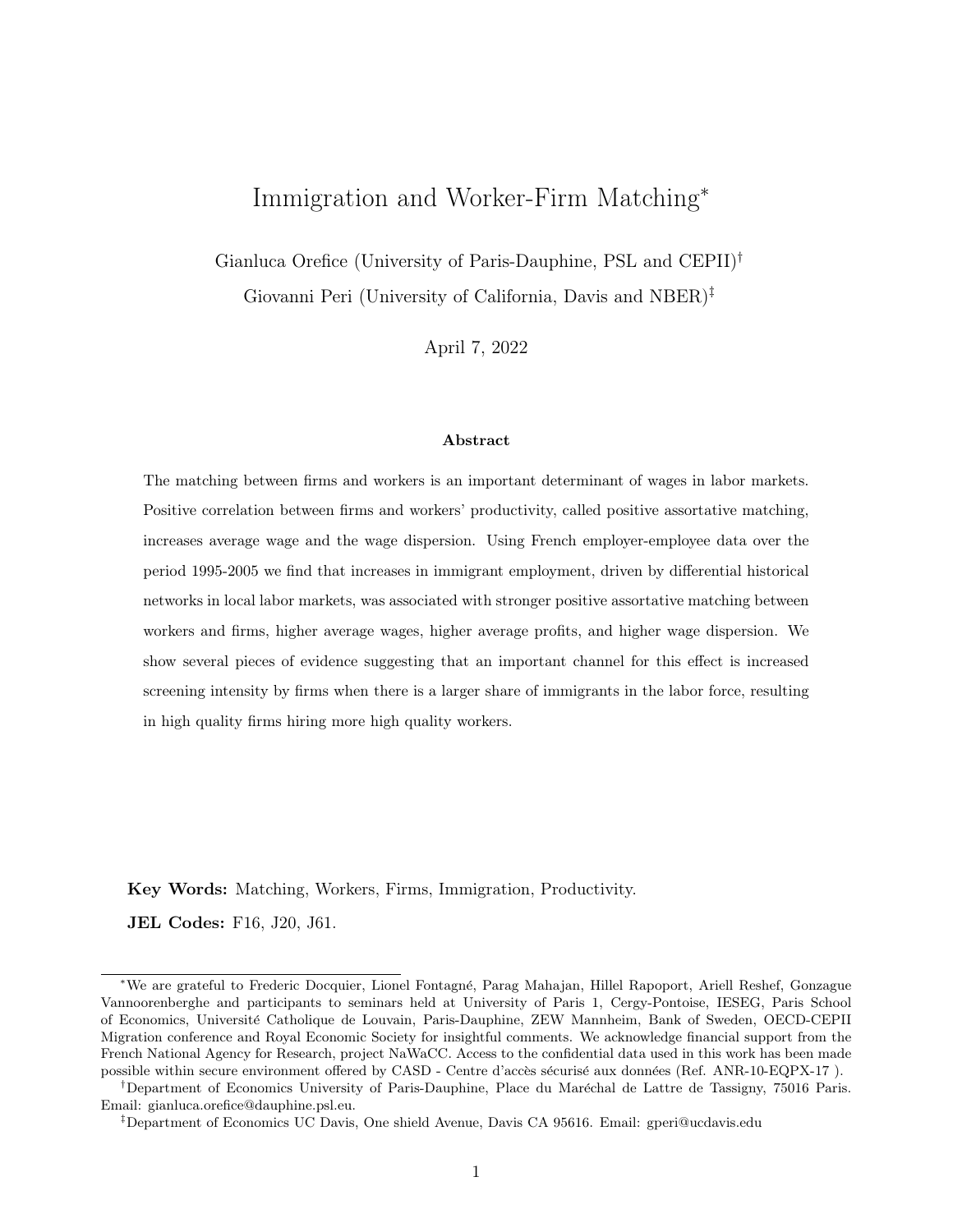# Immigration and Worker-Firm Matching*

Gianluca Orefice (University of Paris-Dauphine, PSL and CEPII)[†]

Giovanni Peri (University of California, Davis and NBER)[‡]

April 7, 2022

### Abstract

The matching between firms and workers is an important determinant of wages in labor markets. Positive correlation between firms and workers' productivity, called positive assortative matching, increases average wage and the wage dispersion. Using French employer-employee data over the period 1995-2005 we find that increases in immigrant employment, driven by differential historical networks in local labor markets, was associated with stronger positive assortative matching between workers and firms, higher average wages, higher average profits, and higher wage dispersion. We show several pieces of evidence suggesting that an important channel for this effect is increased screening intensity by firms when there is a larger share of immigrants in the labor force, resulting in high quality firms hiring more high quality workers.

**Key Words:** Matching, Workers, Firms, Immigration, Productivity.

**JEL Codes:** F16, J20, J61.

---

*We are grateful to Frederic Docquier, Lionel Fontagné, Parag Mahajan, Hillel Rapoport, Ariell Reshef, Gonzague Vannoorenberghe and participants to seminars held at University of Paris 1, Cergy-Pontoise, IESEG, Paris School of Economics, Université Catholique de Louvain, Paris-Dauphine, ZEW Mannheim, Bank of Sweden, OECD-CEPII Migration conference and Royal Economic Society for insightful comments. We acknowledge financial support from the French National Agency for Research, project NaWaCC. Access to the confidential data used in this work has been made possible within secure environment offered by CASD - Centre d'accès sécurisé aux données (Ref. ANR-10-EQPX-17 ).

[†]Department of Economics University of Paris-Dauphine, Place du Maréchal de Lattre de Tassigny, 75016 Paris. Email: gianluca.orefice@dauphine.psl.eu.

[‡]Department of Economics UC Davis, One shield Avenue, Davis CA 95616. Email: gperi@ucdavis.edu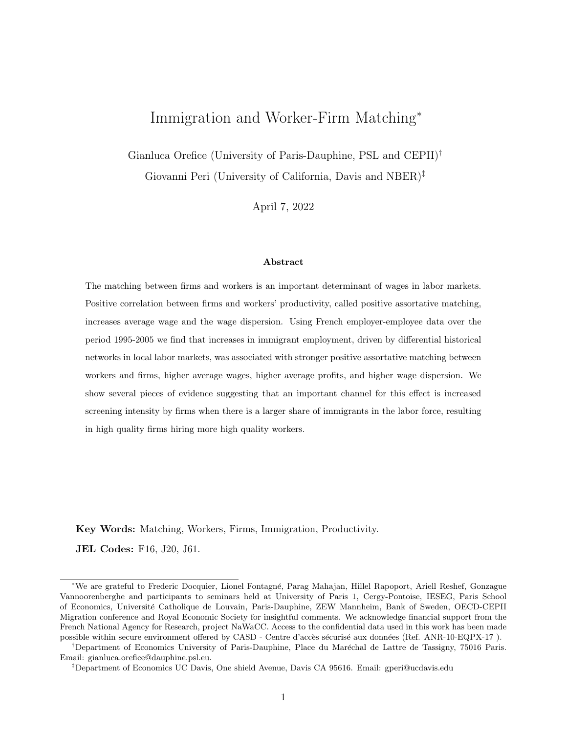# Immigration and Worker-Firm Matching*

Gianluca Orefice (University of Paris-Dauphine, PSL and CEPII)[†]

Giovanni Peri (University of California, Davis and NBER)[‡]

April 7, 2022

### Abstract

The matching between firms and workers is an important determinant of wages in labor markets. Positive correlation between firms and workers' productivity, called positive assortative matching, increases average wage and the wage dispersion. Using French employer-employee data over the period 1995-2005 we find that increases in immigrant employment, driven by differential historical networks in local labor markets, was associated with stronger positive assortative matching between workers and firms, higher average wages, higher average profits, and higher wage dispersion. We show several pieces of evidence suggesting that an important channel for this effect is increased screening intensity by firms when there is a larger share of immigrants in the labor force, resulting in high quality firms hiring more high quality workers.

**Key Words:** Matching, Workers, Firms, Immigration, Productivity.

**JEL Codes:** F16, J20, J61.

---

*We are grateful to Frederic Docquier, Lionel Fontagné, Parag Mahajan, Hillel Rapoport, Ariell Reshef, Gonzague Vannoorenberghe and participants to seminars held at University of Paris 1, Cergy-Pontoise, IESEG, Paris School of Economics, Université Catholique de Louvain, Paris-Dauphine, ZEW Mannheim, Bank of Sweden, OECD-CEPII Migration conference and Royal Economic Society for insightful comments. We acknowledge financial support from the French National Agency for Research, project NaWaCC. Access to the confidential data used in this work has been made possible within secure environment offered by CASD - Centre d'accès sécurisé aux données (Ref. ANR-10-EQPX-17 ).

[†]Department of Economics University of Paris-Dauphine, Place du Maréchal de Lattre de Tassigny, 75016 Paris. Email: gianluca.orefice@dauphine.psl.eu.

[‡]Department of Economics UC Davis, One shield Avenue, Davis CA 95616. Email: gperi@ucdavis.edu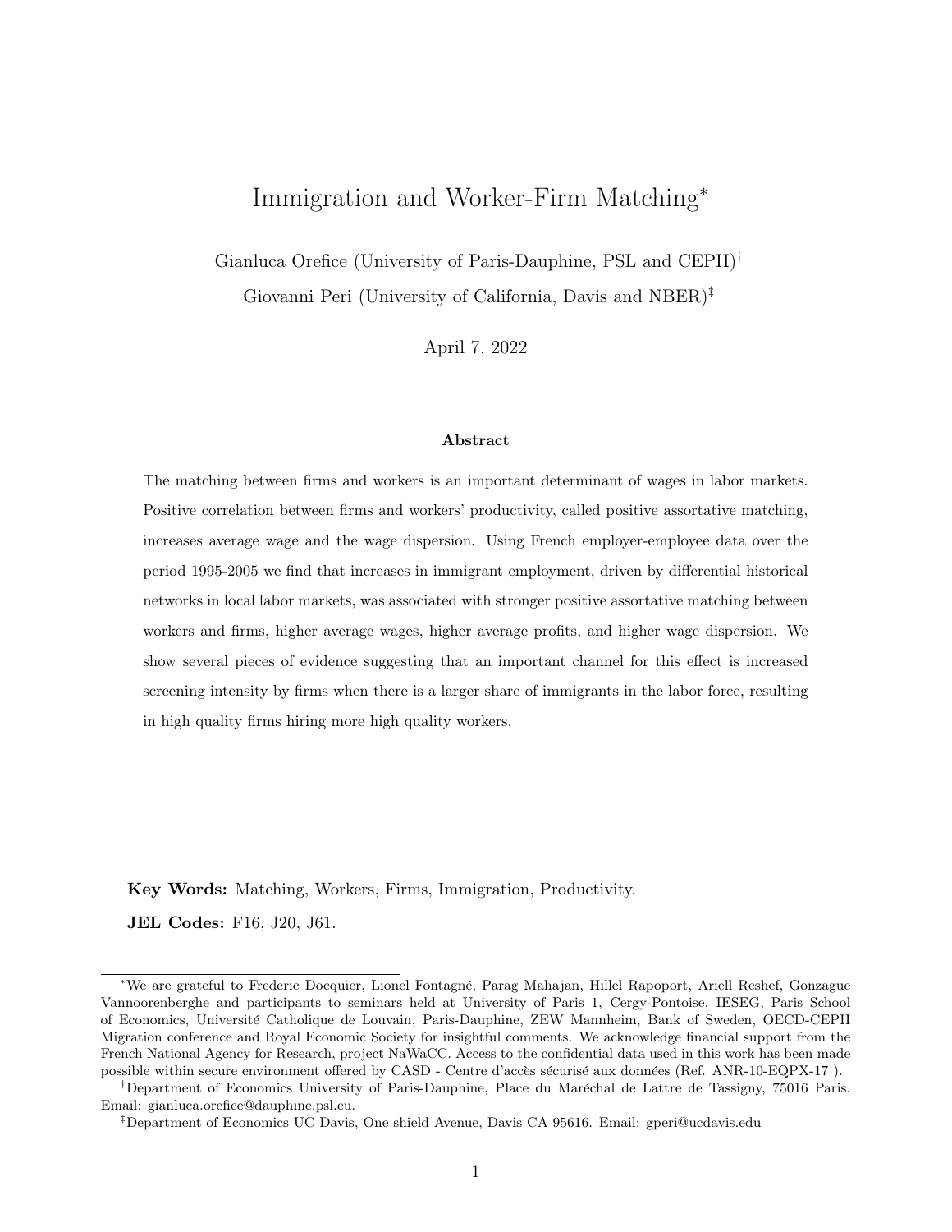# Immigration and Worker-Firm Matching*

Gianluca Orefice (University of Paris-Dauphine, PSL and CEPII)[†]

Giovanni Peri (University of California, Davis and NBER)[‡]

April 7, 2022

### Abstract

The matching between firms and workers is an important determinant of wages in labor markets. Positive correlation between firms and workers' productivity, called positive assortative matching, increases average wage and the wage dispersion. Using French employer-employee data over the period 1995-2005 we find that increases in immigrant employment, driven by differential historical networks in local labor markets, was associated with stronger positive assortative matching between workers and firms, higher average wages, higher average profits, and higher wage dispersion. We show several pieces of evidence suggesting that an important channel for this effect is increased screening intensity by firms when there is a larger share of immigrants in the labor force, resulting in high quality firms hiring more high quality workers.

**Key Words:** Matching, Workers, Firms, Immigration, Productivity.

**JEL Codes:** F16, J20, J61.

---

*We are grateful to Frederic Docquier, Lionel Fontagné, Parag Mahajan, Hillel Rapoport, Ariell Reshef, Gonzague Vannoorenberghe and participants to seminars held at University of Paris 1, Cergy-Pontoise, IESEG, Paris School of Economics, Université Catholique de Louvain, Paris-Dauphine, ZEW Mannheim, Bank of Sweden, OECD-CEPII Migration conference and Royal Economic Society for insightful comments. We acknowledge financial support from the French National Agency for Research, project NaWaCC. Access to the confidential data used in this work has been made possible within secure environment offered by CASD - Centre d'accès sécurisé aux données (Ref. ANR-10-EQPX-17 ).

[†]Department of Economics University of Paris-Dauphine, Place du Maréchal de Lattre de Tassigny, 75016 Paris. Email: gianluca.orefice@dauphine.psl.eu.

[‡]Department of Economics UC Davis, One shield Avenue, Davis CA 95616. Email: gperi@ucdavis.edu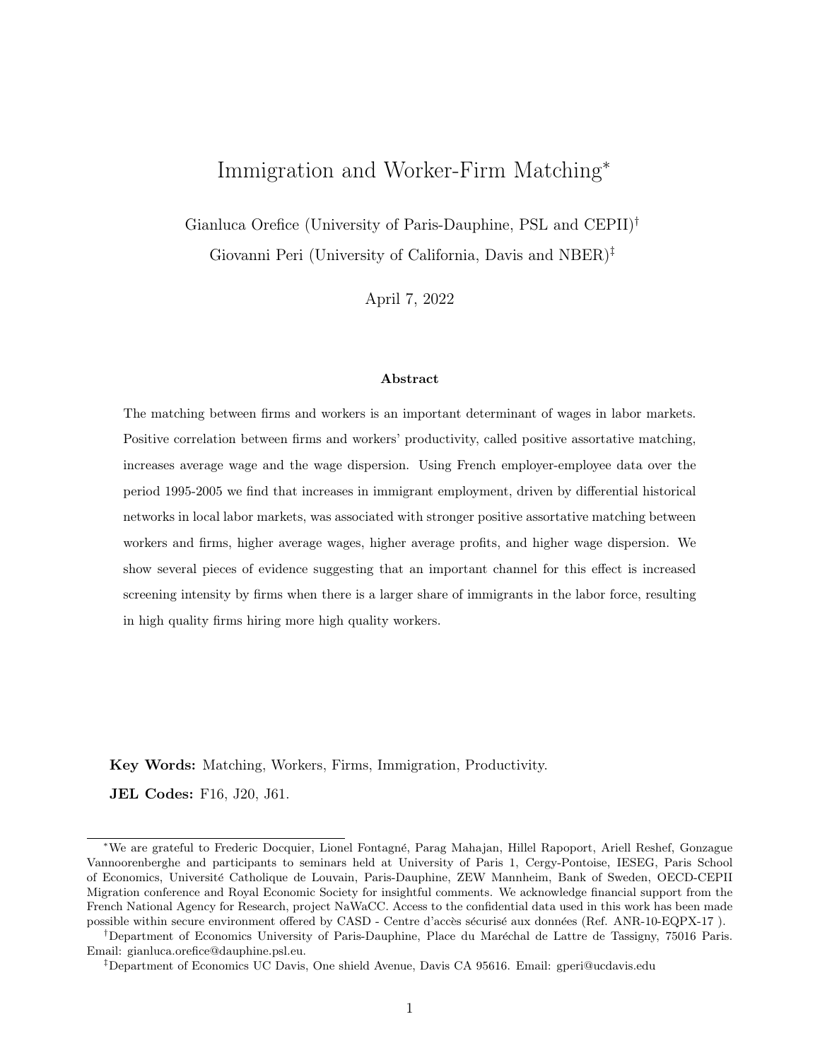# Immigration and Worker-Firm Matching*

Gianluca Orefice (University of Paris-Dauphine, PSL and CEPII)[†]

Giovanni Peri (University of California, Davis and NBER)[‡]

April 7, 2022

### Abstract

The matching between firms and workers is an important determinant of wages in labor markets. Positive correlation between firms and workers' productivity, called positive assortative matching, increases average wage and the wage dispersion. Using French employer-employee data over the period 1995-2005 we find that increases in immigrant employment, driven by differential historical networks in local labor markets, was associated with stronger positive assortative matching between workers and firms, higher average wages, higher average profits, and higher wage dispersion. We show several pieces of evidence suggesting that an important channel for this effect is increased screening intensity by firms when there is a larger share of immigrants in the labor force, resulting in high quality firms hiring more high quality workers.

**Key Words:** Matching, Workers, Firms, Immigration, Productivity.

**JEL Codes:** F16, J20, J61.

---

*We are grateful to Frederic Docquier, Lionel Fontagné, Parag Mahajan, Hillel Rapoport, Ariell Reshef, Gonzague Vannoorenberghe and participants to seminars held at University of Paris 1, Cergy-Pontoise, IESEG, Paris School of Economics, Université Catholique de Louvain, Paris-Dauphine, ZEW Mannheim, Bank of Sweden, OECD-CEPII Migration conference and Royal Economic Society for insightful comments. We acknowledge financial support from the French National Agency for Research, project NaWaCC. Access to the confidential data used in this work has been made possible within secure environment offered by CASD - Centre d'accès sécurisé aux données (Ref. ANR-10-EQPX-17 ).

[†]Department of Economics University of Paris-Dauphine, Place du Maréchal de Lattre de Tassigny, 75016 Paris. Email: gianluca.orefice@dauphine.psl.eu.

[‡]Department of Economics UC Davis, One shield Avenue, Davis CA 95616. Email: gperi@ucdavis.edu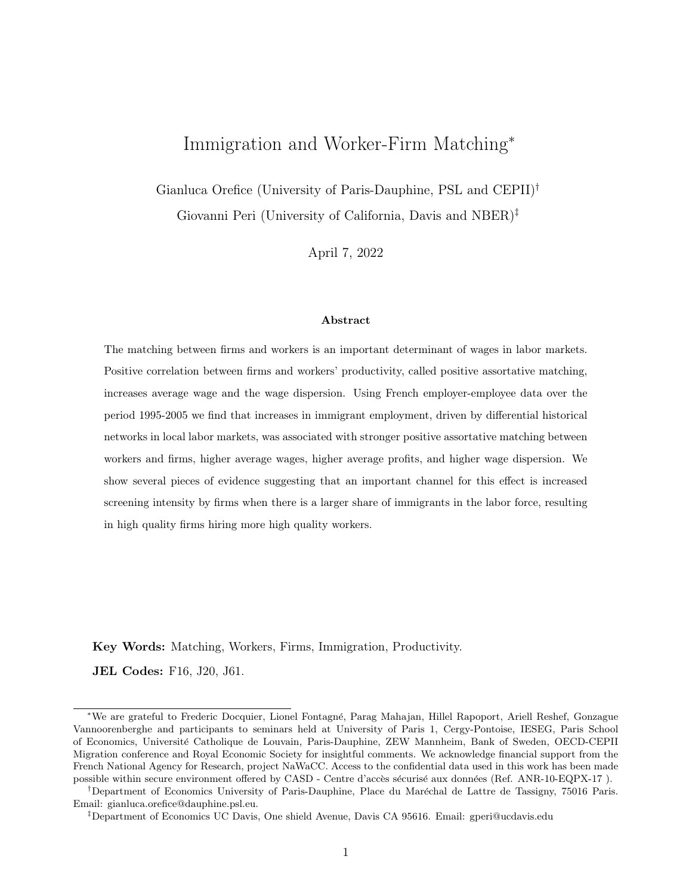# Immigration and Worker-Firm Matching*

Gianluca Orefice (University of Paris-Dauphine, PSL and CEPII)[†]

Giovanni Peri (University of California, Davis and NBER)[‡]

April 7, 2022

### Abstract

The matching between firms and workers is an important determinant of wages in labor markets. Positive correlation between firms and workers' productivity, called positive assortative matching, increases average wage and the wage dispersion. Using French employer-employee data over the period 1995-2005 we find that increases in immigrant employment, driven by differential historical networks in local labor markets, was associated with stronger positive assortative matching between workers and firms, higher average wages, higher average profits, and higher wage dispersion. We show several pieces of evidence suggesting that an important channel for this effect is increased screening intensity by firms when there is a larger share of immigrants in the labor force, resulting in high quality firms hiring more high quality workers.

**Key Words:** Matching, Workers, Firms, Immigration, Productivity.

**JEL Codes:** F16, J20, J61.

---

*We are grateful to Frederic Docquier, Lionel Fontagné, Parag Mahajan, Hillel Rapoport, Ariell Reshef, Gonzague Vannoorenberghe and participants to seminars held at University of Paris 1, Cergy-Pontoise, IESEG, Paris School of Economics, Université Catholique de Louvain, Paris-Dauphine, ZEW Mannheim, Bank of Sweden, OECD-CEPII Migration conference and Royal Economic Society for insightful comments. We acknowledge financial support from the French National Agency for Research, project NaWaCC. Access to the confidential data used in this work has been made possible within secure environment offered by CASD - Centre d'accès sécurisé aux données (Ref. ANR-10-EQPX-17 ).

[†]Department of Economics University of Paris-Dauphine, Place du Maréchal de Lattre de Tassigny, 75016 Paris. Email: gianluca.orefice@dauphine.psl.eu.

[‡]Department of Economics UC Davis, One shield Avenue, Davis CA 95616. Email: gperi@ucdavis.edu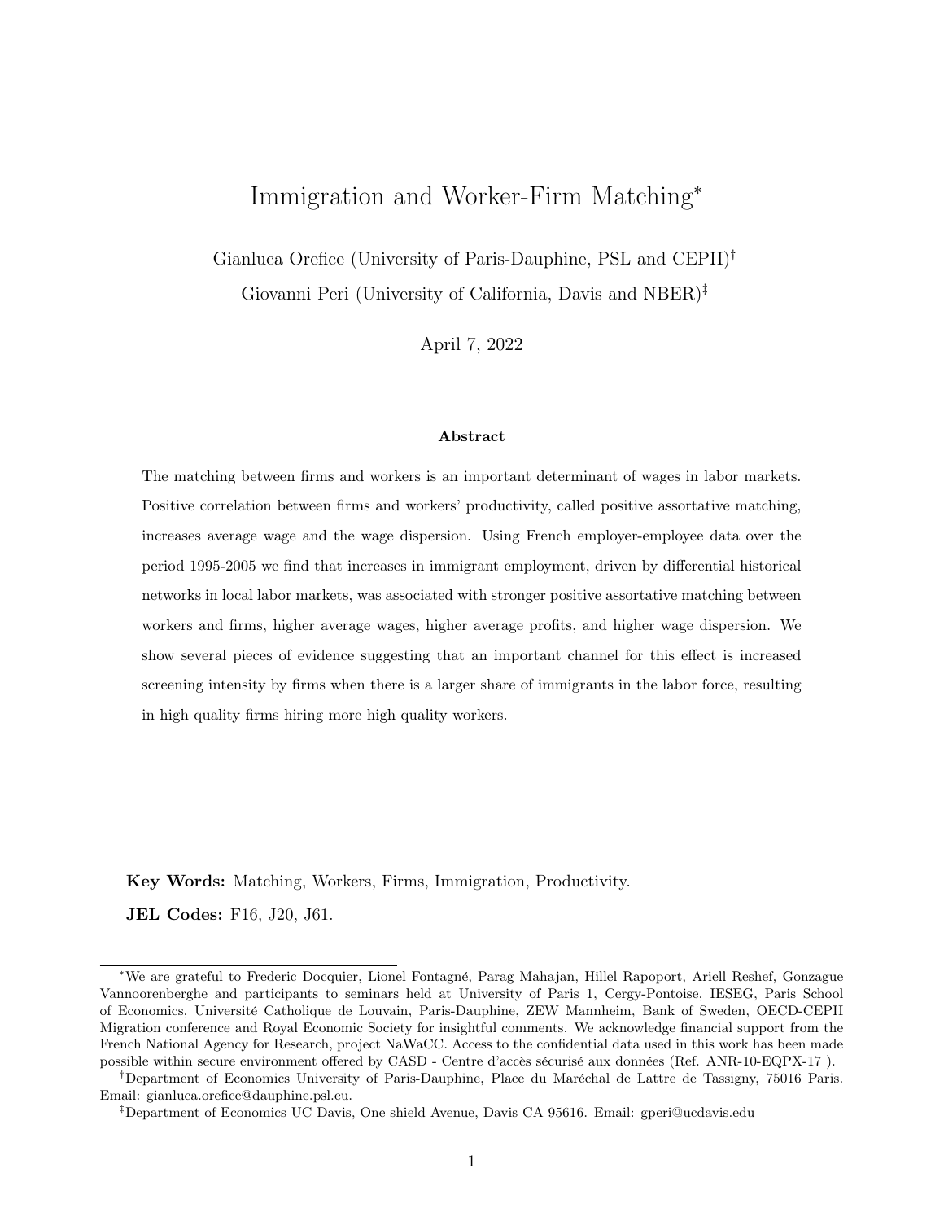# Immigration and Worker-Firm Matching*

Gianluca Orefice (University of Paris-Dauphine, PSL and CEPII)[†]

Giovanni Peri (University of California, Davis and NBER)[‡]

April 7, 2022

### Abstract

The matching between firms and workers is an important determinant of wages in labor markets. Positive correlation between firms and workers' productivity, called positive assortative matching, increases average wage and the wage dispersion. Using French employer-employee data over the period 1995-2005 we find that increases in immigrant employment, driven by differential historical networks in local labor markets, was associated with stronger positive assortative matching between workers and firms, higher average wages, higher average profits, and higher wage dispersion. We show several pieces of evidence suggesting that an important channel for this effect is increased screening intensity by firms when there is a larger share of immigrants in the labor force, resulting in high quality firms hiring more high quality workers.

**Key Words:** Matching, Workers, Firms, Immigration, Productivity.

**JEL Codes:** F16, J20, J61.

---

*We are grateful to Frederic Docquier, Lionel Fontagné, Parag Mahajan, Hillel Rapoport, Ariell Reshef, Gonzague Vannoorenberghe and participants to seminars held at University of Paris 1, Cergy-Pontoise, IESEG, Paris School of Economics, Université Catholique de Louvain, Paris-Dauphine, ZEW Mannheim, Bank of Sweden, OECD-CEPII Migration conference and Royal Economic Society for insightful comments. We acknowledge financial support from the French National Agency for Research, project NaWaCC. Access to the confidential data used in this work has been made possible within secure environment offered by CASD - Centre d'accès sécurisé aux données (Ref. ANR-10-EQPX-17 ).

[†]Department of Economics University of Paris-Dauphine, Place du Maréchal de Lattre de Tassigny, 75016 Paris. Email: gianluca.orefice@dauphine.psl.eu.

[‡]Department of Economics UC Davis, One shield Avenue, Davis CA 95616. Email: gperi@ucdavis.edu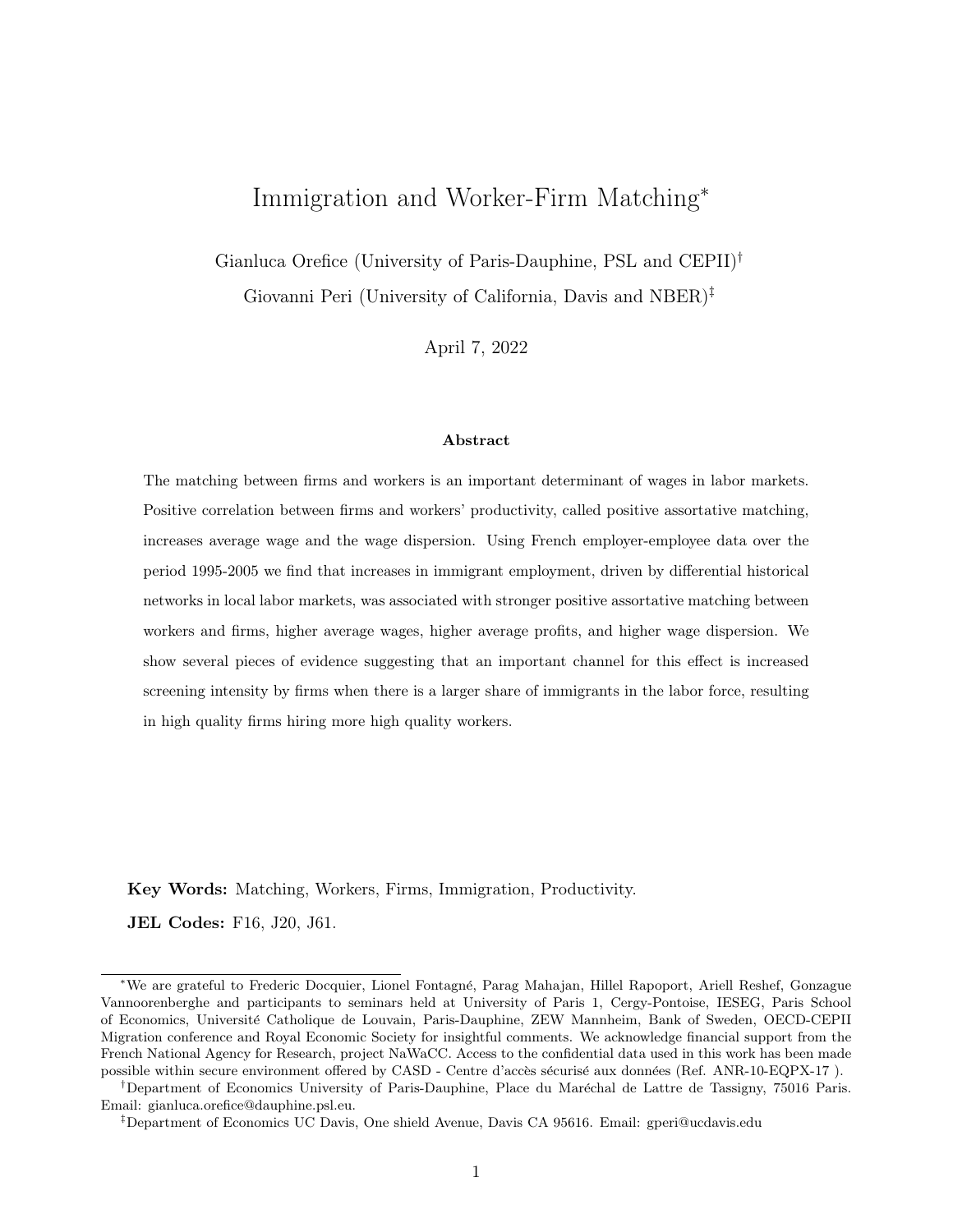# Immigration and Worker-Firm Matching*

Gianluca Orefice (University of Paris-Dauphine, PSL and CEPII)[†]

Giovanni Peri (University of California, Davis and NBER)[‡]

April 7, 2022

### Abstract

The matching between firms and workers is an important determinant of wages in labor markets. Positive correlation between firms and workers' productivity, called positive assortative matching, increases average wage and the wage dispersion. Using French employer-employee data over the period 1995-2005 we find that increases in immigrant employment, driven by differential historical networks in local labor markets, was associated with stronger positive assortative matching between workers and firms, higher average wages, higher average profits, and higher wage dispersion. We show several pieces of evidence suggesting that an important channel for this effect is increased screening intensity by firms when there is a larger share of immigrants in the labor force, resulting in high quality firms hiring more high quality workers.

**Key Words:** Matching, Workers, Firms, Immigration, Productivity.

**JEL Codes:** F16, J20, J61.

---

*We are grateful to Frederic Docquier, Lionel Fontagné, Parag Mahajan, Hillel Rapoport, Ariell Reshef, Gonzague Vannoorenberghe and participants to seminars held at University of Paris 1, Cergy-Pontoise, IESEG, Paris School of Economics, Université Catholique de Louvain, Paris-Dauphine, ZEW Mannheim, Bank of Sweden, OECD-CEPII Migration conference and Royal Economic Society for insightful comments. We acknowledge financial support from the French National Agency for Research, project NaWaCC. Access to the confidential data used in this work has been made possible within secure environment offered by CASD - Centre d'accès sécurisé aux données (Ref. ANR-10-EQPX-17 ).

[†]Department of Economics University of Paris-Dauphine, Place du Maréchal de Lattre de Tassigny, 75016 Paris. Email: gianluca.orefice@dauphine.psl.eu.

[‡]Department of Economics UC Davis, One shield Avenue, Davis CA 95616. Email: gperi@ucdavis.edu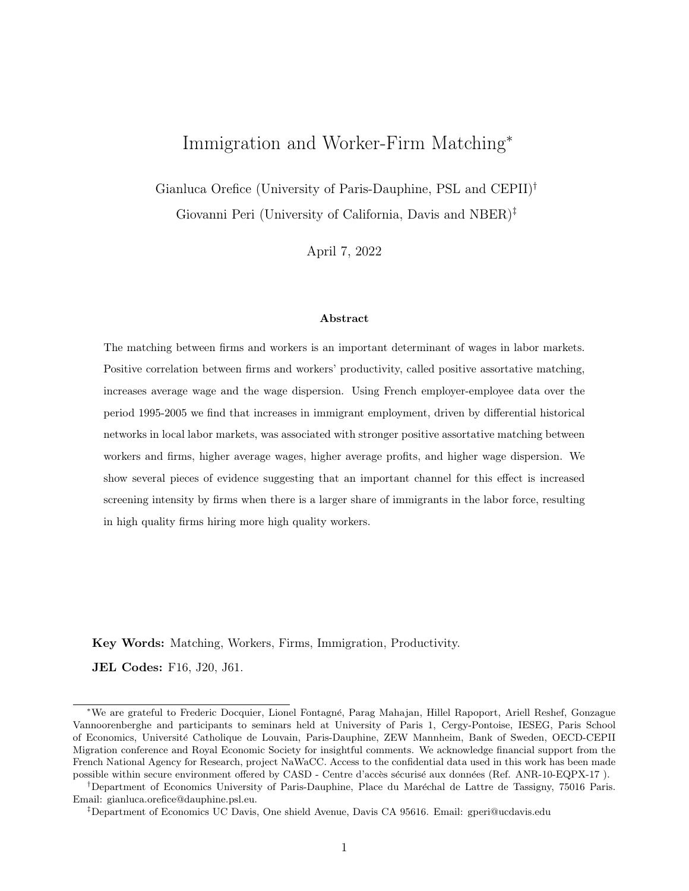# Immigration and Worker-Firm Matching[*]

Gianluca Orefice (University of Paris-Dauphine, PSL and CEPII)[†]

Giovanni Peri (University of California, Davis and NBER)[‡]

April 7, 2022

### Abstract

The matching between firms and workers is an important determinant of wages in labor markets. Positive correlation between firms and workers' productivity, called positive assortative matching, increases average wage and the wage dispersion. Using French employer-employee data over the period 1995-2005 we find that increases in immigrant employment, driven by differential historical networks in local labor markets, was associated with stronger positive assortative matching between workers and firms, higher average wages, higher average profits, and higher wage dispersion. We show several pieces of evidence suggesting that an important channel for this effect is increased screening intensity by firms when there is a larger share of immigrants in the labor force, resulting in high quality firms hiring more high quality workers.

**Key Words:** Matching, Workers, Firms, Immigration, Productivity.

**JEL Codes:** F16, J20, J61.

---

[*] We are grateful to Frederic Docquier, Lionel Fontagné, Parag Mahajan, Hillel Rapoport, Ariell Reshef, Gonzague Vannoorenberghe and participants to seminars held at University of Paris 1, Cergy-Pontoise, IESEG, Paris School of Economics, Université Catholique de Louvain, Paris-Dauphine, ZEW Mannheim, Bank of Sweden, OECD-CEPII Migration conference and Royal Economic Society for insightful comments. We acknowledge financial support from the French National Agency for Research, project NaWaCC. Access to the confidential data used in this work has been made possible within secure environment offered by CASD - Centre d'accès sécurisé aux données (Ref. ANR-10-EQPX-17 ).

[†] Department of Economics University of Paris-Dauphine, Place du Maréchal de Lattre de Tassigny, 75016 Paris. Email: gianluca.orefice@dauphine.psl.eu.

[‡] Department of Economics UC Davis, One shield Avenue, Davis CA 95616. Email: gperi@ucdavis.edu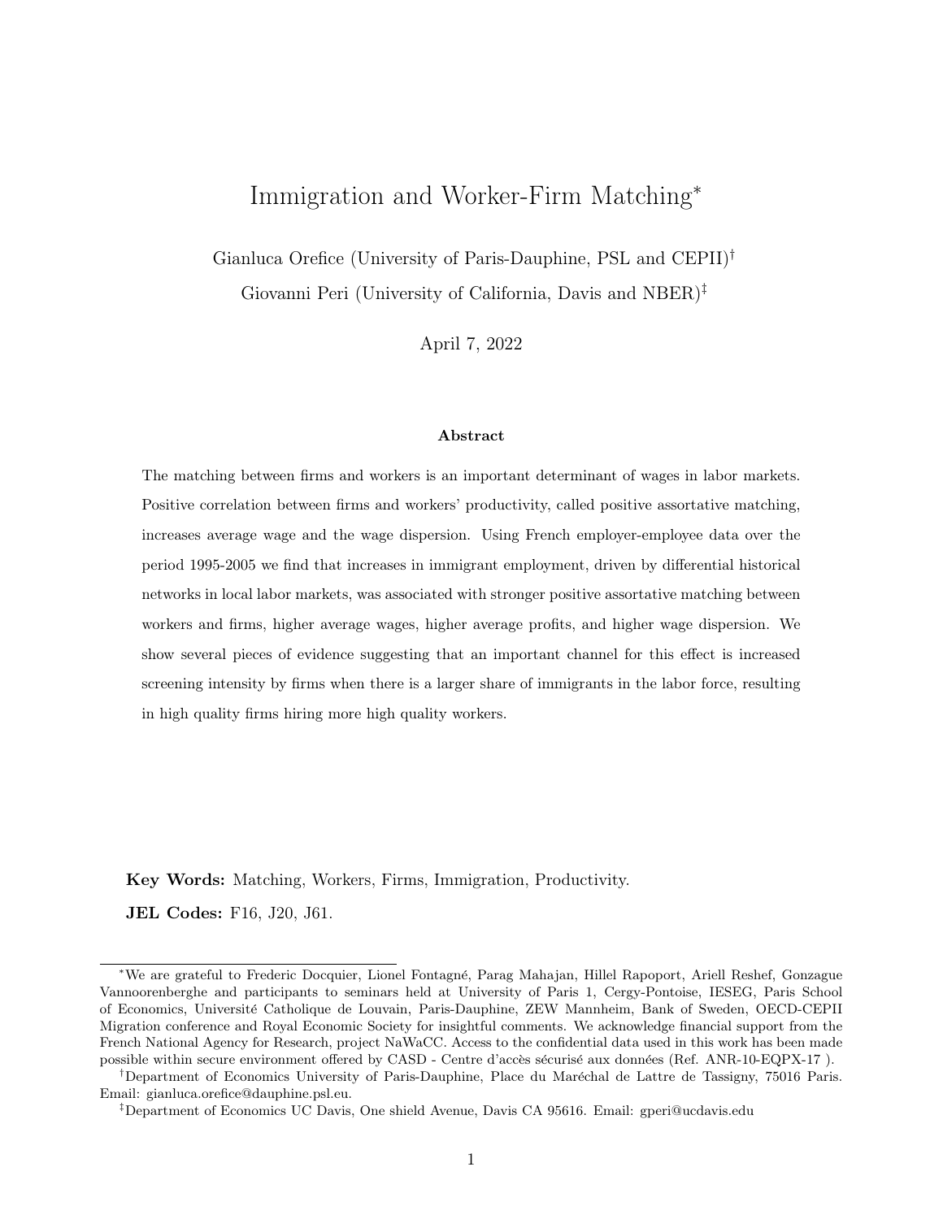# Immigration and Worker-Firm Matching*

Gianluca Orefice (University of Paris-Dauphine, PSL and CEPII)[†]

Giovanni Peri (University of California, Davis and NBER)[‡]

April 7, 2022

### Abstract

The matching between firms and workers is an important determinant of wages in labor markets. Positive correlation between firms and workers' productivity, called positive assortative matching, increases average wage and the wage dispersion. Using French employer-employee data over the period 1995-2005 we find that increases in immigrant employment, driven by differential historical networks in local labor markets, was associated with stronger positive assortative matching between workers and firms, higher average wages, higher average profits, and higher wage dispersion. We show several pieces of evidence suggesting that an important channel for this effect is increased screening intensity by firms when there is a larger share of immigrants in the labor force, resulting in high quality firms hiring more high quality workers.

**Key Words:** Matching, Workers, Firms, Immigration, Productivity.

**JEL Codes:** F16, J20, J61.

---

*We are grateful to Frederic Docquier, Lionel Fontagné, Parag Mahajan, Hillel Rapoport, Ariell Reshef, Gonzague Vannoorenberghe and participants to seminars held at University of Paris 1, Cergy-Pontoise, IESEG, Paris School of Economics, Université Catholique de Louvain, Paris-Dauphine, ZEW Mannheim, Bank of Sweden, OECD-CEPII Migration conference and Royal Economic Society for insightful comments. We acknowledge financial support from the French National Agency for Research, project NaWaCC. Access to the confidential data used in this work has been made possible within secure environment offered by CASD - Centre d'accès sécurisé aux données (Ref. ANR-10-EQPX-17 ).

[†]Department of Economics University of Paris-Dauphine, Place du Maréchal de Lattre de Tassigny, 75016 Paris. Email: gianluca.orefice@dauphine.psl.eu.

[‡]Department of Economics UC Davis, One shield Avenue, Davis CA 95616. Email: gperi@ucdavis.edu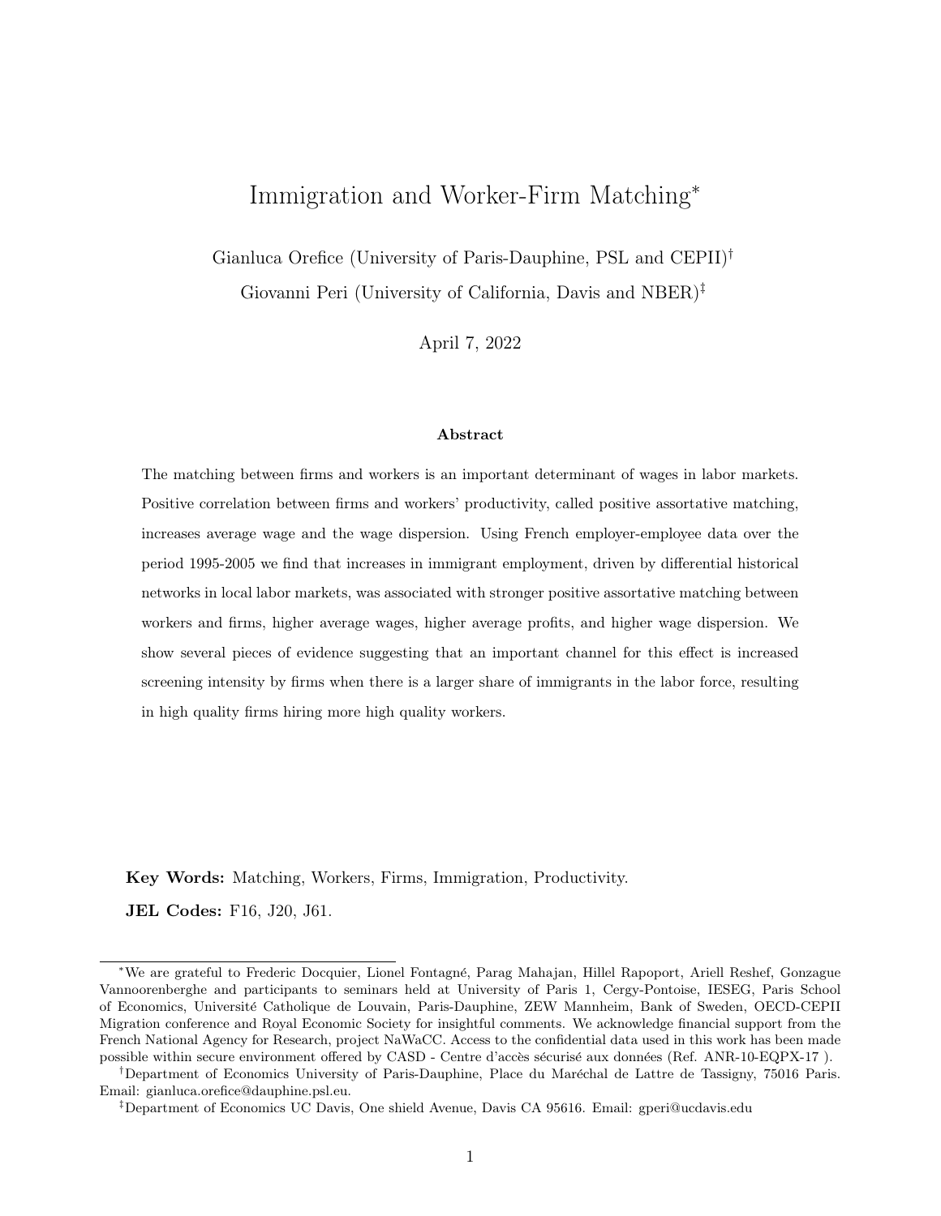# Immigration and Worker-Firm Matching*

Gianluca Orefice (University of Paris-Dauphine, PSL and CEPII)[†]

Giovanni Peri (University of California, Davis and NBER)[‡]

April 7, 2022

### Abstract

The matching between firms and workers is an important determinant of wages in labor markets. Positive correlation between firms and workers' productivity, called positive assortative matching, increases average wage and the wage dispersion. Using French employer-employee data over the period 1995-2005 we find that increases in immigrant employment, driven by differential historical networks in local labor markets, was associated with stronger positive assortative matching between workers and firms, higher average wages, higher average profits, and higher wage dispersion. We show several pieces of evidence suggesting that an important channel for this effect is increased screening intensity by firms when there is a larger share of immigrants in the labor force, resulting in high quality firms hiring more high quality workers.

**Key Words:** Matching, Workers, Firms, Immigration, Productivity.

**JEL Codes:** F16, J20, J61.

---

*We are grateful to Frederic Docquier, Lionel Fontagné, Parag Mahajan, Hillel Rapoport, Ariell Reshef, Gonzague Vannoorenberghe and participants to seminars held at University of Paris 1, Cergy-Pontoise, IESEG, Paris School of Economics, Université Catholique de Louvain, Paris-Dauphine, ZEW Mannheim, Bank of Sweden, OECD-CEPII Migration conference and Royal Economic Society for insightful comments. We acknowledge financial support from the French National Agency for Research, project NaWaCC. Access to the confidential data used in this work has been made possible within secure environment offered by CASD - Centre d'accès sécurisé aux données (Ref. ANR-10-EQPX-17 ).

[†]Department of Economics University of Paris-Dauphine, Place du Maréchal de Lattre de Tassigny, 75016 Paris. Email: gianluca.orefice@dauphine.psl.eu.

[‡]Department of Economics UC Davis, One shield Avenue, Davis CA 95616. Email: gperi@ucdavis.edu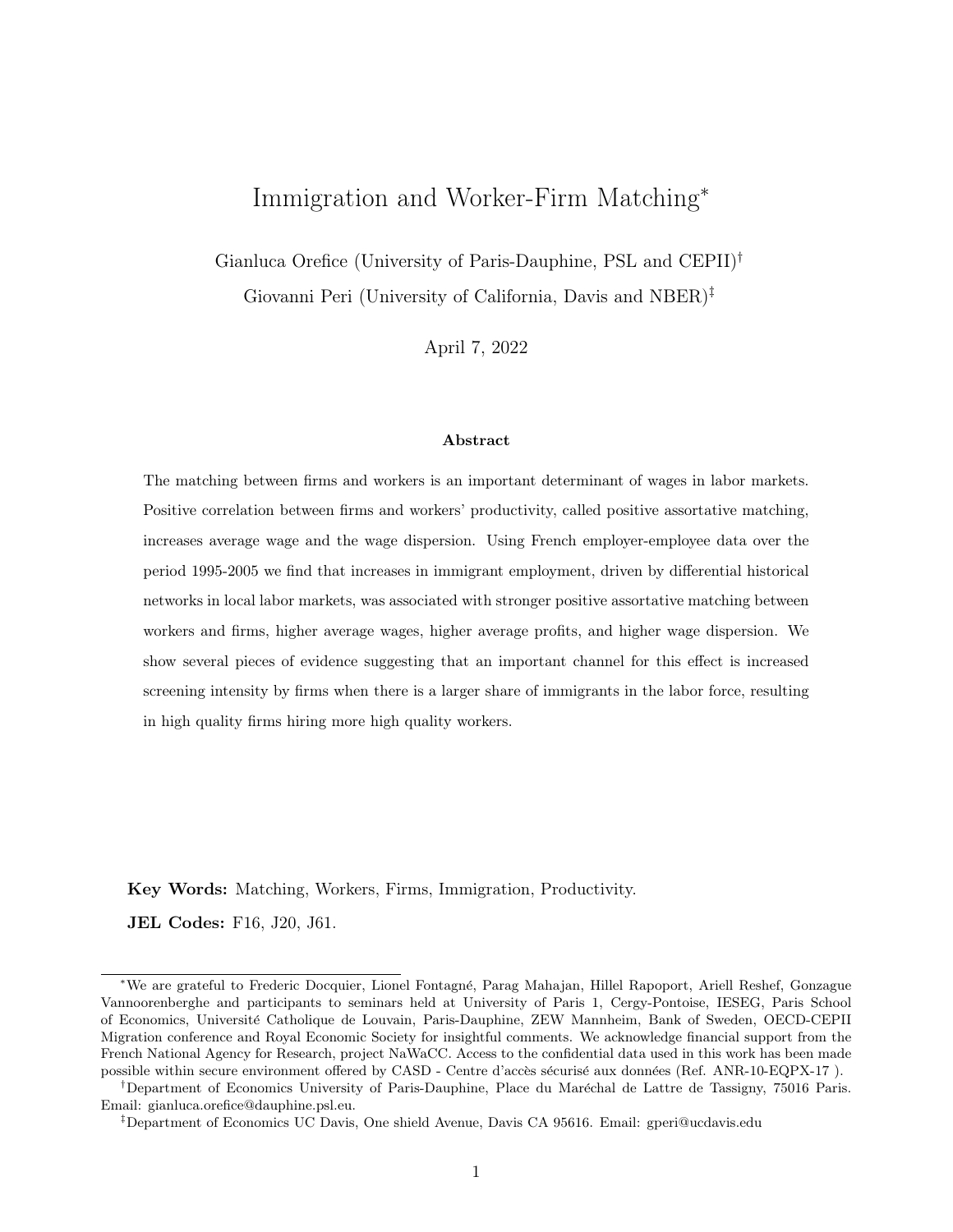# Immigration and Worker-Firm Matching*

Gianluca Orefice (University of Paris-Dauphine, PSL and CEPII)[†]

Giovanni Peri (University of California, Davis and NBER)[‡]

April 7, 2022

### Abstract

The matching between firms and workers is an important determinant of wages in labor markets. Positive correlation between firms and workers' productivity, called positive assortative matching, increases average wage and the wage dispersion. Using French employer-employee data over the period 1995-2005 we find that increases in immigrant employment, driven by differential historical networks in local labor markets, was associated with stronger positive assortative matching between workers and firms, higher average wages, higher average profits, and higher wage dispersion. We show several pieces of evidence suggesting that an important channel for this effect is increased screening intensity by firms when there is a larger share of immigrants in the labor force, resulting in high quality firms hiring more high quality workers.

**Key Words:** Matching, Workers, Firms, Immigration, Productivity.

**JEL Codes:** F16, J20, J61.

---

*We are grateful to Frederic Docquier, Lionel Fontagné, Parag Mahajan, Hillel Rapoport, Ariell Reshef, Gonzague Vannoorenberghe and participants to seminars held at University of Paris 1, Cergy-Pontoise, IESEG, Paris School of Economics, Université Catholique de Louvain, Paris-Dauphine, ZEW Mannheim, Bank of Sweden, OECD-CEPII Migration conference and Royal Economic Society for insightful comments. We acknowledge financial support from the French National Agency for Research, project NaWaCC. Access to the confidential data used in this work has been made possible within secure environment offered by CASD - Centre d'accès sécurisé aux données (Ref. ANR-10-EQPX-17 ).

[†]Department of Economics University of Paris-Dauphine, Place du Maréchal de Lattre de Tassigny, 75016 Paris. Email: gianluca.orefice@dauphine.psl.eu.

[‡]Department of Economics UC Davis, One shield Avenue, Davis CA 95616. Email: gperi@ucdavis.edu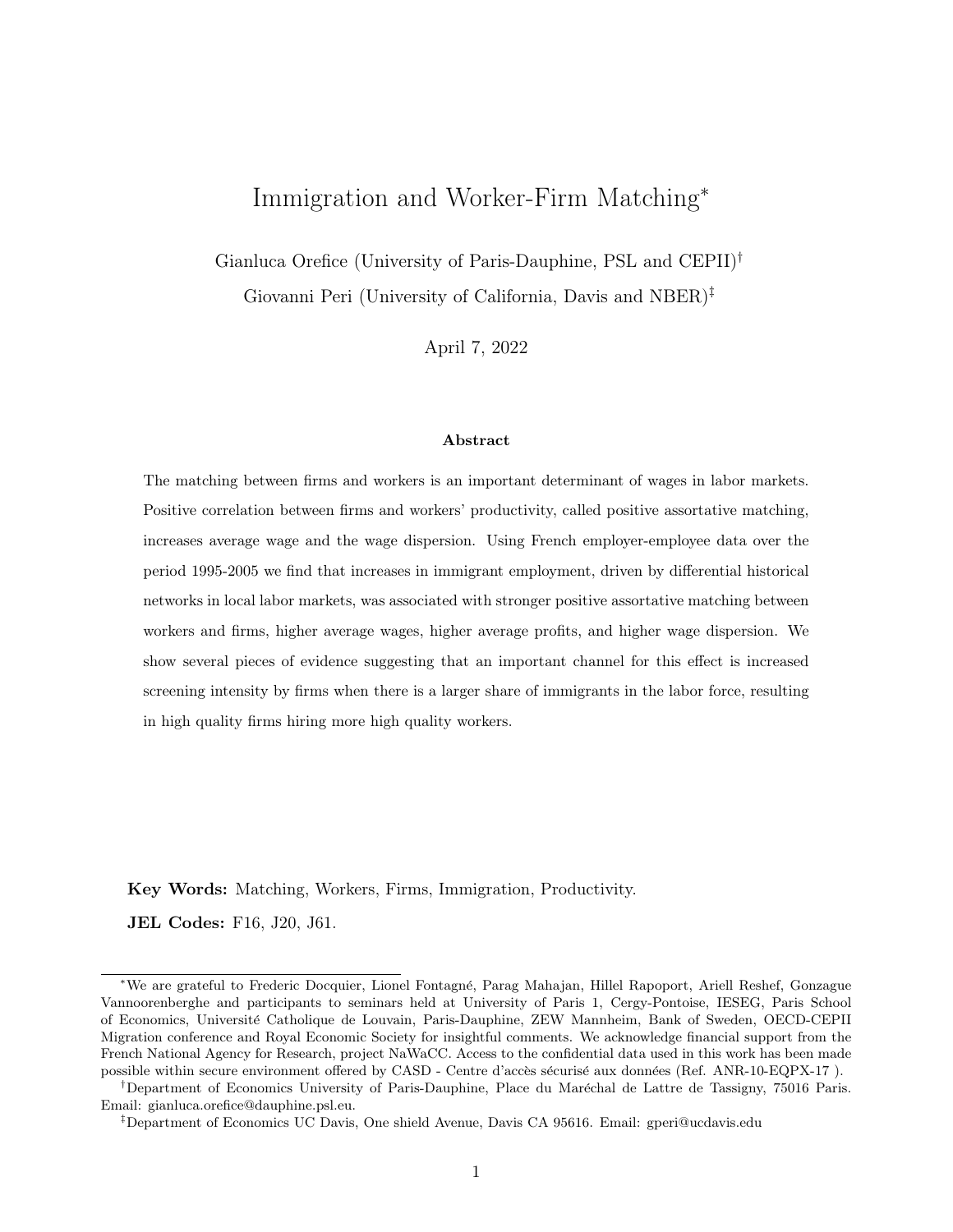# Immigration and Worker-Firm Matching*

Gianluca Orefice (University of Paris-Dauphine, PSL and CEPII)[†]

Giovanni Peri (University of California, Davis and NBER)[‡]

April 7, 2022

### Abstract

The matching between firms and workers is an important determinant of wages in labor markets. Positive correlation between firms and workers' productivity, called positive assortative matching, increases average wage and the wage dispersion. Using French employer-employee data over the period 1995-2005 we find that increases in immigrant employment, driven by differential historical networks in local labor markets, was associated with stronger positive assortative matching between workers and firms, higher average wages, higher average profits, and higher wage dispersion. We show several pieces of evidence suggesting that an important channel for this effect is increased screening intensity by firms when there is a larger share of immigrants in the labor force, resulting in high quality firms hiring more high quality workers.

**Key Words:** Matching, Workers, Firms, Immigration, Productivity.

**JEL Codes:** F16, J20, J61.

---

*We are grateful to Frederic Docquier, Lionel Fontagné, Parag Mahajan, Hillel Rapoport, Ariell Reshef, Gonzague Vannoorenberghe and participants to seminars held at University of Paris 1, Cergy-Pontoise, IESEG, Paris School of Economics, Université Catholique de Louvain, Paris-Dauphine, ZEW Mannheim, Bank of Sweden, OECD-CEPII Migration conference and Royal Economic Society for insightful comments. We acknowledge financial support from the French National Agency for Research, project NaWaCC. Access to the confidential data used in this work has been made possible within secure environment offered by CASD - Centre d'accès sécurisé aux données (Ref. ANR-10-EQPX-17 ).

[†]Department of Economics University of Paris-Dauphine, Place du Maréchal de Lattre de Tassigny, 75016 Paris. Email: gianluca.orefice@dauphine.psl.eu.

[‡]Department of Economics UC Davis, One shield Avenue, Davis CA 95616. Email: gperi@ucdavis.edu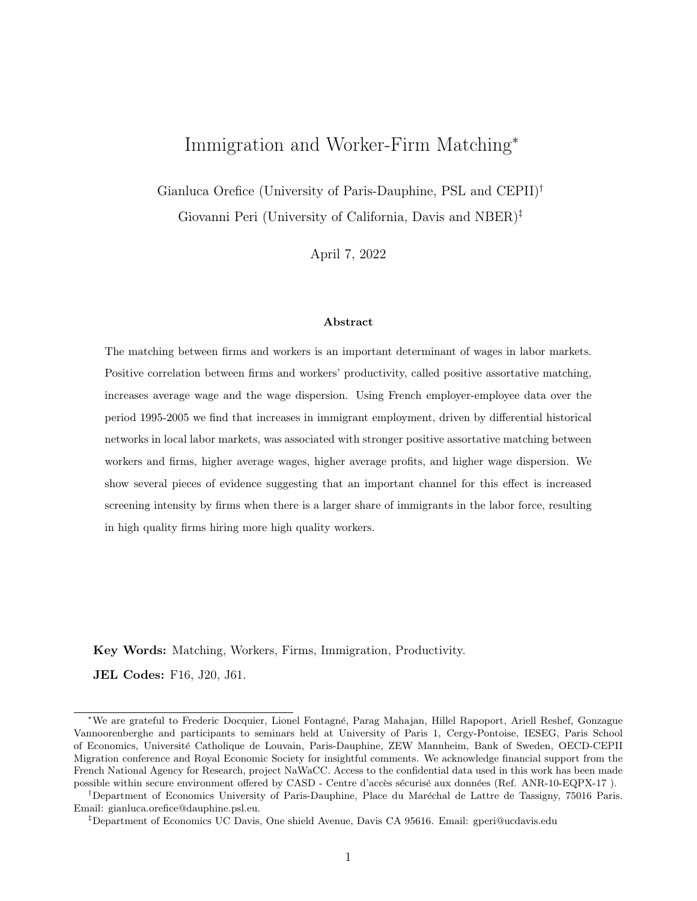# Immigration and Worker-Firm Matching*

Gianluca Orefice (University of Paris-Dauphine, PSL and CEPII)[†]

Giovanni Peri (University of California, Davis and NBER)[‡]

April 7, 2022

### Abstract

The matching between firms and workers is an important determinant of wages in labor markets. Positive correlation between firms and workers' productivity, called positive assortative matching, increases average wage and the wage dispersion. Using French employer-employee data over the period 1995-2005 we find that increases in immigrant employment, driven by differential historical networks in local labor markets, was associated with stronger positive assortative matching between workers and firms, higher average wages, higher average profits, and higher wage dispersion. We show several pieces of evidence suggesting that an important channel for this effect is increased screening intensity by firms when there is a larger share of immigrants in the labor force, resulting in high quality firms hiring more high quality workers.

**Key Words:** Matching, Workers, Firms, Immigration, Productivity.

**JEL Codes:** F16, J20, J61.

---

*We are grateful to Frederic Docquier, Lionel Fontagné, Parag Mahajan, Hillel Rapoport, Ariell Reshef, Gonzague Vannoorenberghe and participants to seminars held at University of Paris 1, Cergy-Pontoise, IESEG, Paris School of Economics, Université Catholique de Louvain, Paris-Dauphine, ZEW Mannheim, Bank of Sweden, OECD-CEPII Migration conference and Royal Economic Society for insightful comments. We acknowledge financial support from the French National Agency for Research, project NaWaCC. Access to the confidential data used in this work has been made possible within secure environment offered by CASD - Centre d'accès sécurisé aux données (Ref. ANR-10-EQPX-17 ).

[†]Department of Economics University of Paris-Dauphine, Place du Maréchal de Lattre de Tassigny, 75016 Paris. Email: gianluca.orefice@dauphine.psl.eu.

[‡]Department of Economics UC Davis, One shield Avenue, Davis CA 95616. Email: gperi@ucdavis.edu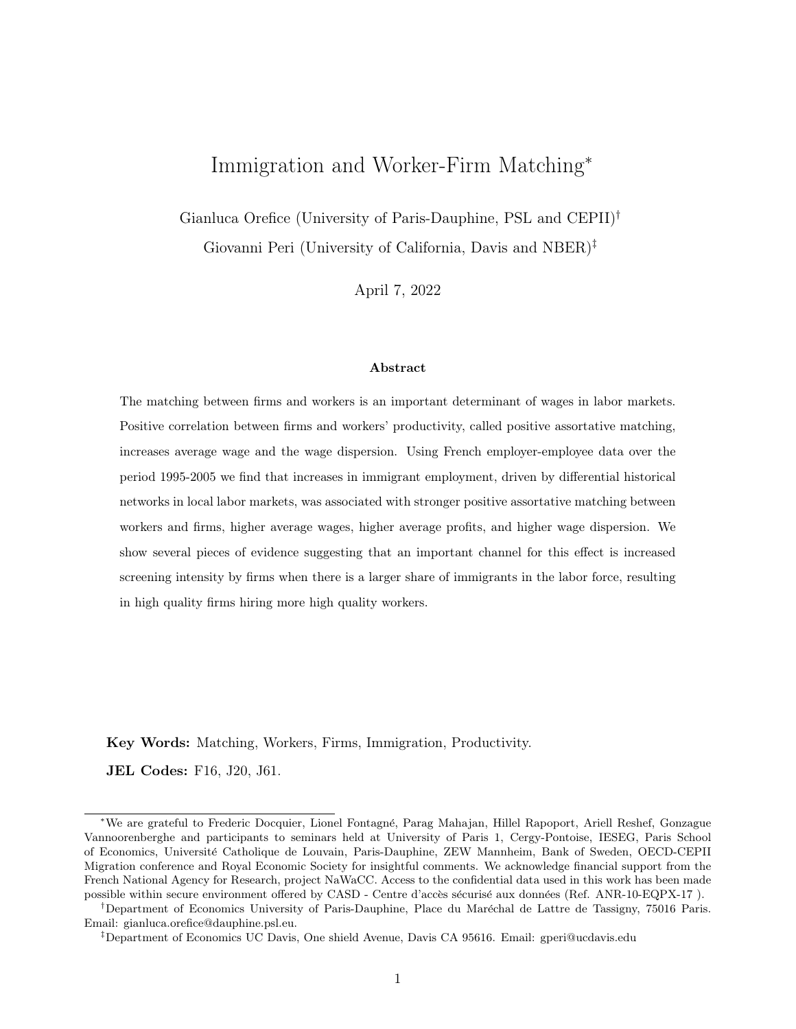# Immigration and Worker-Firm Matching*

Gianluca Orefice (University of Paris-Dauphine, PSL and CEPII)[†]

Giovanni Peri (University of California, Davis and NBER)[‡]

April 7, 2022

### Abstract

The matching between firms and workers is an important determinant of wages in labor markets. Positive correlation between firms and workers' productivity, called positive assortative matching, increases average wage and the wage dispersion. Using French employer-employee data over the period 1995-2005 we find that increases in immigrant employment, driven by differential historical networks in local labor markets, was associated with stronger positive assortative matching between workers and firms, higher average wages, higher average profits, and higher wage dispersion. We show several pieces of evidence suggesting that an important channel for this effect is increased screening intensity by firms when there is a larger share of immigrants in the labor force, resulting in high quality firms hiring more high quality workers.

**Key Words:** Matching, Workers, Firms, Immigration, Productivity.

**JEL Codes:** F16, J20, J61.

---

*We are grateful to Frederic Docquier, Lionel Fontagné, Parag Mahajan, Hillel Rapoport, Ariell Reshef, Gonzague Vannoorenberghe and participants to seminars held at University of Paris 1, Cergy-Pontoise, IESEG, Paris School of Economics, Université Catholique de Louvain, Paris-Dauphine, ZEW Mannheim, Bank of Sweden, OECD-CEPII Migration conference and Royal Economic Society for insightful comments. We acknowledge financial support from the French National Agency for Research, project NaWaCC. Access to the confidential data used in this work has been made possible within secure environment offered by CASD - Centre d'accès sécurisé aux données (Ref. ANR-10-EQPX-17 ).

[†]Department of Economics University of Paris-Dauphine, Place du Maréchal de Lattre de Tassigny, 75016 Paris. Email: gianluca.orefice@dauphine.psl.eu.

[‡]Department of Economics UC Davis, One shield Avenue, Davis CA 95616. Email: gperi@ucdavis.edu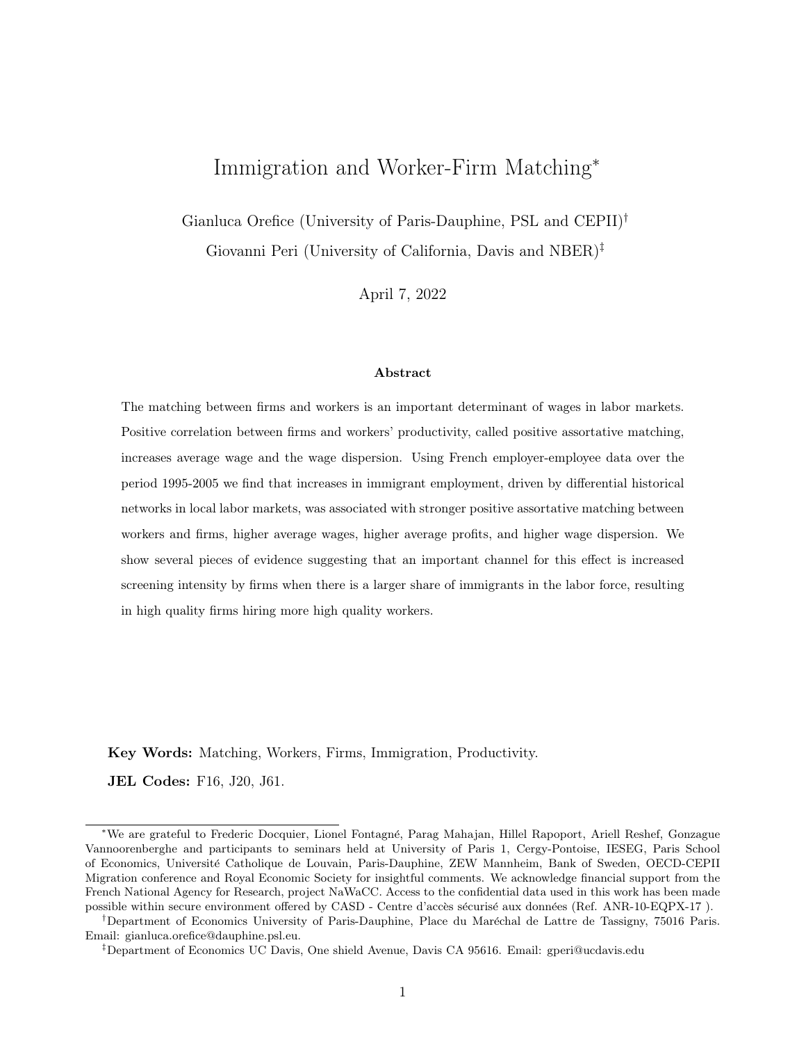# Immigration and Worker-Firm Matching*

Gianluca Orefice (University of Paris-Dauphine, PSL and CEPII)[†]

Giovanni Peri (University of California, Davis and NBER)[‡]

April 7, 2022

### Abstract

The matching between firms and workers is an important determinant of wages in labor markets. Positive correlation between firms and workers' productivity, called positive assortative matching, increases average wage and the wage dispersion. Using French employer-employee data over the period 1995-2005 we find that increases in immigrant employment, driven by differential historical networks in local labor markets, was associated with stronger positive assortative matching between workers and firms, higher average wages, higher average profits, and higher wage dispersion. We show several pieces of evidence suggesting that an important channel for this effect is increased screening intensity by firms when there is a larger share of immigrants in the labor force, resulting in high quality firms hiring more high quality workers.

**Key Words:** Matching, Workers, Firms, Immigration, Productivity.

**JEL Codes:** F16, J20, J61.

---

*We are grateful to Frederic Docquier, Lionel Fontagné, Parag Mahajan, Hillel Rapoport, Ariell Reshef, Gonzague Vannoorenberghe and participants to seminars held at University of Paris 1, Cergy-Pontoise, IESEG, Paris School of Economics, Université Catholique de Louvain, Paris-Dauphine, ZEW Mannheim, Bank of Sweden, OECD-CEPII Migration conference and Royal Economic Society for insightful comments. We acknowledge financial support from the French National Agency for Research, project NaWaCC. Access to the confidential data used in this work has been made possible within secure environment offered by CASD - Centre d'accès sécurisé aux données (Ref. ANR-10-EQPX-17 ).

[†]Department of Economics University of Paris-Dauphine, Place du Maréchal de Lattre de Tassigny, 75016 Paris. Email: gianluca.orefice@dauphine.psl.eu.

[‡]Department of Economics UC Davis, One shield Avenue, Davis CA 95616. Email: gperi@ucdavis.edu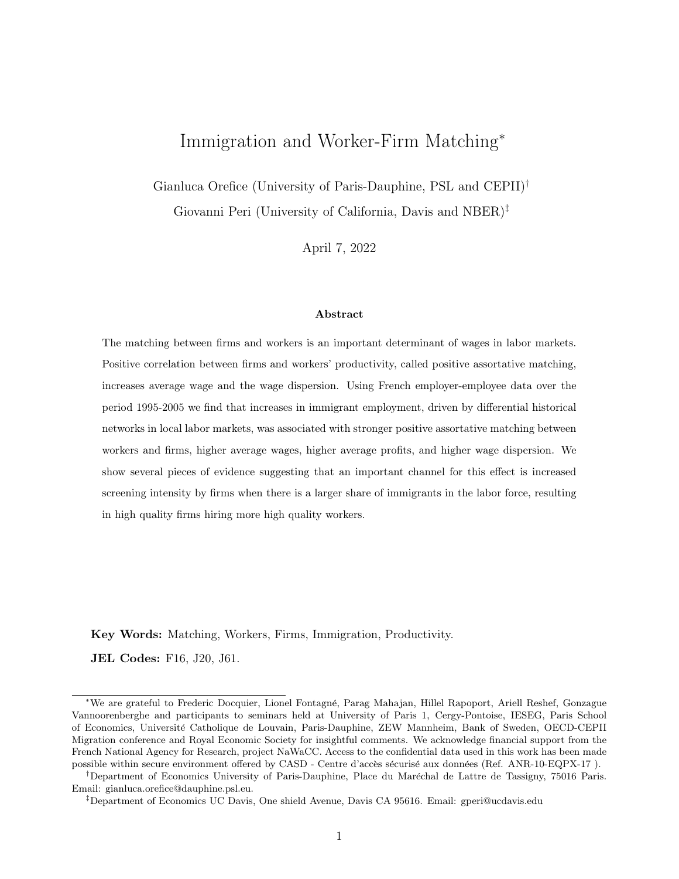# Immigration and Worker-Firm Matching*

Gianluca Orefice (University of Paris-Dauphine, PSL and CEPII)[†]

Giovanni Peri (University of California, Davis and NBER)[‡]

April 7, 2022

### Abstract

The matching between firms and workers is an important determinant of wages in labor markets. Positive correlation between firms and workers' productivity, called positive assortative matching, increases average wage and the wage dispersion. Using French employer-employee data over the period 1995-2005 we find that increases in immigrant employment, driven by differential historical networks in local labor markets, was associated with stronger positive assortative matching between workers and firms, higher average wages, higher average profits, and higher wage dispersion. We show several pieces of evidence suggesting that an important channel for this effect is increased screening intensity by firms when there is a larger share of immigrants in the labor force, resulting in high quality firms hiring more high quality workers.

**Key Words:** Matching, Workers, Firms, Immigration, Productivity.

**JEL Codes:** F16, J20, J61.

---

*We are grateful to Frederic Docquier, Lionel Fontagné, Parag Mahajan, Hillel Rapoport, Ariell Reshef, Gonzague Vannoorenberghe and participants to seminars held at University of Paris 1, Cergy-Pontoise, IESEG, Paris School of Economics, Université Catholique de Louvain, Paris-Dauphine, ZEW Mannheim, Bank of Sweden, OECD-CEPII Migration conference and Royal Economic Society for insightful comments. We acknowledge financial support from the French National Agency for Research, project NaWaCC. Access to the confidential data used in this work has been made possible within secure environment offered by CASD - Centre d'accès sécurisé aux données (Ref. ANR-10-EQPX-17 ).

[†]Department of Economics University of Paris-Dauphine, Place du Maréchal de Lattre de Tassigny, 75016 Paris. Email: gianluca.orefice@dauphine.psl.eu.

[‡]Department of Economics UC Davis, One shield Avenue, Davis CA 95616. Email: gperi@ucdavis.edu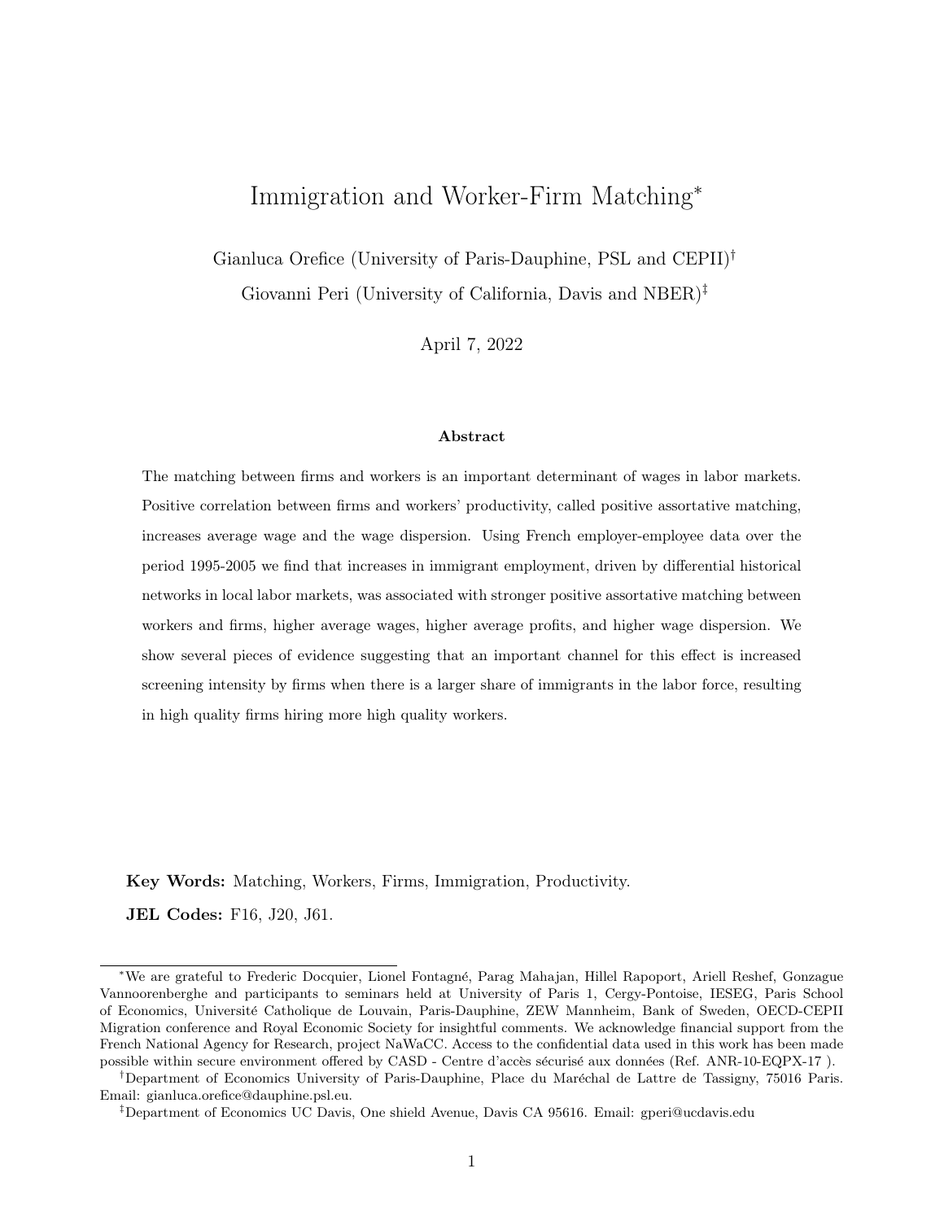# Immigration and Worker-Firm Matching*

Gianluca Orefice (University of Paris-Dauphine, PSL and CEPII)[†]

Giovanni Peri (University of California, Davis and NBER)[‡]

April 7, 2022

### Abstract

The matching between firms and workers is an important determinant of wages in labor markets. Positive correlation between firms and workers' productivity, called positive assortative matching, increases average wage and the wage dispersion. Using French employer-employee data over the period 1995-2005 we find that increases in immigrant employment, driven by differential historical networks in local labor markets, was associated with stronger positive assortative matching between workers and firms, higher average wages, higher average profits, and higher wage dispersion. We show several pieces of evidence suggesting that an important channel for this effect is increased screening intensity by firms when there is a larger share of immigrants in the labor force, resulting in high quality firms hiring more high quality workers.

**Key Words:** Matching, Workers, Firms, Immigration, Productivity.

**JEL Codes:** F16, J20, J61.

---

*We are grateful to Frederic Docquier, Lionel Fontagné, Parag Mahajan, Hillel Rapoport, Ariell Reshef, Gonzague Vannoorenberghe and participants to seminars held at University of Paris 1, Cergy-Pontoise, IESEG, Paris School of Economics, Université Catholique de Louvain, Paris-Dauphine, ZEW Mannheim, Bank of Sweden, OECD-CEPII Migration conference and Royal Economic Society for insightful comments. We acknowledge financial support from the French National Agency for Research, project NaWaCC. Access to the confidential data used in this work has been made possible within secure environment offered by CASD - Centre d'accès sécurisé aux données (Ref. ANR-10-EQPX-17 ).

[†]Department of Economics University of Paris-Dauphine, Place du Maréchal de Lattre de Tassigny, 75016 Paris. Email: gianluca.orefice@dauphine.psl.eu.

[‡]Department of Economics UC Davis, One shield Avenue, Davis CA 95616. Email: gperi@ucdavis.edu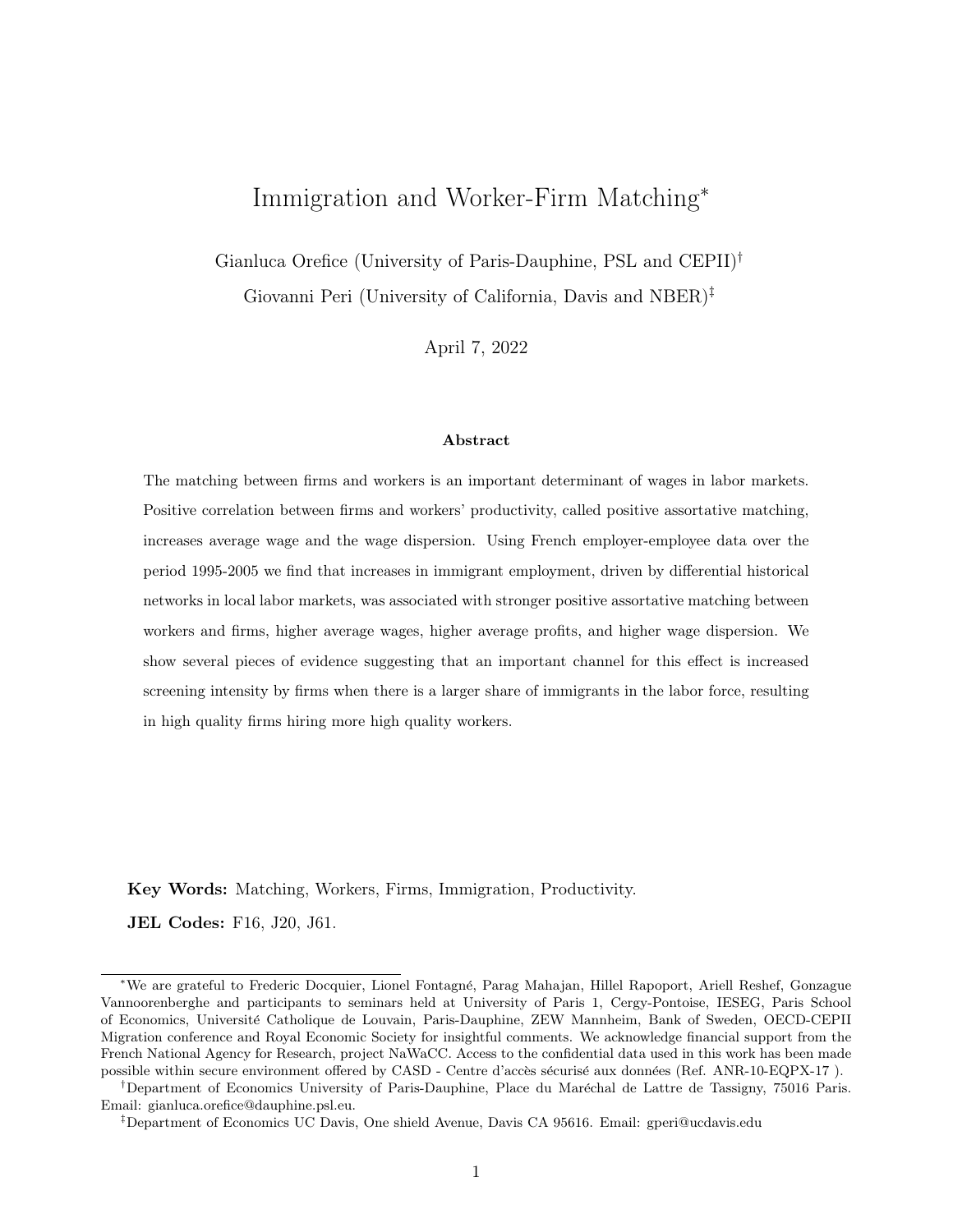# Immigration and Worker-Firm Matching*

Gianluca Orefice (University of Paris-Dauphine, PSL and CEPII)[†]

Giovanni Peri (University of California, Davis and NBER)[‡]

April 7, 2022

### Abstract

The matching between firms and workers is an important determinant of wages in labor markets. Positive correlation between firms and workers' productivity, called positive assortative matching, increases average wage and the wage dispersion. Using French employer-employee data over the period 1995-2005 we find that increases in immigrant employment, driven by differential historical networks in local labor markets, was associated with stronger positive assortative matching between workers and firms, higher average wages, higher average profits, and higher wage dispersion. We show several pieces of evidence suggesting that an important channel for this effect is increased screening intensity by firms when there is a larger share of immigrants in the labor force, resulting in high quality firms hiring more high quality workers.

**Key Words:** Matching, Workers, Firms, Immigration, Productivity.

**JEL Codes:** F16, J20, J61.

---

*We are grateful to Frederic Docquier, Lionel Fontagné, Parag Mahajan, Hillel Rapoport, Ariell Reshef, Gonzague Vannoorenberghe and participants to seminars held at University of Paris 1, Cergy-Pontoise, IESEG, Paris School of Economics, Université Catholique de Louvain, Paris-Dauphine, ZEW Mannheim, Bank of Sweden, OECD-CEPII Migration conference and Royal Economic Society for insightful comments. We acknowledge financial support from the French National Agency for Research, project NaWaCC. Access to the confidential data used in this work has been made possible within secure environment offered by CASD - Centre d'accès sécurisé aux données (Ref. ANR-10-EQPX-17 ).

[†]Department of Economics University of Paris-Dauphine, Place du Maréchal de Lattre de Tassigny, 75016 Paris. Email: gianluca.orefice@dauphine.psl.eu.

[‡]Department of Economics UC Davis, One shield Avenue, Davis CA 95616. Email: gperi@ucdavis.edu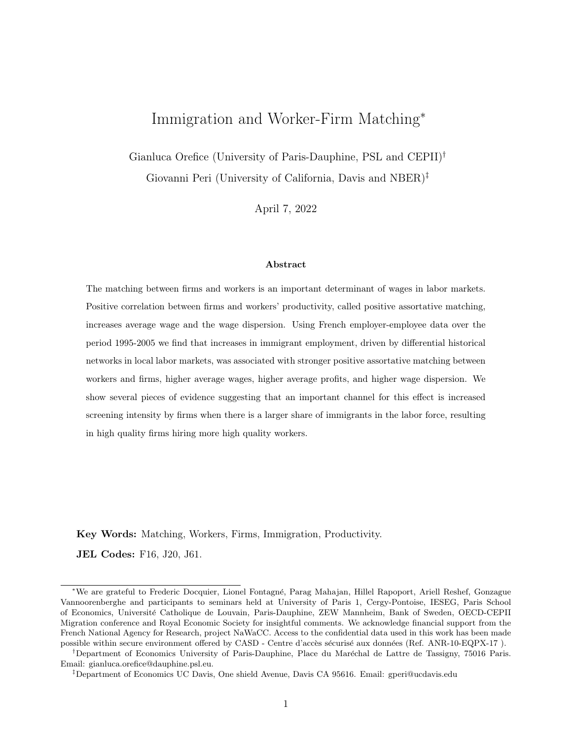# Immigration and Worker-Firm Matching*

Gianluca Orefice (University of Paris-Dauphine, PSL and CEPII)[†]

Giovanni Peri (University of California, Davis and NBER)[‡]

April 7, 2022

### Abstract

The matching between firms and workers is an important determinant of wages in labor markets. Positive correlation between firms and workers' productivity, called positive assortative matching, increases average wage and the wage dispersion. Using French employer-employee data over the period 1995-2005 we find that increases in immigrant employment, driven by differential historical networks in local labor markets, was associated with stronger positive assortative matching between workers and firms, higher average wages, higher average profits, and higher wage dispersion. We show several pieces of evidence suggesting that an important channel for this effect is increased screening intensity by firms when there is a larger share of immigrants in the labor force, resulting in high quality firms hiring more high quality workers.

**Key Words:** Matching, Workers, Firms, Immigration, Productivity.

**JEL Codes:** F16, J20, J61.

---

*We are grateful to Frederic Docquier, Lionel Fontagné, Parag Mahajan, Hillel Rapoport, Ariell Reshef, Gonzague Vannoorenberghe and participants to seminars held at University of Paris 1, Cergy-Pontoise, IESEG, Paris School of Economics, Université Catholique de Louvain, Paris-Dauphine, ZEW Mannheim, Bank of Sweden, OECD-CEPII Migration conference and Royal Economic Society for insightful comments. We acknowledge financial support from the French National Agency for Research, project NaWaCC. Access to the confidential data used in this work has been made possible within secure environment offered by CASD - Centre d'accès sécurisé aux données (Ref. ANR-10-EQPX-17 ).

[†]Department of Economics University of Paris-Dauphine, Place du Maréchal de Lattre de Tassigny, 75016 Paris. Email: gianluca.orefice@dauphine.psl.eu.

[‡]Department of Economics UC Davis, One shield Avenue, Davis CA 95616. Email: gperi@ucdavis.edu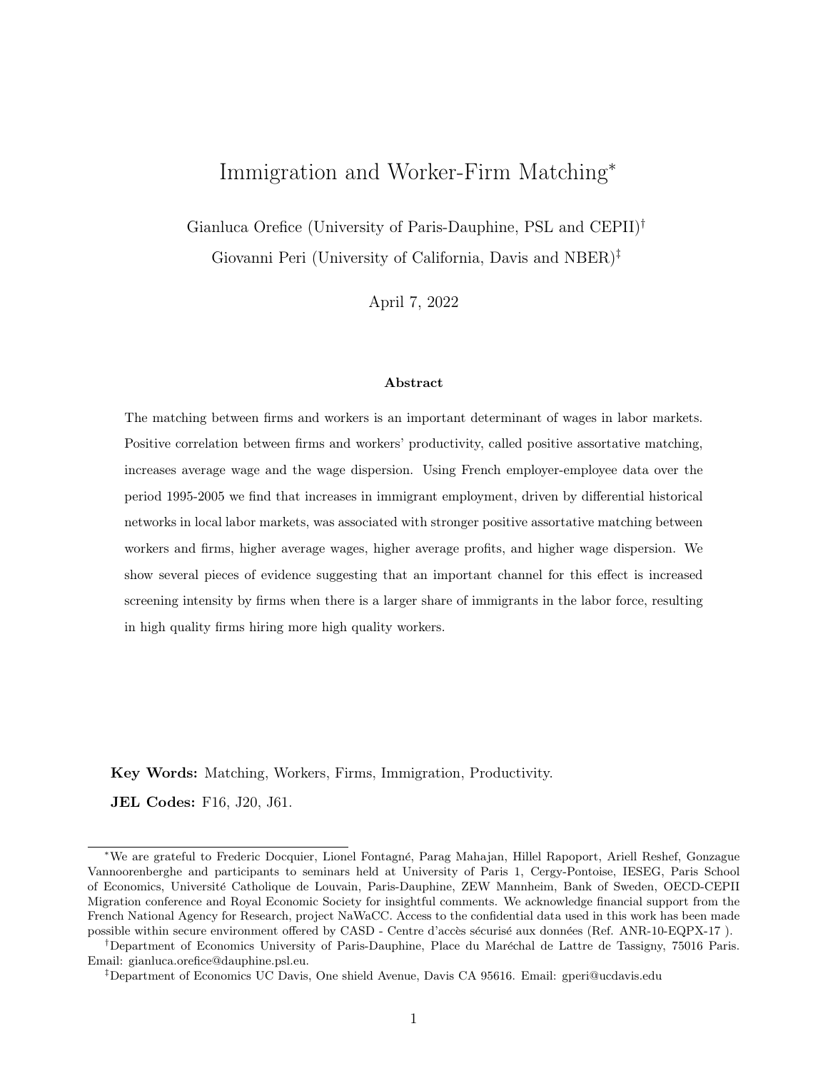# Immigration and Worker-Firm Matching*

Gianluca Orefice (University of Paris-Dauphine, PSL and CEPII)[†]

Giovanni Peri (University of California, Davis and NBER)[‡]

April 7, 2022

### Abstract

The matching between firms and workers is an important determinant of wages in labor markets. Positive correlation between firms and workers' productivity, called positive assortative matching, increases average wage and the wage dispersion. Using French employer-employee data over the period 1995-2005 we find that increases in immigrant employment, driven by differential historical networks in local labor markets, was associated with stronger positive assortative matching between workers and firms, higher average wages, higher average profits, and higher wage dispersion. We show several pieces of evidence suggesting that an important channel for this effect is increased screening intensity by firms when there is a larger share of immigrants in the labor force, resulting in high quality firms hiring more high quality workers.

**Key Words:** Matching, Workers, Firms, Immigration, Productivity.

**JEL Codes:** F16, J20, J61.

---

*We are grateful to Frederic Docquier, Lionel Fontagné, Parag Mahajan, Hillel Rapoport, Ariell Reshef, Gonzague Vannoorenberghe and participants to seminars held at University of Paris 1, Cergy-Pontoise, IESEG, Paris School of Economics, Université Catholique de Louvain, Paris-Dauphine, ZEW Mannheim, Bank of Sweden, OECD-CEPII Migration conference and Royal Economic Society for insightful comments. We acknowledge financial support from the French National Agency for Research, project NaWaCC. Access to the confidential data used in this work has been made possible within secure environment offered by CASD - Centre d'accès sécurisé aux données (Ref. ANR-10-EQPX-17 ).

[†]Department of Economics University of Paris-Dauphine, Place du Maréchal de Lattre de Tassigny, 75016 Paris. Email: gianluca.orefice@dauphine.psl.eu.

[‡]Department of Economics UC Davis, One shield Avenue, Davis CA 95616. Email: gperi@ucdavis.edu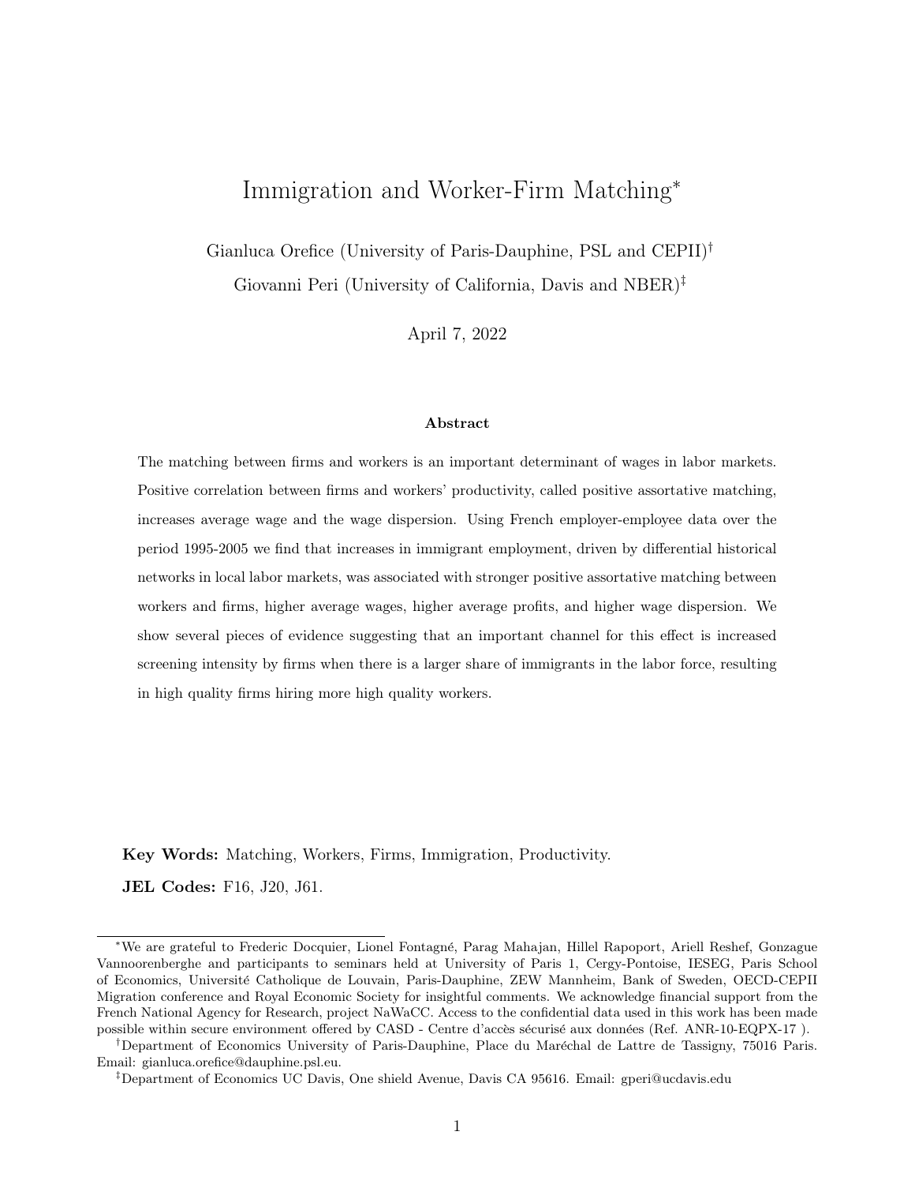# Immigration and Worker-Firm Matching*

Gianluca Orefice (University of Paris-Dauphine, PSL and CEPII)[†]

Giovanni Peri (University of California, Davis and NBER)[‡]

April 7, 2022

### Abstract

The matching between firms and workers is an important determinant of wages in labor markets. Positive correlation between firms and workers' productivity, called positive assortative matching, increases average wage and the wage dispersion. Using French employer-employee data over the period 1995-2005 we find that increases in immigrant employment, driven by differential historical networks in local labor markets, was associated with stronger positive assortative matching between workers and firms, higher average wages, higher average profits, and higher wage dispersion. We show several pieces of evidence suggesting that an important channel for this effect is increased screening intensity by firms when there is a larger share of immigrants in the labor force, resulting in high quality firms hiring more high quality workers.

**Key Words:** Matching, Workers, Firms, Immigration, Productivity.

**JEL Codes:** F16, J20, J61.

---

*We are grateful to Frederic Docquier, Lionel Fontagné, Parag Mahajan, Hillel Rapoport, Ariell Reshef, Gonzague Vannoorenberghe and participants to seminars held at University of Paris 1, Cergy-Pontoise, IESEG, Paris School of Economics, Université Catholique de Louvain, Paris-Dauphine, ZEW Mannheim, Bank of Sweden, OECD-CEPII Migration conference and Royal Economic Society for insightful comments. We acknowledge financial support from the French National Agency for Research, project NaWaCC. Access to the confidential data used in this work has been made possible within secure environment offered by CASD - Centre d'accès sécurisé aux données (Ref. ANR-10-EQPX-17 ).

[†]Department of Economics University of Paris-Dauphine, Place du Maréchal de Lattre de Tassigny, 75016 Paris. Email: gianluca.orefice@dauphine.psl.eu.

[‡]Department of Economics UC Davis, One shield Avenue, Davis CA 95616. Email: gperi@ucdavis.edu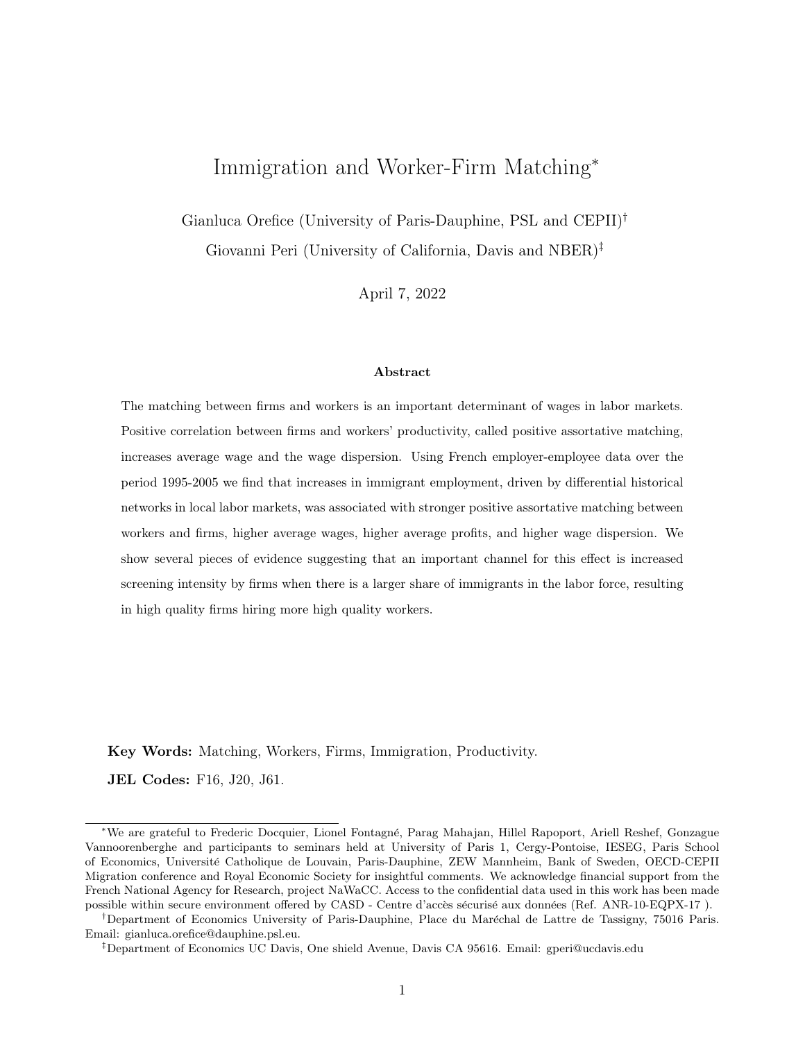# Immigration and Worker-Firm Matching*

Gianluca Orefice (University of Paris-Dauphine, PSL and CEPII)[†]

Giovanni Peri (University of California, Davis and NBER)[‡]

April 7, 2022

### Abstract

The matching between firms and workers is an important determinant of wages in labor markets. Positive correlation between firms and workers' productivity, called positive assortative matching, increases average wage and the wage dispersion. Using French employer-employee data over the period 1995-2005 we find that increases in immigrant employment, driven by differential historical networks in local labor markets, was associated with stronger positive assortative matching between workers and firms, higher average wages, higher average profits, and higher wage dispersion. We show several pieces of evidence suggesting that an important channel for this effect is increased screening intensity by firms when there is a larger share of immigrants in the labor force, resulting in high quality firms hiring more high quality workers.

**Key Words:** Matching, Workers, Firms, Immigration, Productivity.

**JEL Codes:** F16, J20, J61.

---

*We are grateful to Frederic Docquier, Lionel Fontagné, Parag Mahajan, Hillel Rapoport, Ariell Reshef, Gonzague Vannoorenberghe and participants to seminars held at University of Paris 1, Cergy-Pontoise, IESEG, Paris School of Economics, Université Catholique de Louvain, Paris-Dauphine, ZEW Mannheim, Bank of Sweden, OECD-CEPII Migration conference and Royal Economic Society for insightful comments. We acknowledge financial support from the French National Agency for Research, project NaWaCC. Access to the confidential data used in this work has been made possible within secure environment offered by CASD - Centre d'accès sécurisé aux données (Ref. ANR-10-EQPX-17 ).

[†]Department of Economics University of Paris-Dauphine, Place du Maréchal de Lattre de Tassigny, 75016 Paris. Email: gianluca.orefice@dauphine.psl.eu.

[‡]Department of Economics UC Davis, One shield Avenue, Davis CA 95616. Email: gperi@ucdavis.edu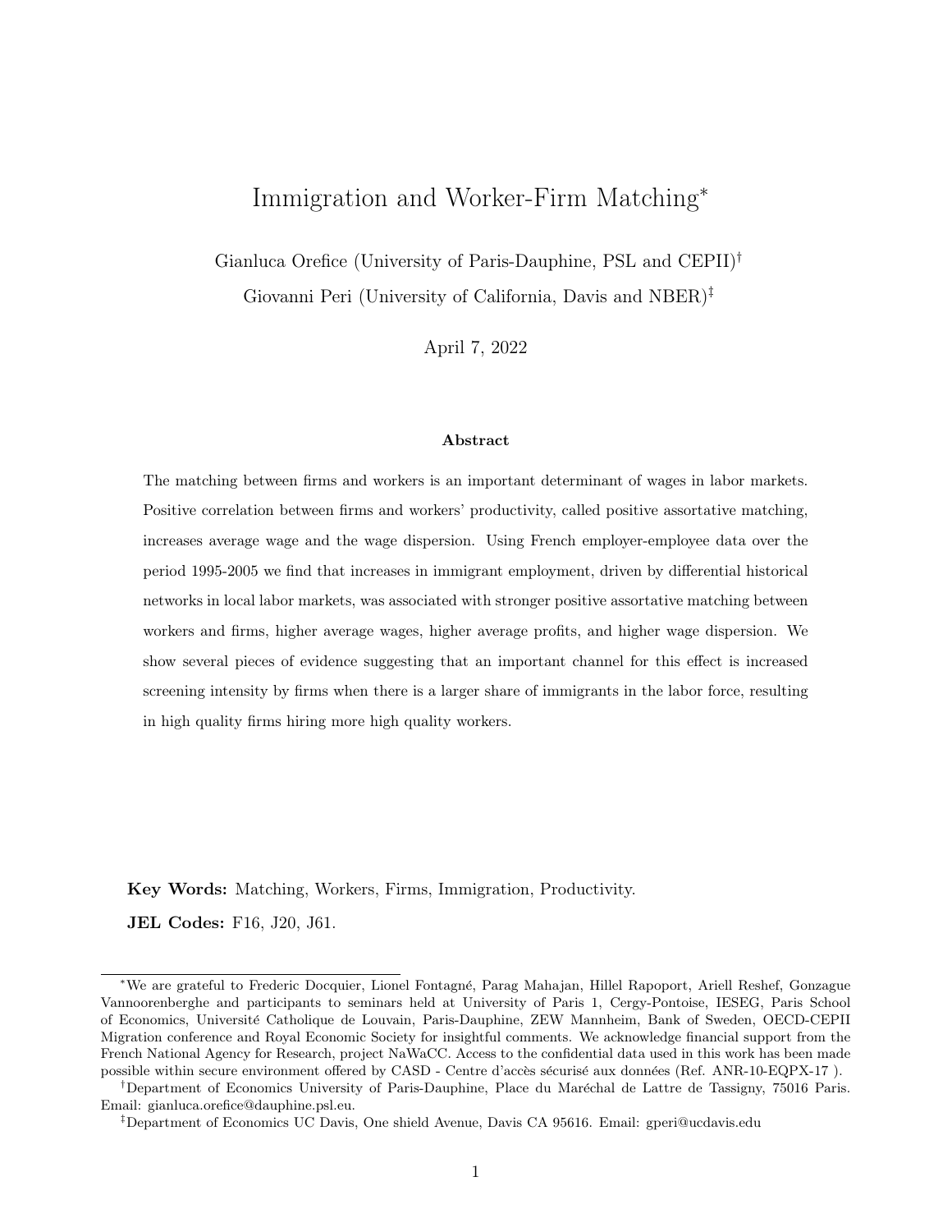# Immigration and Worker-Firm Matching*

Gianluca Orefice (University of Paris-Dauphine, PSL and CEPII)[†]

Giovanni Peri (University of California, Davis and NBER)[‡]

April 7, 2022

### Abstract

The matching between firms and workers is an important determinant of wages in labor markets. Positive correlation between firms and workers' productivity, called positive assortative matching, increases average wage and the wage dispersion. Using French employer-employee data over the period 1995-2005 we find that increases in immigrant employment, driven by differential historical networks in local labor markets, was associated with stronger positive assortative matching between workers and firms, higher average wages, higher average profits, and higher wage dispersion. We show several pieces of evidence suggesting that an important channel for this effect is increased screening intensity by firms when there is a larger share of immigrants in the labor force, resulting in high quality firms hiring more high quality workers.

**Key Words:** Matching, Workers, Firms, Immigration, Productivity.

**JEL Codes:** F16, J20, J61.

---

*We are grateful to Frederic Docquier, Lionel Fontagné, Parag Mahajan, Hillel Rapoport, Ariell Reshef, Gonzague Vannoorenberghe and participants to seminars held at University of Paris 1, Cergy-Pontoise, IESEG, Paris School of Economics, Université Catholique de Louvain, Paris-Dauphine, ZEW Mannheim, Bank of Sweden, OECD-CEPII Migration conference and Royal Economic Society for insightful comments. We acknowledge financial support from the French National Agency for Research, project NaWaCC. Access to the confidential data used in this work has been made possible within secure environment offered by CASD - Centre d'accès sécurisé aux données (Ref. ANR-10-EQPX-17 ).

[†]Department of Economics University of Paris-Dauphine, Place du Maréchal de Lattre de Tassigny, 75016 Paris. Email: gianluca.orefice@dauphine.psl.eu.

[‡]Department of Economics UC Davis, One shield Avenue, Davis CA 95616. Email: gperi@ucdavis.edu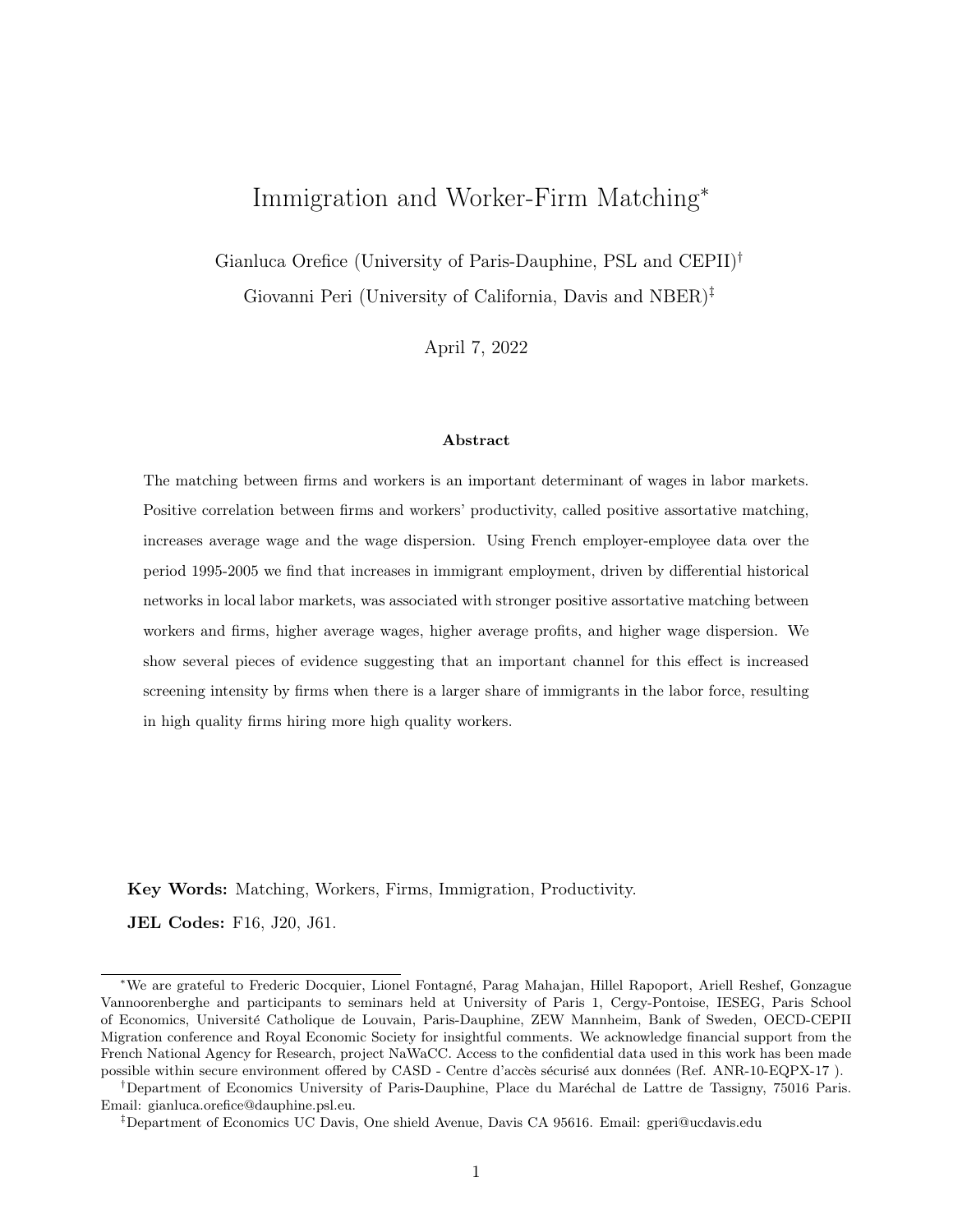# Immigration and Worker-Firm Matching*

Gianluca Orefice (University of Paris-Dauphine, PSL and CEPII)[†]

Giovanni Peri (University of California, Davis and NBER)[‡]

April 7, 2022

### Abstract

The matching between firms and workers is an important determinant of wages in labor markets. Positive correlation between firms and workers' productivity, called positive assortative matching, increases average wage and the wage dispersion. Using French employer-employee data over the period 1995-2005 we find that increases in immigrant employment, driven by differential historical networks in local labor markets, was associated with stronger positive assortative matching between workers and firms, higher average wages, higher average profits, and higher wage dispersion. We show several pieces of evidence suggesting that an important channel for this effect is increased screening intensity by firms when there is a larger share of immigrants in the labor force, resulting in high quality firms hiring more high quality workers.

**Key Words:** Matching, Workers, Firms, Immigration, Productivity.

**JEL Codes:** F16, J20, J61.

---

*We are grateful to Frederic Docquier, Lionel Fontagné, Parag Mahajan, Hillel Rapoport, Ariell Reshef, Gonzague Vannoorenberghe and participants to seminars held at University of Paris 1, Cergy-Pontoise, IESEG, Paris School of Economics, Université Catholique de Louvain, Paris-Dauphine, ZEW Mannheim, Bank of Sweden, OECD-CEPII Migration conference and Royal Economic Society for insightful comments. We acknowledge financial support from the French National Agency for Research, project NaWaCC. Access to the confidential data used in this work has been made possible within secure environment offered by CASD - Centre d'accès sécurisé aux données (Ref. ANR-10-EQPX-17 ).

[†]Department of Economics University of Paris-Dauphine, Place du Maréchal de Lattre de Tassigny, 75016 Paris. Email: gianluca.orefice@dauphine.psl.eu.

[‡]Department of Economics UC Davis, One shield Avenue, Davis CA 95616. Email: gperi@ucdavis.edu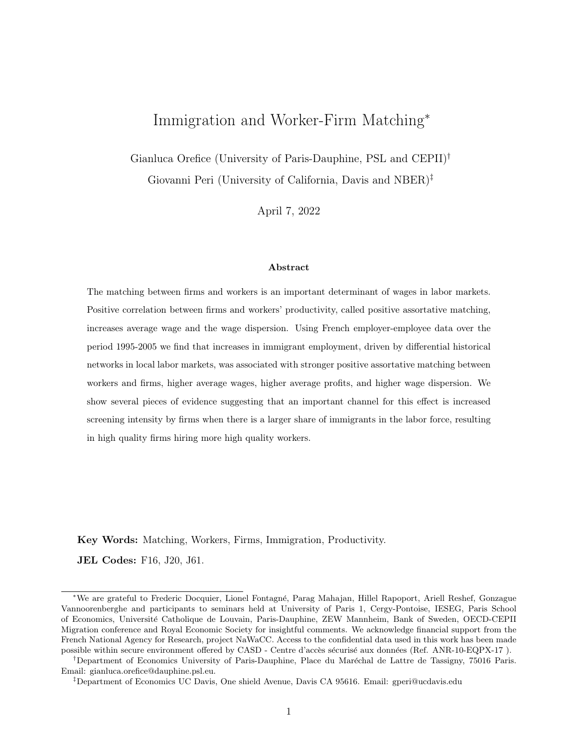# Immigration and Worker-Firm Matching*

Gianluca Orefice (University of Paris-Dauphine, PSL and CEPII)[†]

Giovanni Peri (University of California, Davis and NBER)[‡]

April 7, 2022

### Abstract

The matching between firms and workers is an important determinant of wages in labor markets. Positive correlation between firms and workers' productivity, called positive assortative matching, increases average wage and the wage dispersion. Using French employer-employee data over the period 1995-2005 we find that increases in immigrant employment, driven by differential historical networks in local labor markets, was associated with stronger positive assortative matching between workers and firms, higher average wages, higher average profits, and higher wage dispersion. We show several pieces of evidence suggesting that an important channel for this effect is increased screening intensity by firms when there is a larger share of immigrants in the labor force, resulting in high quality firms hiring more high quality workers.

**Key Words:** Matching, Workers, Firms, Immigration, Productivity.

**JEL Codes:** F16, J20, J61.

---

*We are grateful to Frederic Docquier, Lionel Fontagné, Parag Mahajan, Hillel Rapoport, Ariell Reshef, Gonzague Vannoorenberghe and participants to seminars held at University of Paris 1, Cergy-Pontoise, IESEG, Paris School of Economics, Université Catholique de Louvain, Paris-Dauphine, ZEW Mannheim, Bank of Sweden, OECD-CEPII Migration conference and Royal Economic Society for insightful comments. We acknowledge financial support from the French National Agency for Research, project NaWaCC. Access to the confidential data used in this work has been made possible within secure environment offered by CASD - Centre d'accès sécurisé aux données (Ref. ANR-10-EQPX-17 ).

[†]Department of Economics University of Paris-Dauphine, Place du Maréchal de Lattre de Tassigny, 75016 Paris. Email: gianluca.orefice@dauphine.psl.eu.

[‡]Department of Economics UC Davis, One shield Avenue, Davis CA 95616. Email: gperi@ucdavis.edu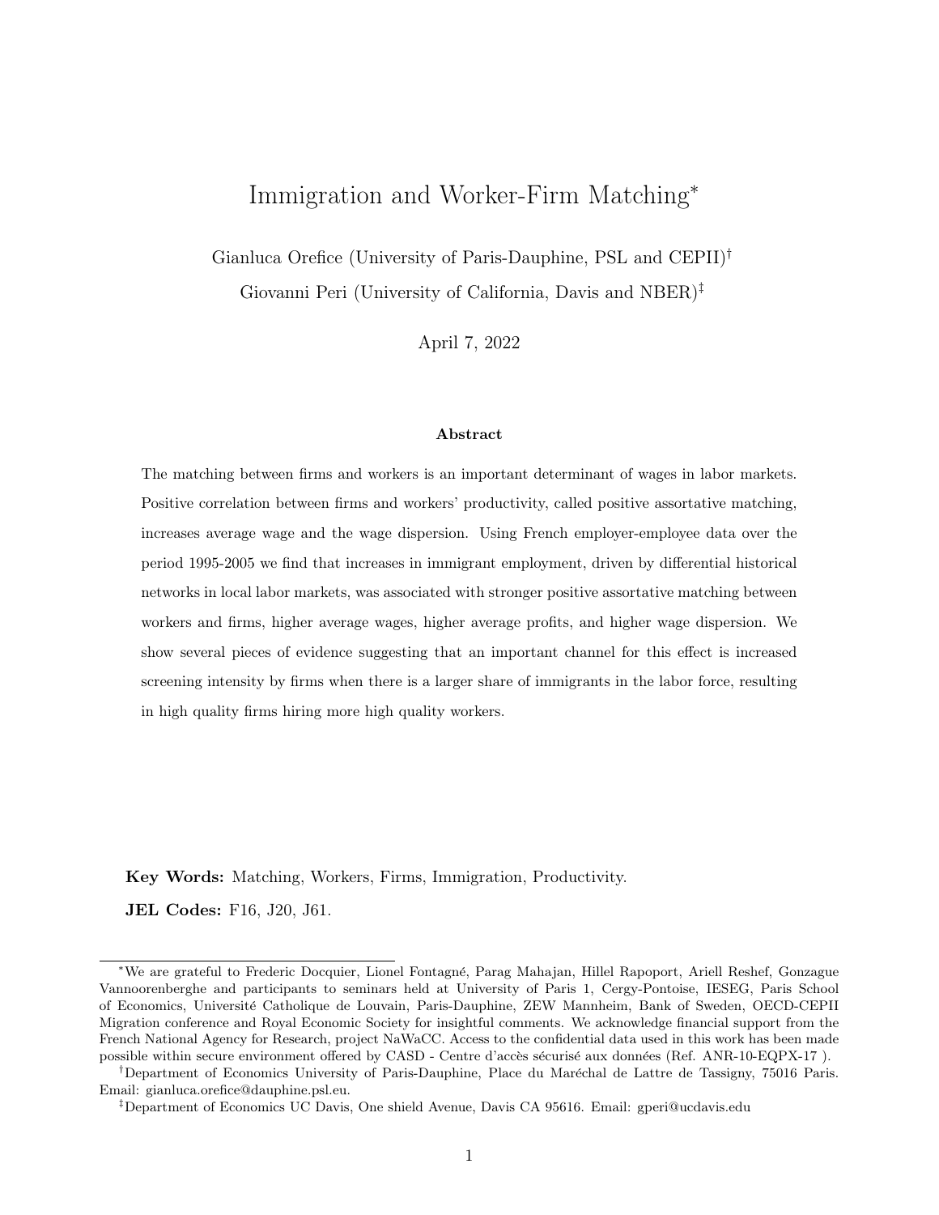# Immigration and Worker-Firm Matching*

Gianluca Orefice (University of Paris-Dauphine, PSL and CEPII)[†]

Giovanni Peri (University of California, Davis and NBER)[‡]

April 7, 2022

### Abstract

The matching between firms and workers is an important determinant of wages in labor markets. Positive correlation between firms and workers' productivity, called positive assortative matching, increases average wage and the wage dispersion. Using French employer-employee data over the period 1995-2005 we find that increases in immigrant employment, driven by differential historical networks in local labor markets, was associated with stronger positive assortative matching between workers and firms, higher average wages, higher average profits, and higher wage dispersion. We show several pieces of evidence suggesting that an important channel for this effect is increased screening intensity by firms when there is a larger share of immigrants in the labor force, resulting in high quality firms hiring more high quality workers.

**Key Words:** Matching, Workers, Firms, Immigration, Productivity.

**JEL Codes:** F16, J20, J61.

---

*We are grateful to Frederic Docquier, Lionel Fontagné, Parag Mahajan, Hillel Rapoport, Ariell Reshef, Gonzague Vannoorenberghe and participants to seminars held at University of Paris 1, Cergy-Pontoise, IESEG, Paris School of Economics, Université Catholique de Louvain, Paris-Dauphine, ZEW Mannheim, Bank of Sweden, OECD-CEPII Migration conference and Royal Economic Society for insightful comments. We acknowledge financial support from the French National Agency for Research, project NaWaCC. Access to the confidential data used in this work has been made possible within secure environment offered by CASD - Centre d'accès sécurisé aux données (Ref. ANR-10-EQPX-17 ).

[†]Department of Economics University of Paris-Dauphine, Place du Maréchal de Lattre de Tassigny, 75016 Paris. Email: gianluca.orefice@dauphine.psl.eu.

[‡]Department of Economics UC Davis, One shield Avenue, Davis CA 95616. Email: gperi@ucdavis.edu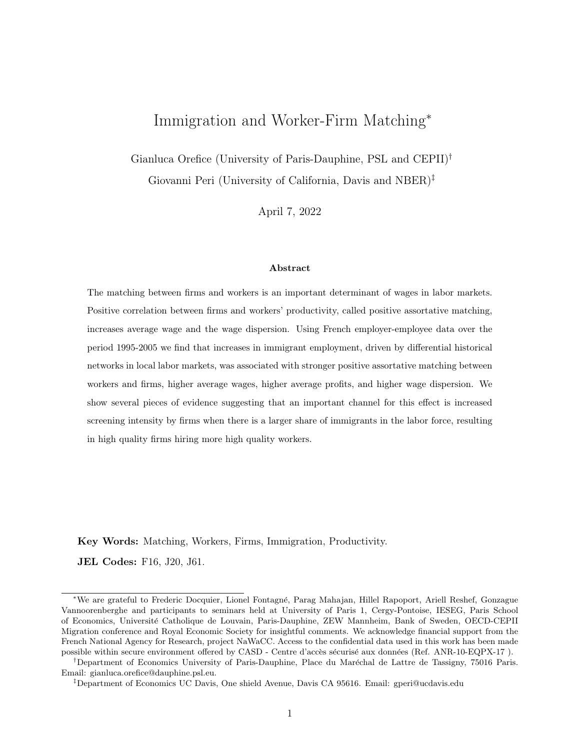# Immigration and Worker-Firm Matching*

Gianluca Orefice (University of Paris-Dauphine, PSL and CEPII)[†]

Giovanni Peri (University of California, Davis and NBER)[‡]

April 7, 2022

### Abstract

The matching between firms and workers is an important determinant of wages in labor markets. Positive correlation between firms and workers' productivity, called positive assortative matching, increases average wage and the wage dispersion. Using French employer-employee data over the period 1995-2005 we find that increases in immigrant employment, driven by differential historical networks in local labor markets, was associated with stronger positive assortative matching between workers and firms, higher average wages, higher average profits, and higher wage dispersion. We show several pieces of evidence suggesting that an important channel for this effect is increased screening intensity by firms when there is a larger share of immigrants in the labor force, resulting in high quality firms hiring more high quality workers.

**Key Words:** Matching, Workers, Firms, Immigration, Productivity.

**JEL Codes:** F16, J20, J61.

---

*We are grateful to Frederic Docquier, Lionel Fontagné, Parag Mahajan, Hillel Rapoport, Ariell Reshef, Gonzague Vannoorenberghe and participants to seminars held at University of Paris 1, Cergy-Pontoise, IESEG, Paris School of Economics, Université Catholique de Louvain, Paris-Dauphine, ZEW Mannheim, Bank of Sweden, OECD-CEPII Migration conference and Royal Economic Society for insightful comments. We acknowledge financial support from the French National Agency for Research, project NaWaCC. Access to the confidential data used in this work has been made possible within secure environment offered by CASD - Centre d'accès sécurisé aux données (Ref. ANR-10-EQPX-17 ).

[†]Department of Economics University of Paris-Dauphine, Place du Maréchal de Lattre de Tassigny, 75016 Paris. Email: gianluca.orefice@dauphine.psl.eu.

[‡]Department of Economics UC Davis, One shield Avenue, Davis CA 95616. Email: gperi@ucdavis.edu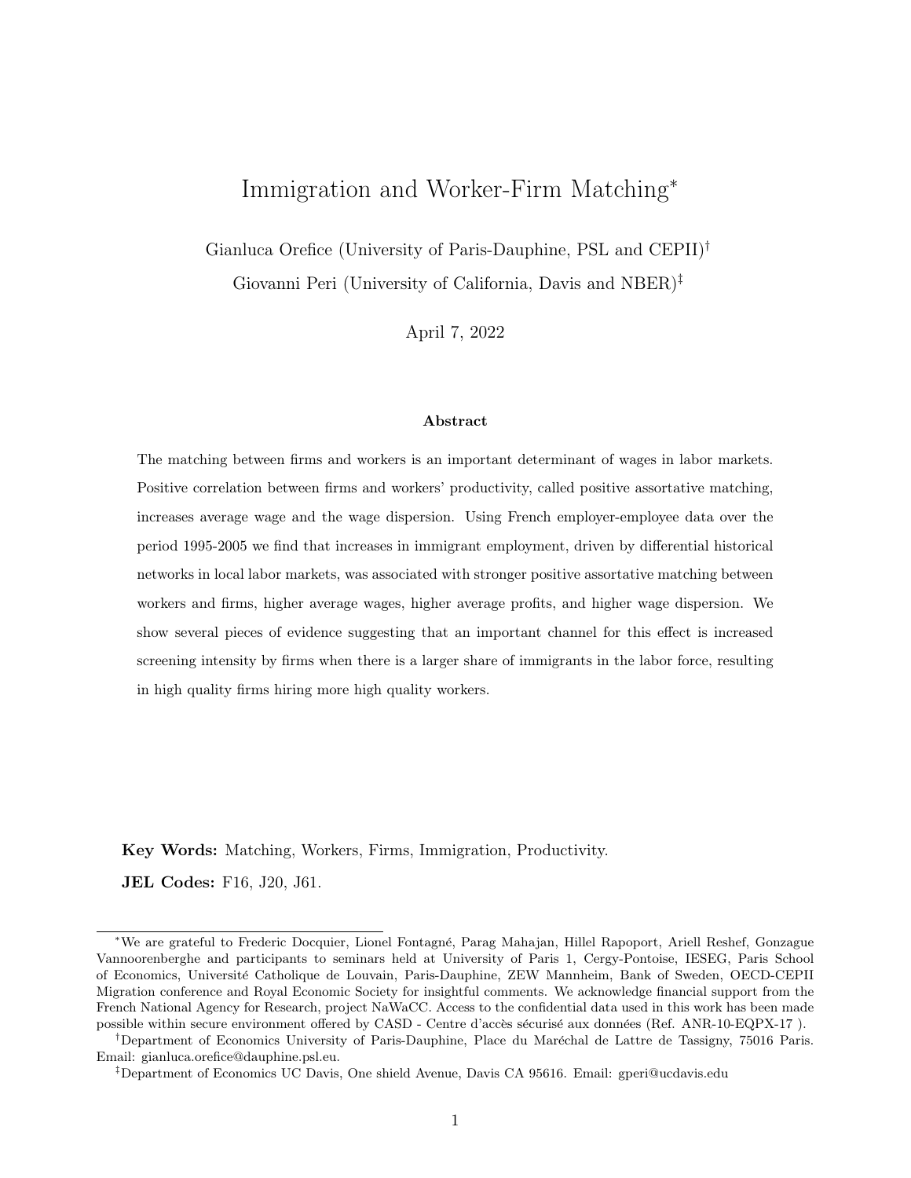# Immigration and Worker-Firm Matching*

Gianluca Orefice (University of Paris-Dauphine, PSL and CEPII)[†]

Giovanni Peri (University of California, Davis and NBER)[‡]

April 7, 2022

### Abstract

The matching between firms and workers is an important determinant of wages in labor markets. Positive correlation between firms and workers' productivity, called positive assortative matching, increases average wage and the wage dispersion. Using French employer-employee data over the period 1995-2005 we find that increases in immigrant employment, driven by differential historical networks in local labor markets, was associated with stronger positive assortative matching between workers and firms, higher average wages, higher average profits, and higher wage dispersion. We show several pieces of evidence suggesting that an important channel for this effect is increased screening intensity by firms when there is a larger share of immigrants in the labor force, resulting in high quality firms hiring more high quality workers.

**Key Words:** Matching, Workers, Firms, Immigration, Productivity.

**JEL Codes:** F16, J20, J61.

---

*We are grateful to Frederic Docquier, Lionel Fontagné, Parag Mahajan, Hillel Rapoport, Ariell Reshef, Gonzague Vannoorenberghe and participants to seminars held at University of Paris 1, Cergy-Pontoise, IESEG, Paris School of Economics, Université Catholique de Louvain, Paris-Dauphine, ZEW Mannheim, Bank of Sweden, OECD-CEPII Migration conference and Royal Economic Society for insightful comments. We acknowledge financial support from the French National Agency for Research, project NaWaCC. Access to the confidential data used in this work has been made possible within secure environment offered by CASD - Centre d'accès sécurisé aux données (Ref. ANR-10-EQPX-17 ).

[†]Department of Economics University of Paris-Dauphine, Place du Maréchal de Lattre de Tassigny, 75016 Paris. Email: gianluca.orefice@dauphine.psl.eu.

[‡]Department of Economics UC Davis, One shield Avenue, Davis CA 95616. Email: gperi@ucdavis.edu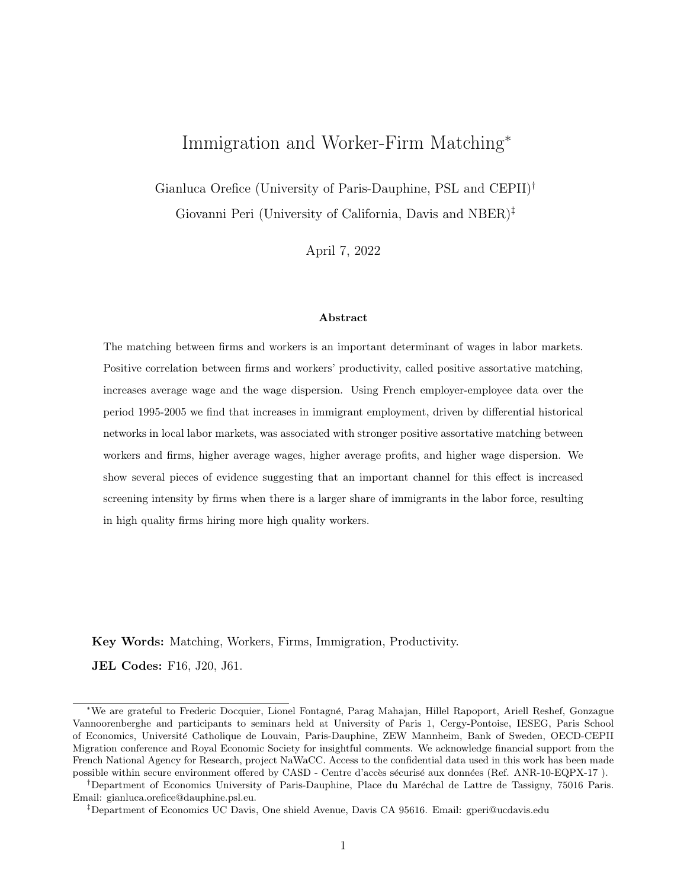# Immigration and Worker-Firm Matching*

Gianluca Orefice (University of Paris-Dauphine, PSL and CEPII)†

Giovanni Peri (University of California, Davis and NBER)‡

April 7, 2022

### Abstract

The matching between firms and workers is an important determinant of wages in labor markets. Positive correlation between firms and workers' productivity, called positive assortative matching, increases average wage and the wage dispersion. Using French employer-employee data over the period 1995-2005 we find that increases in immigrant employment, driven by differential historical networks in local labor markets, was associated with stronger positive assortative matching between workers and firms, higher average wages, higher average profits, and higher wage dispersion. We show several pieces of evidence suggesting that an important channel for this effect is increased screening intensity by firms when there is a larger share of immigrants in the labor force, resulting in high quality firms hiring more high quality workers.

**Key Words:** Matching, Workers, Firms, Immigration, Productivity.

**JEL Codes:** F16, J20, J61.

---

*We are grateful to Frederic Docquier, Lionel Fontagné, Parag Mahajan, Hillel Rapoport, Ariell Reshef, Gonzague Vannoorenberghe and participants to seminars held at University of Paris 1, Cergy-Pontoise, IESEG, Paris School of Economics, Université Catholique de Louvain, Paris-Dauphine, ZEW Mannheim, Bank of Sweden, OECD-CEPII Migration conference and Royal Economic Society for insightful comments. We acknowledge financial support from the French National Agency for Research, project NaWaCC. Access to the confidential data used in this work has been made possible within secure environment offered by CASD - Centre d'accès sécurisé aux données (Ref. ANR-10-EQPX-17 ).

†Department of Economics University of Paris-Dauphine, Place du Maréchal de Lattre de Tassigny, 75016 Paris. Email: gianluca.orefice@dauphine.psl.eu.

‡Department of Economics UC Davis, One shield Avenue, Davis CA 95616. Email: gperi@ucdavis.edu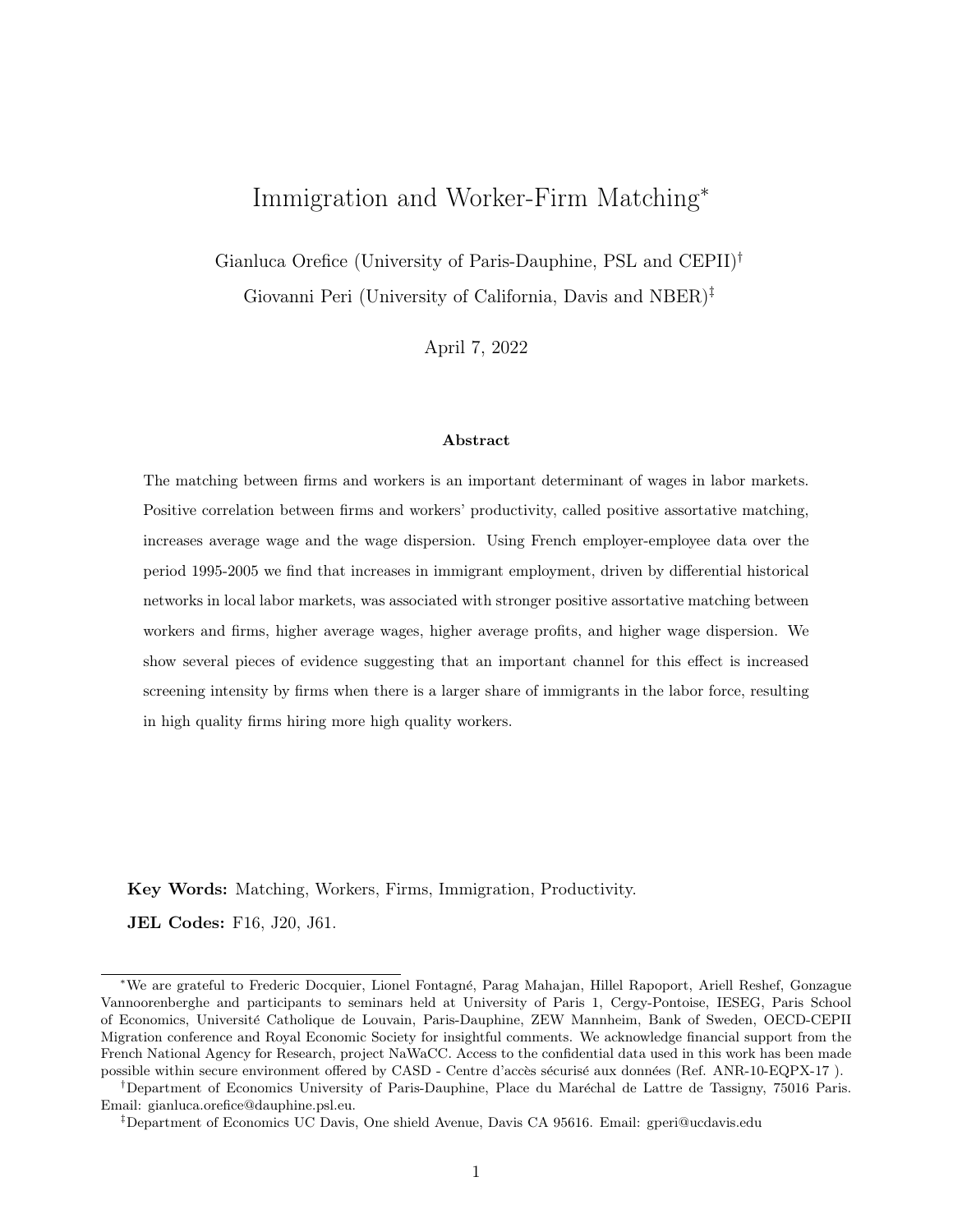# Immigration and Worker-Firm Matching*

Gianluca Orefice (University of Paris-Dauphine, PSL and CEPII)[†]

Giovanni Peri (University of California, Davis and NBER)[‡]

April 7, 2022

### Abstract

The matching between firms and workers is an important determinant of wages in labor markets. Positive correlation between firms and workers' productivity, called positive assortative matching, increases average wage and the wage dispersion. Using French employer-employee data over the period 1995-2005 we find that increases in immigrant employment, driven by differential historical networks in local labor markets, was associated with stronger positive assortative matching between workers and firms, higher average wages, higher average profits, and higher wage dispersion. We show several pieces of evidence suggesting that an important channel for this effect is increased screening intensity by firms when there is a larger share of immigrants in the labor force, resulting in high quality firms hiring more high quality workers.

**Key Words:** Matching, Workers, Firms, Immigration, Productivity.

**JEL Codes:** F16, J20, J61.

---

*We are grateful to Frederic Docquier, Lionel Fontagné, Parag Mahajan, Hillel Rapoport, Ariell Reshef, Gonzague Vannoorenberghe and participants to seminars held at University of Paris 1, Cergy-Pontoise, IESEG, Paris School of Economics, Université Catholique de Louvain, Paris-Dauphine, ZEW Mannheim, Bank of Sweden, OECD-CEPII Migration conference and Royal Economic Society for insightful comments. We acknowledge financial support from the French National Agency for Research, project NaWaCC. Access to the confidential data used in this work has been made possible within secure environment offered by CASD - Centre d'accès sécurisé aux données (Ref. ANR-10-EQPX-17 ).

[†]Department of Economics University of Paris-Dauphine, Place du Maréchal de Lattre de Tassigny, 75016 Paris. Email: gianluca.orefice@dauphine.psl.eu.

[‡]Department of Economics UC Davis, One shield Avenue, Davis CA 95616. Email: gperi@ucdavis.edu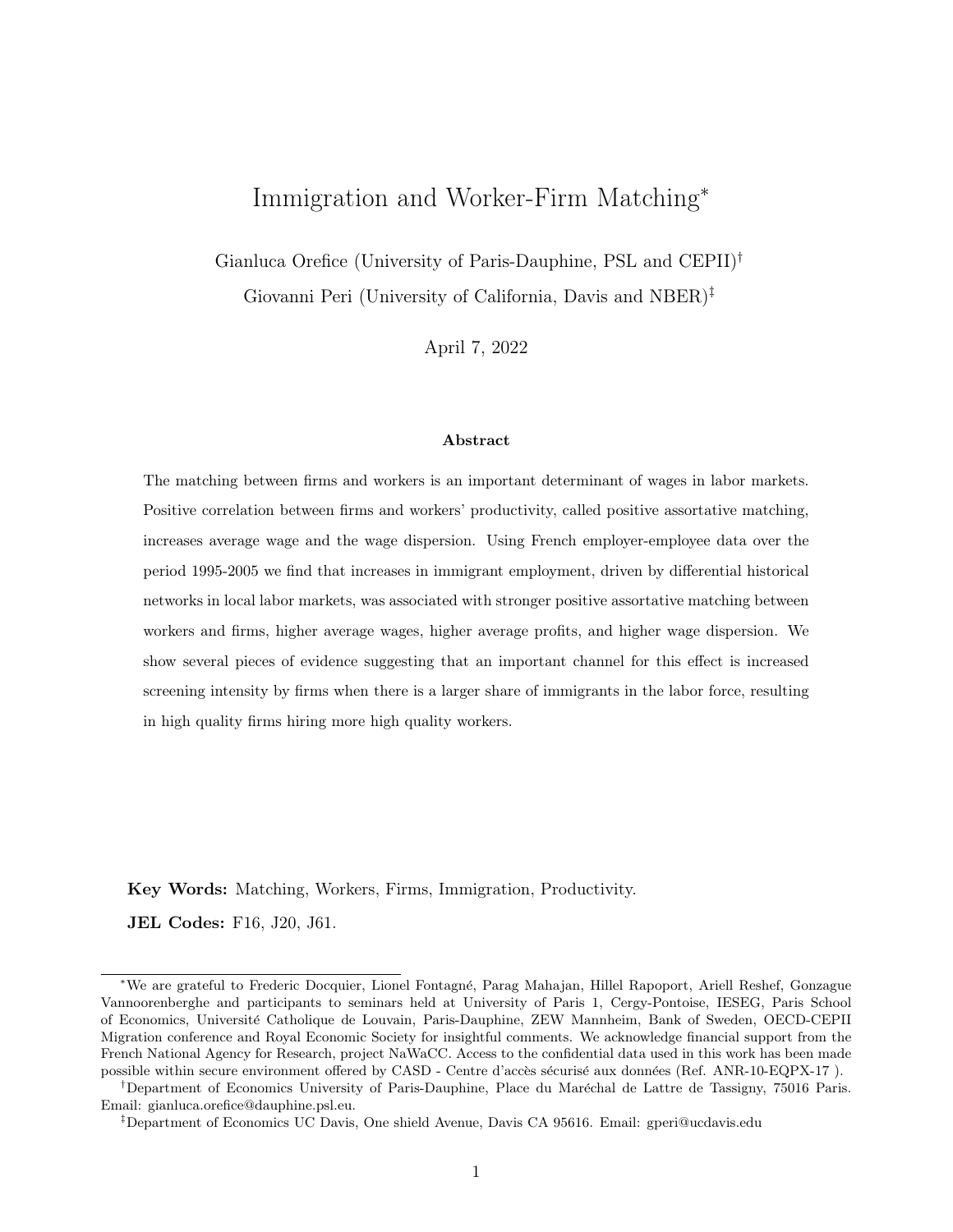# Immigration and Worker-Firm Matching*

Gianluca Orefice (University of Paris-Dauphine, PSL and CEPII)[†]

Giovanni Peri (University of California, Davis and NBER)[‡]

April 7, 2022

### Abstract

The matching between firms and workers is an important determinant of wages in labor markets. Positive correlation between firms and workers' productivity, called positive assortative matching, increases average wage and the wage dispersion. Using French employer-employee data over the period 1995-2005 we find that increases in immigrant employment, driven by differential historical networks in local labor markets, was associated with stronger positive assortative matching between workers and firms, higher average wages, higher average profits, and higher wage dispersion. We show several pieces of evidence suggesting that an important channel for this effect is increased screening intensity by firms when there is a larger share of immigrants in the labor force, resulting in high quality firms hiring more high quality workers.

**Key Words:** Matching, Workers, Firms, Immigration, Productivity.

**JEL Codes:** F16, J20, J61.

---

*We are grateful to Frederic Docquier, Lionel Fontagné, Parag Mahajan, Hillel Rapoport, Ariell Reshef, Gonzague Vannoorenberghe and participants to seminars held at University of Paris 1, Cergy-Pontoise, IESEG, Paris School of Economics, Université Catholique de Louvain, Paris-Dauphine, ZEW Mannheim, Bank of Sweden, OECD-CEPII Migration conference and Royal Economic Society for insightful comments. We acknowledge financial support from the French National Agency for Research, project NaWaCC. Access to the confidential data used in this work has been made possible within secure environment offered by CASD - Centre d'accès sécurisé aux données (Ref. ANR-10-EQPX-17 ).

[†]Department of Economics University of Paris-Dauphine, Place du Maréchal de Lattre de Tassigny, 75016 Paris. Email: gianluca.orefice@dauphine.psl.eu.

[‡]Department of Economics UC Davis, One shield Avenue, Davis CA 95616. Email: gperi@ucdavis.edu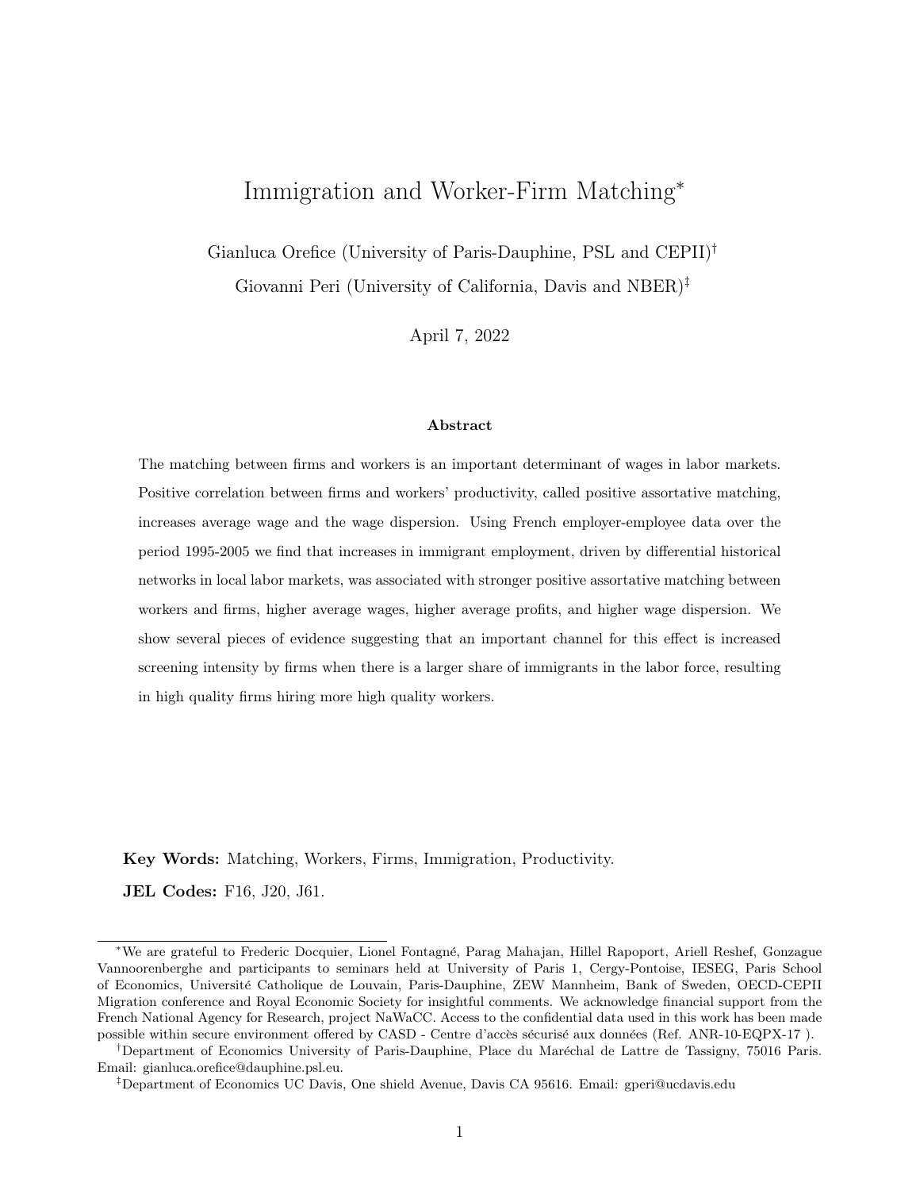# Immigration and Worker-Firm Matching*

Gianluca Orefice (University of Paris-Dauphine, PSL and CEPII)[†]

Giovanni Peri (University of California, Davis and NBER)[‡]

April 7, 2022

### Abstract

The matching between firms and workers is an important determinant of wages in labor markets. Positive correlation between firms and workers' productivity, called positive assortative matching, increases average wage and the wage dispersion. Using French employer-employee data over the period 1995-2005 we find that increases in immigrant employment, driven by differential historical networks in local labor markets, was associated with stronger positive assortative matching between workers and firms, higher average wages, higher average profits, and higher wage dispersion. We show several pieces of evidence suggesting that an important channel for this effect is increased screening intensity by firms when there is a larger share of immigrants in the labor force, resulting in high quality firms hiring more high quality workers.

**Key Words:** Matching, Workers, Firms, Immigration, Productivity.

**JEL Codes:** F16, J20, J61.

---

*We are grateful to Frederic Docquier, Lionel Fontagné, Parag Mahajan, Hillel Rapoport, Ariell Reshef, Gonzague Vannoorenberghe and participants to seminars held at University of Paris 1, Cergy-Pontoise, IESEG, Paris School of Economics, Université Catholique de Louvain, Paris-Dauphine, ZEW Mannheim, Bank of Sweden, OECD-CEPII Migration conference and Royal Economic Society for insightful comments. We acknowledge financial support from the French National Agency for Research, project NaWaCC. Access to the confidential data used in this work has been made possible within secure environment offered by CASD - Centre d'accès sécurisé aux données (Ref. ANR-10-EQPX-17 ).

[†]Department of Economics University of Paris-Dauphine, Place du Maréchal de Lattre de Tassigny, 75016 Paris. Email: gianluca.orefice@dauphine.psl.eu.

[‡]Department of Economics UC Davis, One shield Avenue, Davis CA 95616. Email: gperi@ucdavis.edu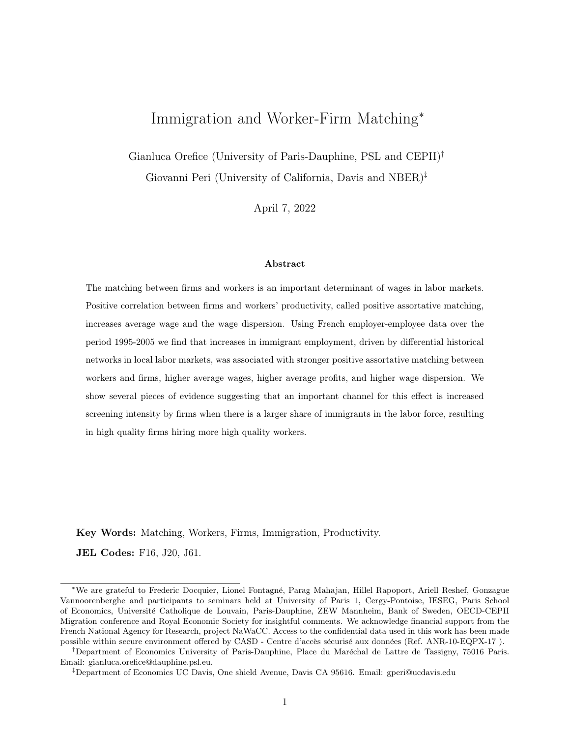# Immigration and Worker-Firm Matching*

Gianluca Orefice (University of Paris-Dauphine, PSL and CEPII)[†]

Giovanni Peri (University of California, Davis and NBER)[‡]

April 7, 2022

### Abstract

The matching between firms and workers is an important determinant of wages in labor markets. Positive correlation between firms and workers' productivity, called positive assortative matching, increases average wage and the wage dispersion. Using French employer-employee data over the period 1995-2005 we find that increases in immigrant employment, driven by differential historical networks in local labor markets, was associated with stronger positive assortative matching between workers and firms, higher average wages, higher average profits, and higher wage dispersion. We show several pieces of evidence suggesting that an important channel for this effect is increased screening intensity by firms when there is a larger share of immigrants in the labor force, resulting in high quality firms hiring more high quality workers.

**Key Words:** Matching, Workers, Firms, Immigration, Productivity.

**JEL Codes:** F16, J20, J61.

---

*We are grateful to Frederic Docquier, Lionel Fontagné, Parag Mahajan, Hillel Rapoport, Ariell Reshef, Gonzague Vannoorenberghe and participants to seminars held at University of Paris 1, Cergy-Pontoise, IESEG, Paris School of Economics, Université Catholique de Louvain, Paris-Dauphine, ZEW Mannheim, Bank of Sweden, OECD-CEPII Migration conference and Royal Economic Society for insightful comments. We acknowledge financial support from the French National Agency for Research, project NaWaCC. Access to the confidential data used in this work has been made possible within secure environment offered by CASD - Centre d'accès sécurisé aux données (Ref. ANR-10-EQPX-17 ).

[†]Department of Economics University of Paris-Dauphine, Place du Maréchal de Lattre de Tassigny, 75016 Paris. Email: gianluca.orefice@dauphine.psl.eu.

[‡]Department of Economics UC Davis, One shield Avenue, Davis CA 95616. Email: gperi@ucdavis.edu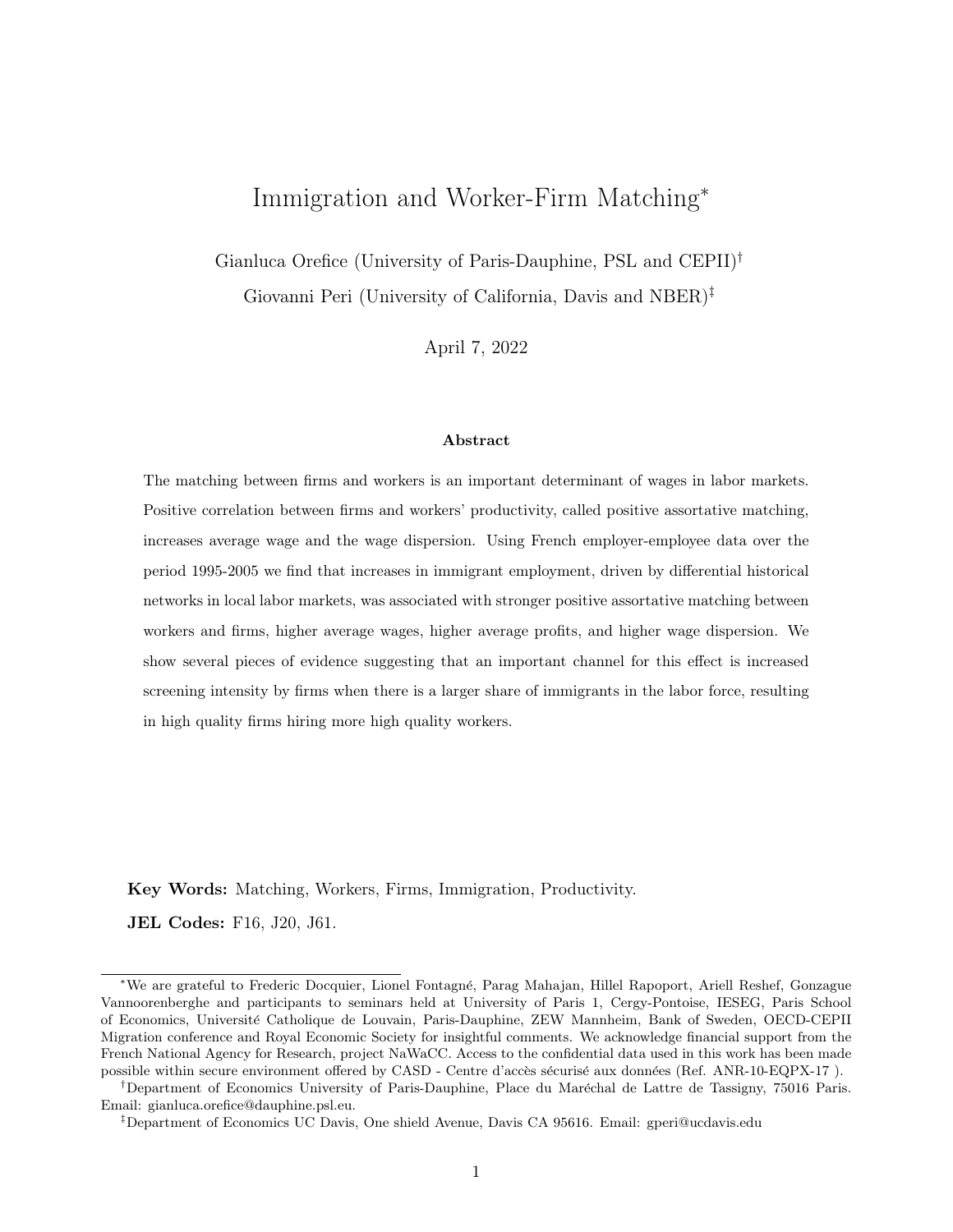# Immigration and Worker-Firm Matching*

Gianluca Orefice (University of Paris-Dauphine, PSL and CEPII)[†]

Giovanni Peri (University of California, Davis and NBER)[‡]

April 7, 2022

### Abstract

The matching between firms and workers is an important determinant of wages in labor markets. Positive correlation between firms and workers' productivity, called positive assortative matching, increases average wage and the wage dispersion. Using French employer-employee data over the period 1995-2005 we find that increases in immigrant employment, driven by differential historical networks in local labor markets, was associated with stronger positive assortative matching between workers and firms, higher average wages, higher average profits, and higher wage dispersion. We show several pieces of evidence suggesting that an important channel for this effect is increased screening intensity by firms when there is a larger share of immigrants in the labor force, resulting in high quality firms hiring more high quality workers.

**Key Words:** Matching, Workers, Firms, Immigration, Productivity.

**JEL Codes:** F16, J20, J61.

---

*We are grateful to Frederic Docquier, Lionel Fontagné, Parag Mahajan, Hillel Rapoport, Ariell Reshef, Gonzague Vannoorenberghe and participants to seminars held at University of Paris 1, Cergy-Pontoise, IESEG, Paris School of Economics, Université Catholique de Louvain, Paris-Dauphine, ZEW Mannheim, Bank of Sweden, OECD-CEPII Migration conference and Royal Economic Society for insightful comments. We acknowledge financial support from the French National Agency for Research, project NaWaCC. Access to the confidential data used in this work has been made possible within secure environment offered by CASD - Centre d'accès sécurisé aux données (Ref. ANR-10-EQPX-17 ).

[†]Department of Economics University of Paris-Dauphine, Place du Maréchal de Lattre de Tassigny, 75016 Paris. Email: gianluca.orefice@dauphine.psl.eu.

[‡]Department of Economics UC Davis, One shield Avenue, Davis CA 95616. Email: gperi@ucdavis.edu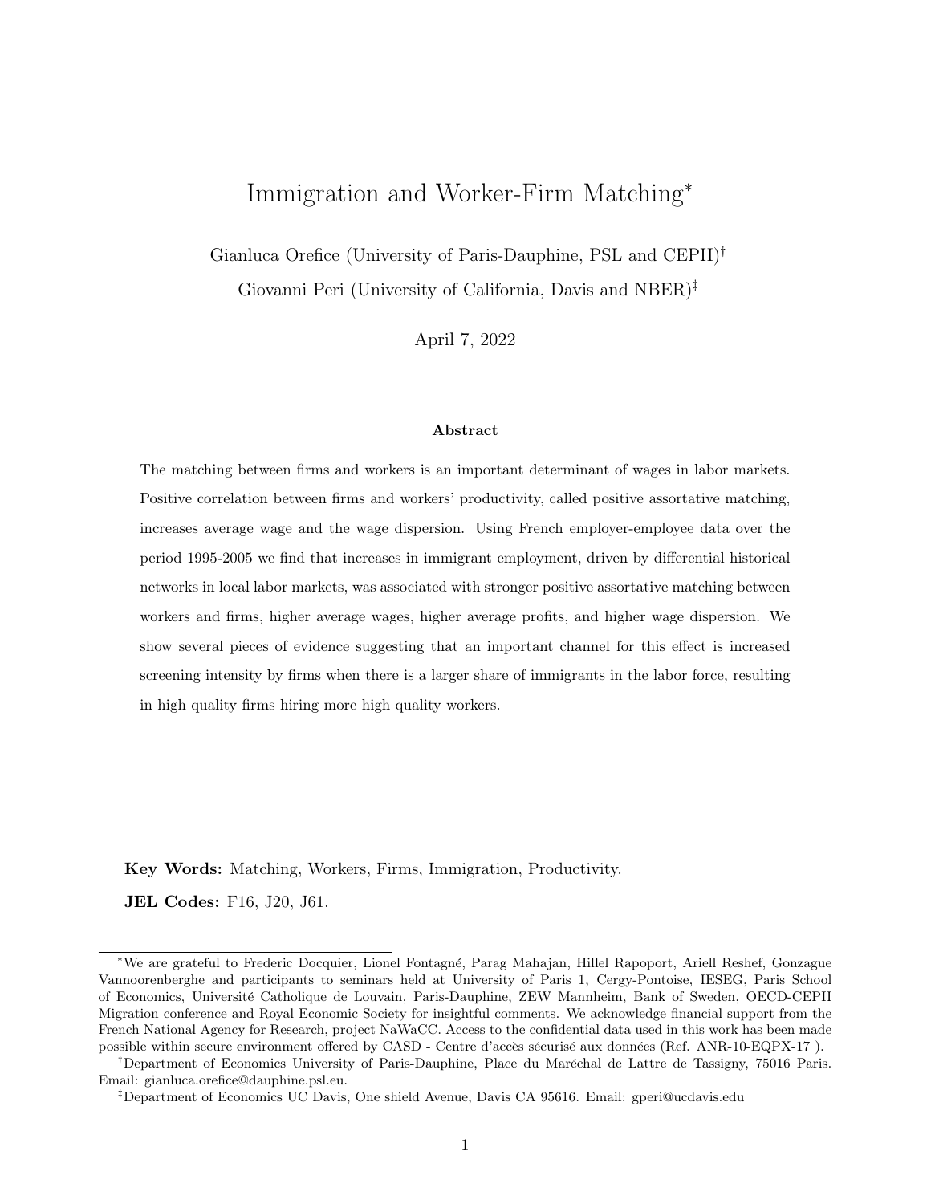# Immigration and Worker-Firm Matching*

Gianluca Orefice (University of Paris-Dauphine, PSL and CEPII)[†]

Giovanni Peri (University of California, Davis and NBER)[‡]

April 7, 2022

### Abstract

The matching between firms and workers is an important determinant of wages in labor markets. Positive correlation between firms and workers' productivity, called positive assortative matching, increases average wage and the wage dispersion. Using French employer-employee data over the period 1995-2005 we find that increases in immigrant employment, driven by differential historical networks in local labor markets, was associated with stronger positive assortative matching between workers and firms, higher average wages, higher average profits, and higher wage dispersion. We show several pieces of evidence suggesting that an important channel for this effect is increased screening intensity by firms when there is a larger share of immigrants in the labor force, resulting in high quality firms hiring more high quality workers.

**Key Words:** Matching, Workers, Firms, Immigration, Productivity.

**JEL Codes:** F16, J20, J61.

---

*We are grateful to Frederic Docquier, Lionel Fontagné, Parag Mahajan, Hillel Rapoport, Ariell Reshef, Gonzague Vannoorenberghe and participants to seminars held at University of Paris 1, Cergy-Pontoise, IESEG, Paris School of Economics, Université Catholique de Louvain, Paris-Dauphine, ZEW Mannheim, Bank of Sweden, OECD-CEPII Migration conference and Royal Economic Society for insightful comments. We acknowledge financial support from the French National Agency for Research, project NaWaCC. Access to the confidential data used in this work has been made possible within secure environment offered by CASD - Centre d'accès sécurisé aux données (Ref. ANR-10-EQPX-17 ).

[†]Department of Economics University of Paris-Dauphine, Place du Maréchal de Lattre de Tassigny, 75016 Paris. Email: gianluca.orefice@dauphine.psl.eu.

[‡]Department of Economics UC Davis, One shield Avenue, Davis CA 95616. Email: gperi@ucdavis.edu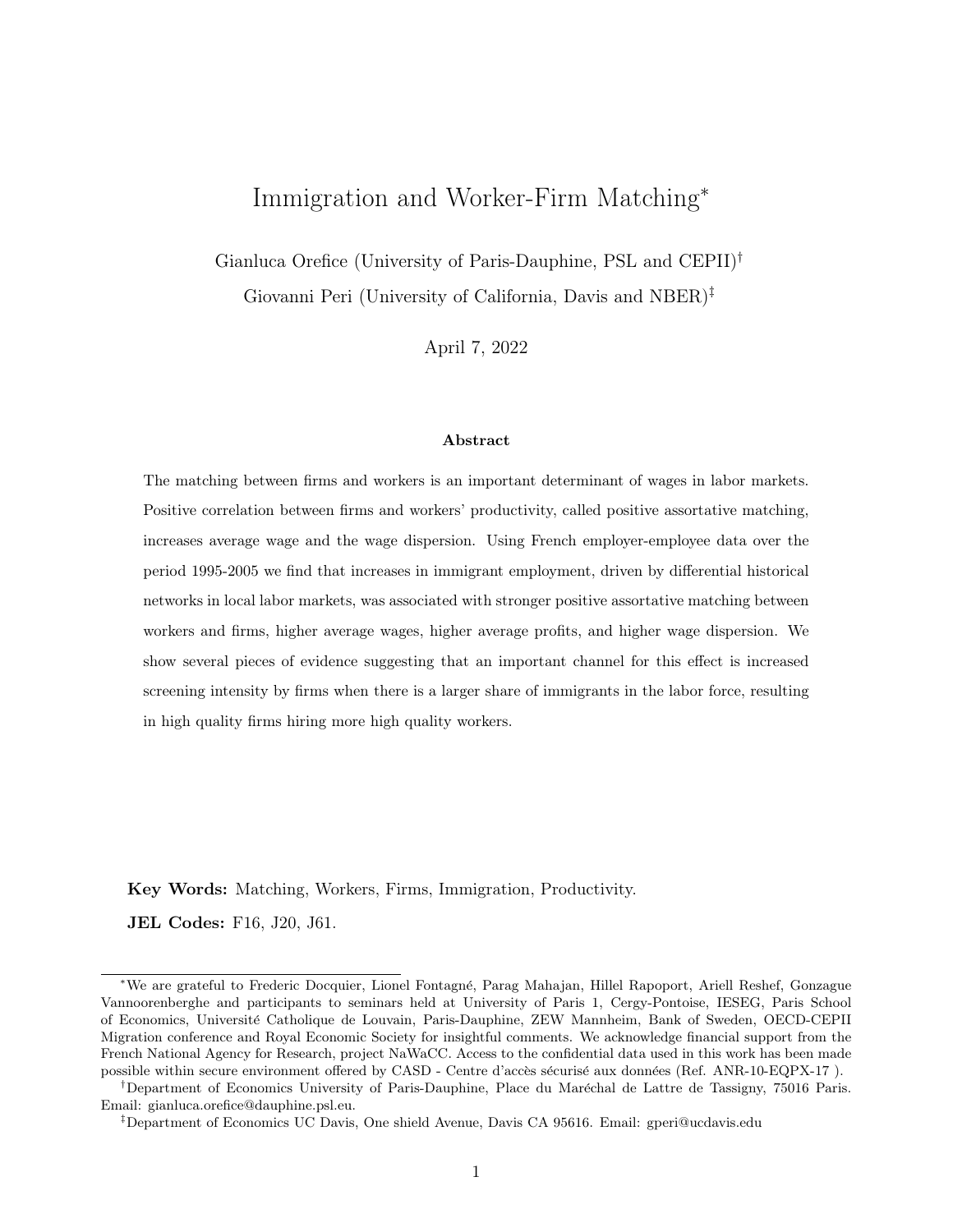# Immigration and Worker-Firm Matching*

Gianluca Orefice (University of Paris-Dauphine, PSL and CEPII)[†]

Giovanni Peri (University of California, Davis and NBER)[‡]

April 7, 2022

### Abstract

The matching between firms and workers is an important determinant of wages in labor markets. Positive correlation between firms and workers' productivity, called positive assortative matching, increases average wage and the wage dispersion. Using French employer-employee data over the period 1995-2005 we find that increases in immigrant employment, driven by differential historical networks in local labor markets, was associated with stronger positive assortative matching between workers and firms, higher average wages, higher average profits, and higher wage dispersion. We show several pieces of evidence suggesting that an important channel for this effect is increased screening intensity by firms when there is a larger share of immigrants in the labor force, resulting in high quality firms hiring more high quality workers.

**Key Words:** Matching, Workers, Firms, Immigration, Productivity.

**JEL Codes:** F16, J20, J61.

---

*We are grateful to Frederic Docquier, Lionel Fontagné, Parag Mahajan, Hillel Rapoport, Ariell Reshef, Gonzague Vannoorenberghe and participants to seminars held at University of Paris 1, Cergy-Pontoise, IESEG, Paris School of Economics, Université Catholique de Louvain, Paris-Dauphine, ZEW Mannheim, Bank of Sweden, OECD-CEPII Migration conference and Royal Economic Society for insightful comments. We acknowledge financial support from the French National Agency for Research, project NaWaCC. Access to the confidential data used in this work has been made possible within secure environment offered by CASD - Centre d'accès sécurisé aux données (Ref. ANR-10-EQPX-17 ).

[†]Department of Economics University of Paris-Dauphine, Place du Maréchal de Lattre de Tassigny, 75016 Paris. Email: gianluca.orefice@dauphine.psl.eu.

[‡]Department of Economics UC Davis, One shield Avenue, Davis CA 95616. Email: gperi@ucdavis.edu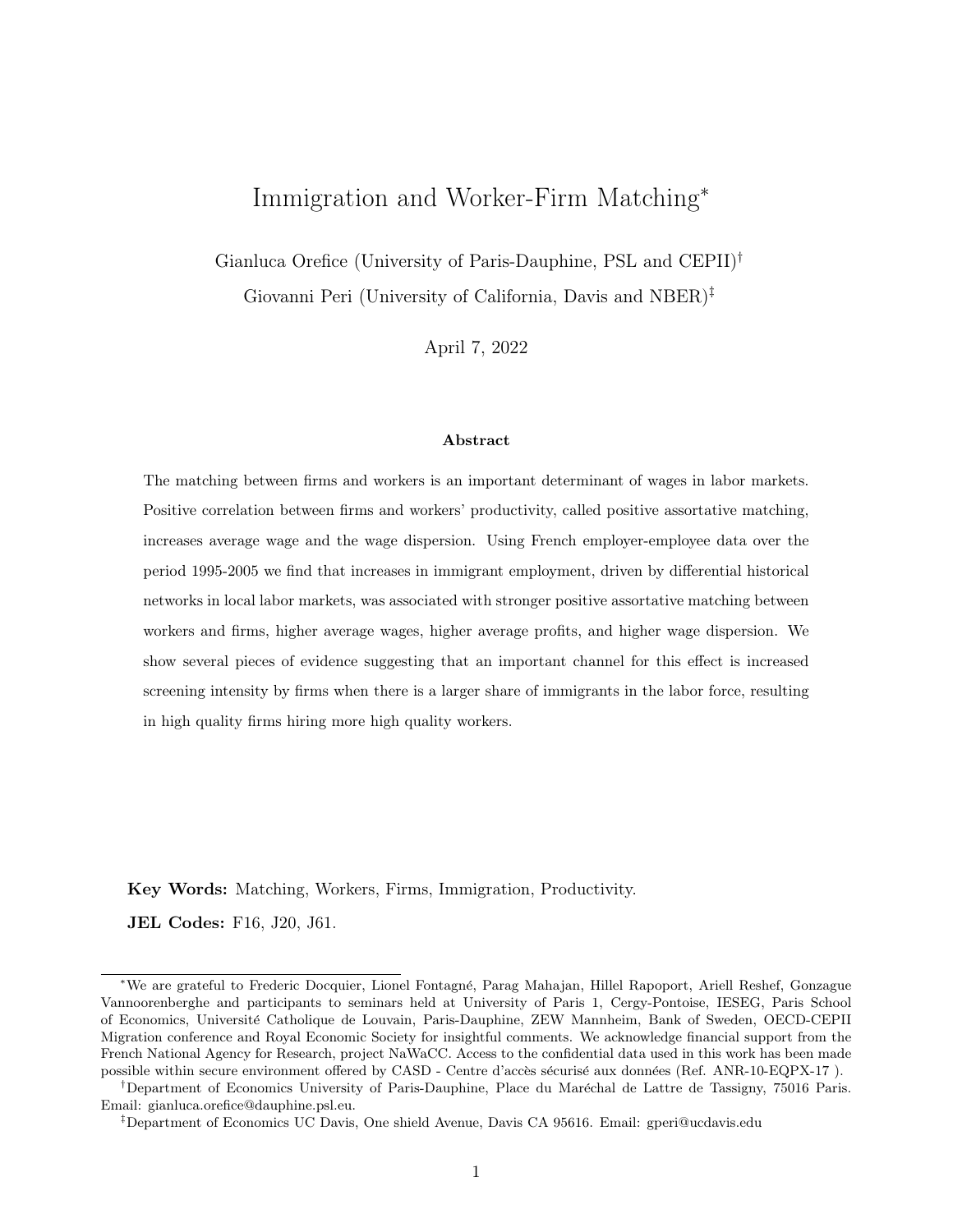# Immigration and Worker-Firm Matching*

Gianluca Orefice (University of Paris-Dauphine, PSL and CEPII)[†]

Giovanni Peri (University of California, Davis and NBER)[‡]

April 7, 2022

### Abstract

The matching between firms and workers is an important determinant of wages in labor markets. Positive correlation between firms and workers' productivity, called positive assortative matching, increases average wage and the wage dispersion. Using French employer-employee data over the period 1995-2005 we find that increases in immigrant employment, driven by differential historical networks in local labor markets, was associated with stronger positive assortative matching between workers and firms, higher average wages, higher average profits, and higher wage dispersion. We show several pieces of evidence suggesting that an important channel for this effect is increased screening intensity by firms when there is a larger share of immigrants in the labor force, resulting in high quality firms hiring more high quality workers.

**Key Words:** Matching, Workers, Firms, Immigration, Productivity.

**JEL Codes:** F16, J20, J61.

---

*We are grateful to Frederic Docquier, Lionel Fontagné, Parag Mahajan, Hillel Rapoport, Ariell Reshef, Gonzague Vannoorenberghe and participants to seminars held at University of Paris 1, Cergy-Pontoise, IESEG, Paris School of Economics, Université Catholique de Louvain, Paris-Dauphine, ZEW Mannheim, Bank of Sweden, OECD-CEPII Migration conference and Royal Economic Society for insightful comments. We acknowledge financial support from the French National Agency for Research, project NaWaCC. Access to the confidential data used in this work has been made possible within secure environment offered by CASD - Centre d'accès sécurisé aux données (Ref. ANR-10-EQPX-17 ).

[†]Department of Economics University of Paris-Dauphine, Place du Maréchal de Lattre de Tassigny, 75016 Paris. Email: gianluca.orefice@dauphine.psl.eu.

[‡]Department of Economics UC Davis, One shield Avenue, Davis CA 95616. Email: gperi@ucdavis.edu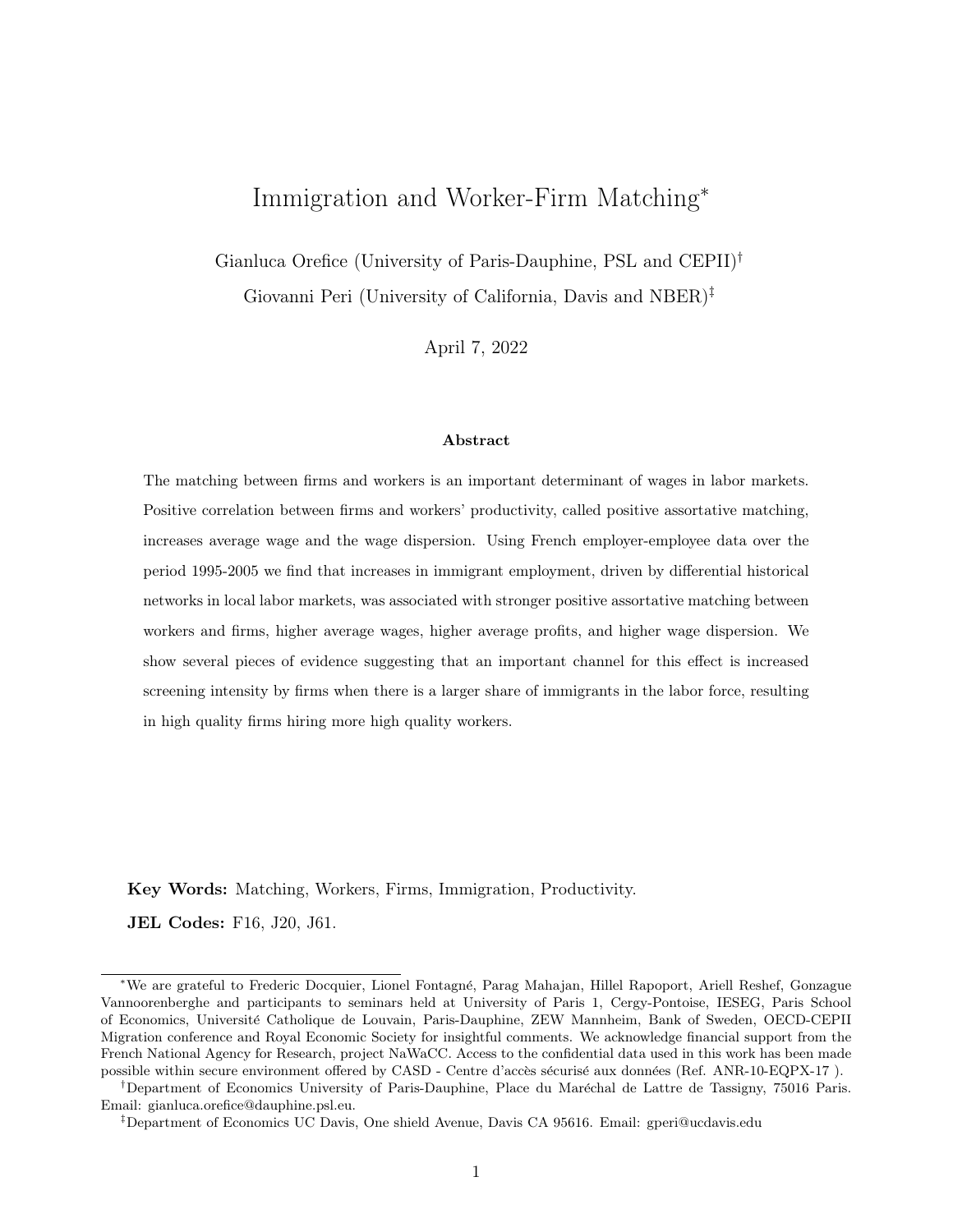# Immigration and Worker-Firm Matching*

Gianluca Orefice (University of Paris-Dauphine, PSL and CEPII)[†]

Giovanni Peri (University of California, Davis and NBER)[‡]

April 7, 2022

### Abstract

The matching between firms and workers is an important determinant of wages in labor markets. Positive correlation between firms and workers' productivity, called positive assortative matching, increases average wage and the wage dispersion. Using French employer-employee data over the period 1995-2005 we find that increases in immigrant employment, driven by differential historical networks in local labor markets, was associated with stronger positive assortative matching between workers and firms, higher average wages, higher average profits, and higher wage dispersion. We show several pieces of evidence suggesting that an important channel for this effect is increased screening intensity by firms when there is a larger share of immigrants in the labor force, resulting in high quality firms hiring more high quality workers.

**Key Words:** Matching, Workers, Firms, Immigration, Productivity.

**JEL Codes:** F16, J20, J61.

---

*We are grateful to Frederic Docquier, Lionel Fontagné, Parag Mahajan, Hillel Rapoport, Ariell Reshef, Gonzague Vannoorenberghe and participants to seminars held at University of Paris 1, Cergy-Pontoise, IESEG, Paris School of Economics, Université Catholique de Louvain, Paris-Dauphine, ZEW Mannheim, Bank of Sweden, OECD-CEPII Migration conference and Royal Economic Society for insightful comments. We acknowledge financial support from the French National Agency for Research, project NaWaCC. Access to the confidential data used in this work has been made possible within secure environment offered by CASD - Centre d'accès sécurisé aux données (Ref. ANR-10-EQPX-17 ).

[†]Department of Economics University of Paris-Dauphine, Place du Maréchal de Lattre de Tassigny, 75016 Paris. Email: gianluca.orefice@dauphine.psl.eu.

[‡]Department of Economics UC Davis, One shield Avenue, Davis CA 95616. Email: gperi@ucdavis.edu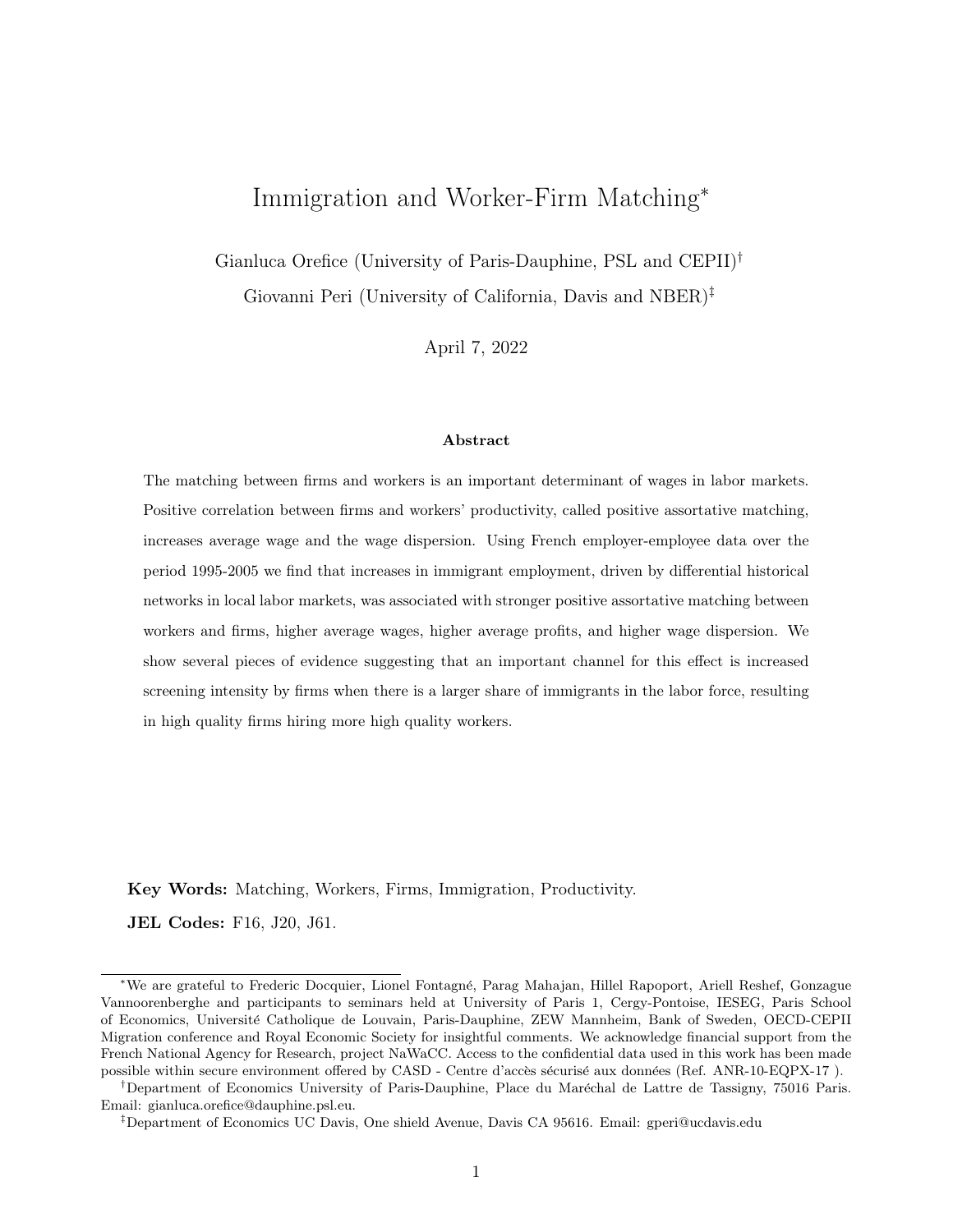# Immigration and Worker-Firm Matching*

Gianluca Orefice (University of Paris-Dauphine, PSL and CEPII)[†]

Giovanni Peri (University of California, Davis and NBER)[‡]

April 7, 2022

### Abstract

The matching between firms and workers is an important determinant of wages in labor markets. Positive correlation between firms and workers' productivity, called positive assortative matching, increases average wage and the wage dispersion. Using French employer-employee data over the period 1995-2005 we find that increases in immigrant employment, driven by differential historical networks in local labor markets, was associated with stronger positive assortative matching between workers and firms, higher average wages, higher average profits, and higher wage dispersion. We show several pieces of evidence suggesting that an important channel for this effect is increased screening intensity by firms when there is a larger share of immigrants in the labor force, resulting in high quality firms hiring more high quality workers.

**Key Words:** Matching, Workers, Firms, Immigration, Productivity.

**JEL Codes:** F16, J20, J61.

---

*We are grateful to Frederic Docquier, Lionel Fontagné, Parag Mahajan, Hillel Rapoport, Ariell Reshef, Gonzague Vannoorenberghe and participants to seminars held at University of Paris 1, Cergy-Pontoise, IESEG, Paris School of Economics, Université Catholique de Louvain, Paris-Dauphine, ZEW Mannheim, Bank of Sweden, OECD-CEPII Migration conference and Royal Economic Society for insightful comments. We acknowledge financial support from the French National Agency for Research, project NaWaCC. Access to the confidential data used in this work has been made possible within secure environment offered by CASD - Centre d'accès sécurisé aux données (Ref. ANR-10-EQPX-17 ).

[†]Department of Economics University of Paris-Dauphine, Place du Maréchal de Lattre de Tassigny, 75016 Paris. Email: gianluca.orefice@dauphine.psl.eu.

[‡]Department of Economics UC Davis, One shield Avenue, Davis CA 95616. Email: gperi@ucdavis.edu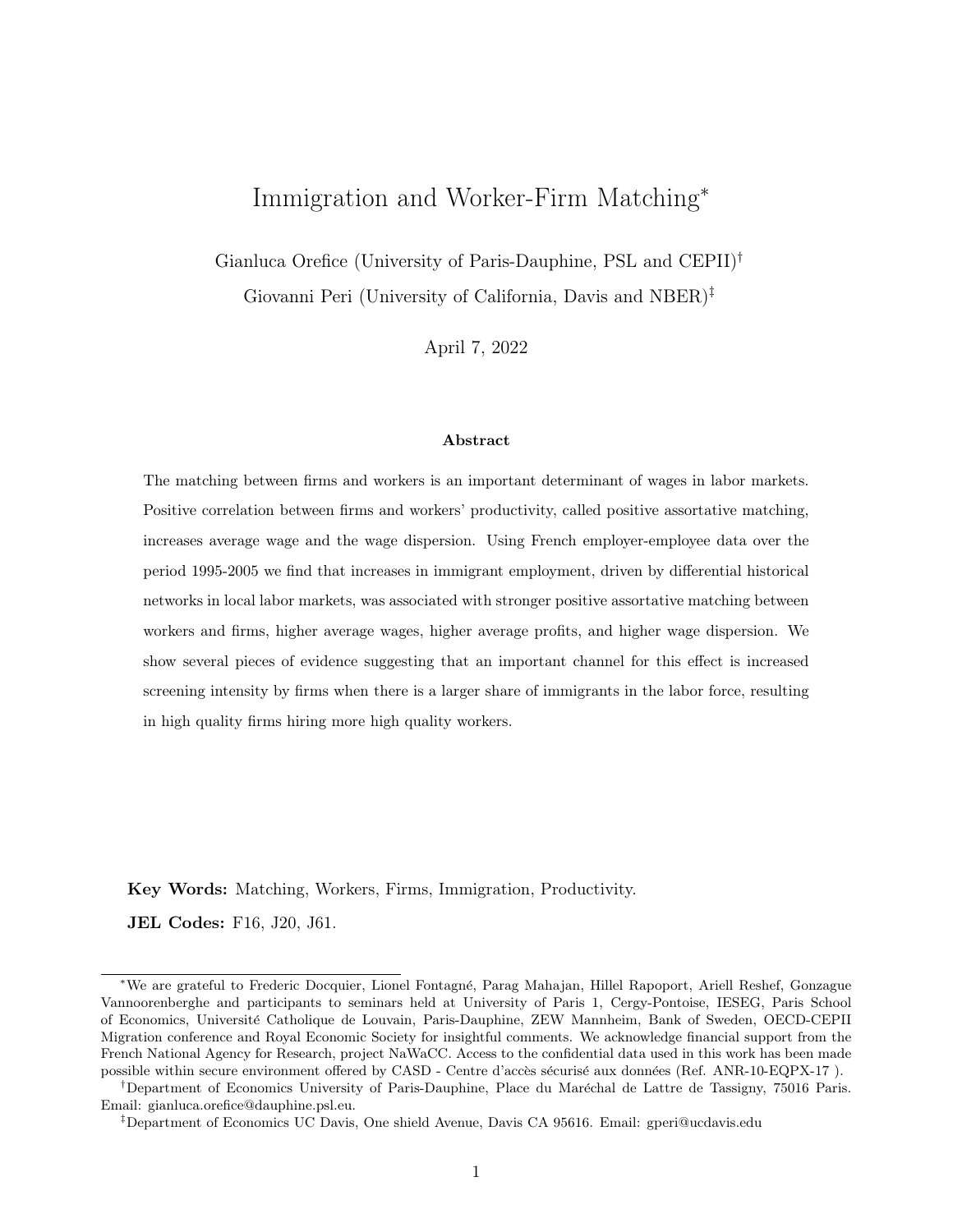# Immigration and Worker-Firm Matching*

Gianluca Orefice (University of Paris-Dauphine, PSL and CEPII)[†]

Giovanni Peri (University of California, Davis and NBER)[‡]

April 7, 2022

### Abstract

The matching between firms and workers is an important determinant of wages in labor markets. Positive correlation between firms and workers' productivity, called positive assortative matching, increases average wage and the wage dispersion. Using French employer-employee data over the period 1995-2005 we find that increases in immigrant employment, driven by differential historical networks in local labor markets, was associated with stronger positive assortative matching between workers and firms, higher average wages, higher average profits, and higher wage dispersion. We show several pieces of evidence suggesting that an important channel for this effect is increased screening intensity by firms when there is a larger share of immigrants in the labor force, resulting in high quality firms hiring more high quality workers.

**Key Words:** Matching, Workers, Firms, Immigration, Productivity.

**JEL Codes:** F16, J20, J61.

---

*We are grateful to Frederic Docquier, Lionel Fontagné, Parag Mahajan, Hillel Rapoport, Ariell Reshef, Gonzague Vannoorenberghe and participants to seminars held at University of Paris 1, Cergy-Pontoise, IESEG, Paris School of Economics, Université Catholique de Louvain, Paris-Dauphine, ZEW Mannheim, Bank of Sweden, OECD-CEPII Migration conference and Royal Economic Society for insightful comments. We acknowledge financial support from the French National Agency for Research, project NaWaCC. Access to the confidential data used in this work has been made possible within secure environment offered by CASD - Centre d'accès sécurisé aux données (Ref. ANR-10-EQPX-17 ).

[†]Department of Economics University of Paris-Dauphine, Place du Maréchal de Lattre de Tassigny, 75016 Paris. Email: gianluca.orefice@dauphine.psl.eu.

[‡]Department of Economics UC Davis, One shield Avenue, Davis CA 95616. Email: gperi@ucdavis.edu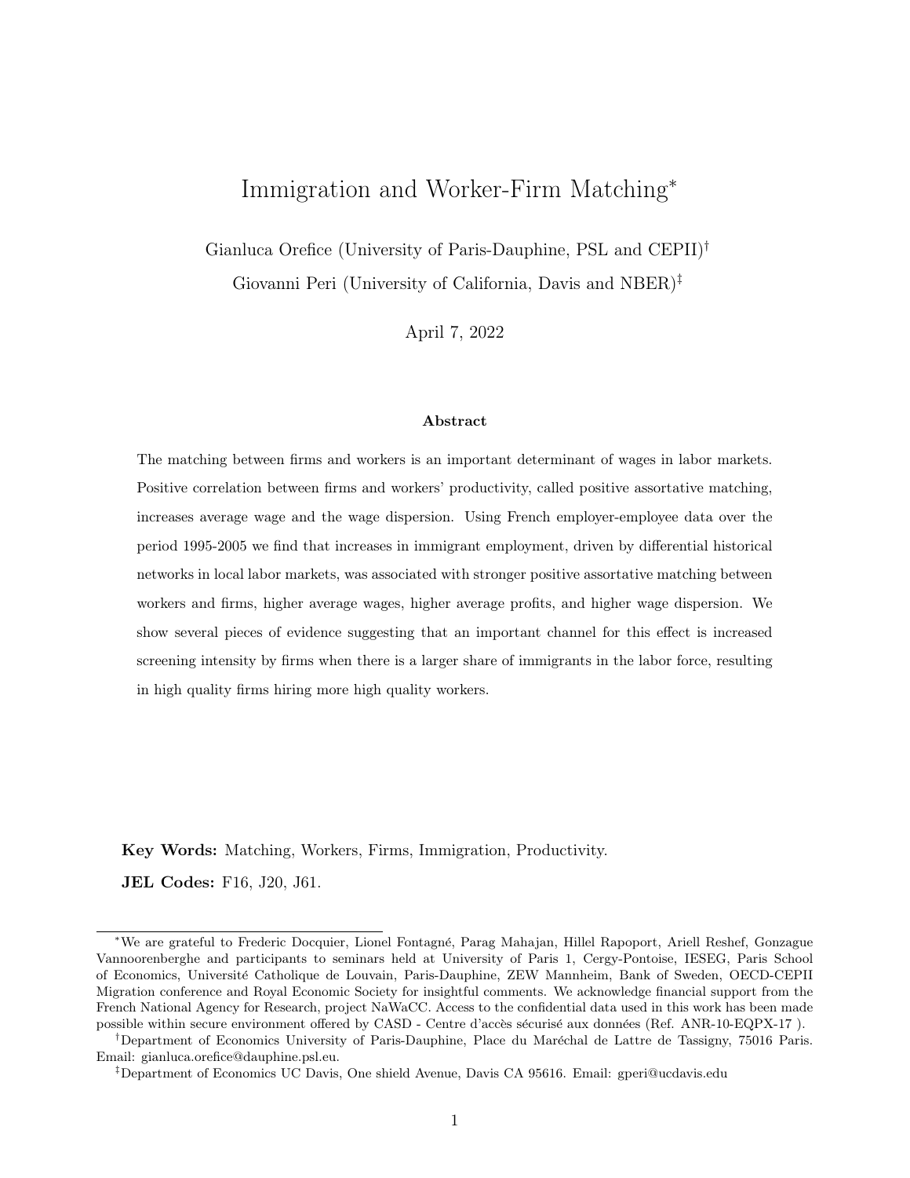# Immigration and Worker-Firm Matching*

Gianluca Orefice (University of Paris-Dauphine, PSL and CEPII)[†]

Giovanni Peri (University of California, Davis and NBER)[‡]

April 7, 2022

### Abstract

The matching between firms and workers is an important determinant of wages in labor markets. Positive correlation between firms and workers' productivity, called positive assortative matching, increases average wage and the wage dispersion. Using French employer-employee data over the period 1995-2005 we find that increases in immigrant employment, driven by differential historical networks in local labor markets, was associated with stronger positive assortative matching between workers and firms, higher average wages, higher average profits, and higher wage dispersion. We show several pieces of evidence suggesting that an important channel for this effect is increased screening intensity by firms when there is a larger share of immigrants in the labor force, resulting in high quality firms hiring more high quality workers.

**Key Words:** Matching, Workers, Firms, Immigration, Productivity.

**JEL Codes:** F16, J20, J61.

---

*We are grateful to Frederic Docquier, Lionel Fontagné, Parag Mahajan, Hillel Rapoport, Ariell Reshef, Gonzague Vannoorenberghe and participants to seminars held at University of Paris 1, Cergy-Pontoise, IESEG, Paris School of Economics, Université Catholique de Louvain, Paris-Dauphine, ZEW Mannheim, Bank of Sweden, OECD-CEPII Migration conference and Royal Economic Society for insightful comments. We acknowledge financial support from the French National Agency for Research, project NaWaCC. Access to the confidential data used in this work has been made possible within secure environment offered by CASD - Centre d'accès sécurisé aux données (Ref. ANR-10-EQPX-17 ).

[†]Department of Economics University of Paris-Dauphine, Place du Maréchal de Lattre de Tassigny, 75016 Paris. Email: gianluca.orefice@dauphine.psl.eu.

[‡]Department of Economics UC Davis, One shield Avenue, Davis CA 95616. Email: gperi@ucdavis.edu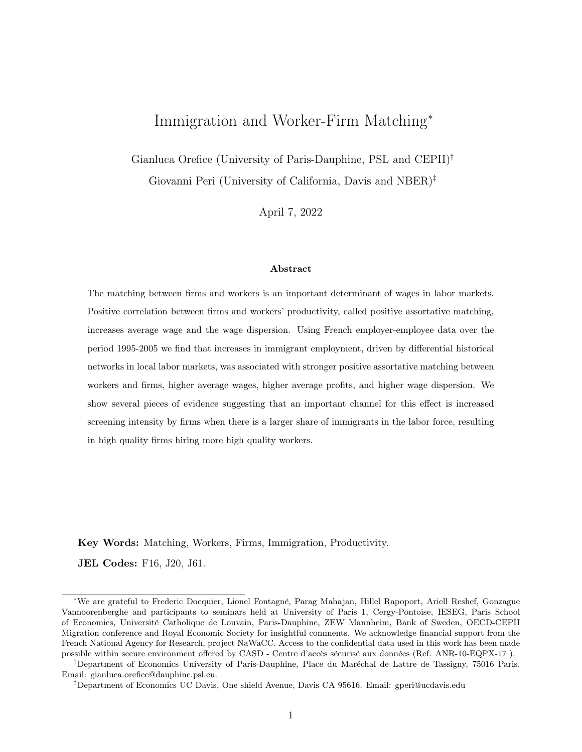# Immigration and Worker-Firm Matching[*]

Gianluca Orefice (University of Paris-Dauphine, PSL and CEPII)[†]

Giovanni Peri (University of California, Davis and NBER)[‡]

April 7, 2022

### Abstract

The matching between firms and workers is an important determinant of wages in labor markets. Positive correlation between firms and workers' productivity, called positive assortative matching, increases average wage and the wage dispersion. Using French employer-employee data over the period 1995-2005 we find that increases in immigrant employment, driven by differential historical networks in local labor markets, was associated with stronger positive assortative matching between workers and firms, higher average wages, higher average profits, and higher wage dispersion. We show several pieces of evidence suggesting that an important channel for this effect is increased screening intensity by firms when there is a larger share of immigrants in the labor force, resulting in high quality firms hiring more high quality workers.

**Key Words:** Matching, Workers, Firms, Immigration, Productivity.

**JEL Codes:** F16, J20, J61.

---

[*]We are grateful to Frederic Docquier, Lionel Fontagné, Parag Mahajan, Hillel Rapoport, Ariell Reshef, Gonzague Vannoorenberghe and participants to seminars held at University of Paris 1, Cergy-Pontoise, IESEG, Paris School of Economics, Université Catholique de Louvain, Paris-Dauphine, ZEW Mannheim, Bank of Sweden, OECD-CEPII Migration conference and Royal Economic Society for insightful comments. We acknowledge financial support from the French National Agency for Research, project NaWaCC. Access to the confidential data used in this work has been made possible within secure environment offered by CASD - Centre d'accès sécurisé aux données (Ref. ANR-10-EQPX-17 ).

[†]Department of Economics University of Paris-Dauphine, Place du Maréchal de Lattre de Tassigny, 75016 Paris. Email: gianluca.orefice@dauphine.psl.eu.

[‡]Department of Economics UC Davis, One shield Avenue, Davis CA 95616. Email: gperi@ucdavis.edu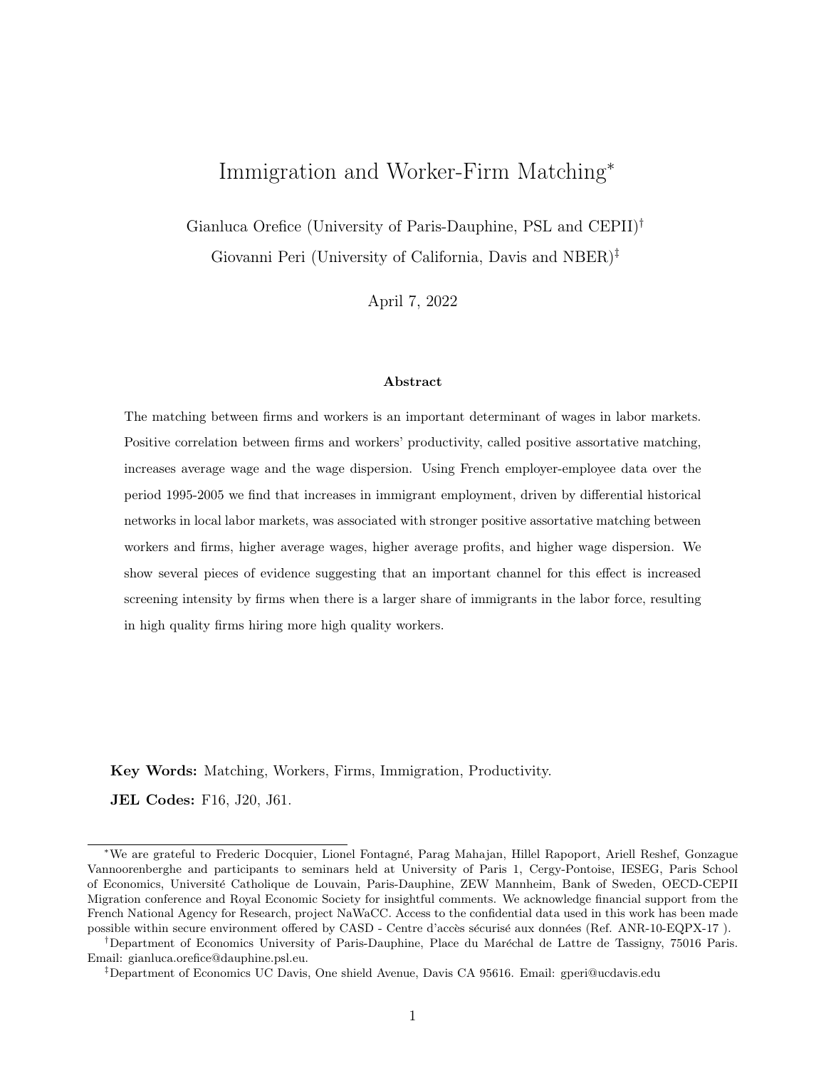# Immigration and Worker-Firm Matching*

Gianluca Orefice (University of Paris-Dauphine, PSL and CEPII)[†]

Giovanni Peri (University of California, Davis and NBER)[‡]

April 7, 2022

### Abstract

The matching between firms and workers is an important determinant of wages in labor markets. Positive correlation between firms and workers' productivity, called positive assortative matching, increases average wage and the wage dispersion. Using French employer-employee data over the period 1995-2005 we find that increases in immigrant employment, driven by differential historical networks in local labor markets, was associated with stronger positive assortative matching between workers and firms, higher average wages, higher average profits, and higher wage dispersion. We show several pieces of evidence suggesting that an important channel for this effect is increased screening intensity by firms when there is a larger share of immigrants in the labor force, resulting in high quality firms hiring more high quality workers.

**Key Words:** Matching, Workers, Firms, Immigration, Productivity.

**JEL Codes:** F16, J20, J61.

---

*We are grateful to Frederic Docquier, Lionel Fontagné, Parag Mahajan, Hillel Rapoport, Ariell Reshef, Gonzague Vannoorenberghe and participants to seminars held at University of Paris 1, Cergy-Pontoise, IESEG, Paris School of Economics, Université Catholique de Louvain, Paris-Dauphine, ZEW Mannheim, Bank of Sweden, OECD-CEPII Migration conference and Royal Economic Society for insightful comments. We acknowledge financial support from the French National Agency for Research, project NaWaCC. Access to the confidential data used in this work has been made possible within secure environment offered by CASD - Centre d'accès sécurisé aux données (Ref. ANR-10-EQPX-17 ).

[†]Department of Economics University of Paris-Dauphine, Place du Maréchal de Lattre de Tassigny, 75016 Paris. Email: gianluca.orefice@dauphine.psl.eu.

[‡]Department of Economics UC Davis, One shield Avenue, Davis CA 95616. Email: gperi@ucdavis.edu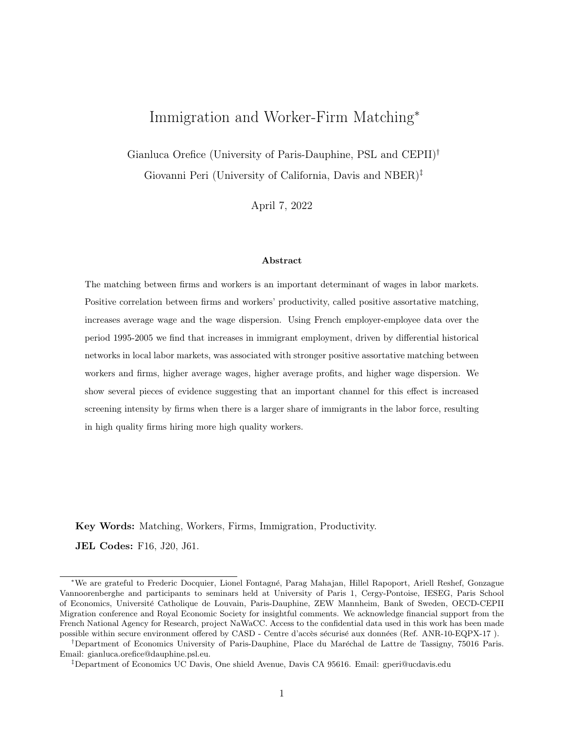# Immigration and Worker-Firm Matching*

Gianluca Orefice (University of Paris-Dauphine, PSL and CEPII)[†]

Giovanni Peri (University of California, Davis and NBER)[‡]

April 7, 2022

### Abstract

The matching between firms and workers is an important determinant of wages in labor markets. Positive correlation between firms and workers' productivity, called positive assortative matching, increases average wage and the wage dispersion. Using French employer-employee data over the period 1995-2005 we find that increases in immigrant employment, driven by differential historical networks in local labor markets, was associated with stronger positive assortative matching between workers and firms, higher average wages, higher average profits, and higher wage dispersion. We show several pieces of evidence suggesting that an important channel for this effect is increased screening intensity by firms when there is a larger share of immigrants in the labor force, resulting in high quality firms hiring more high quality workers.

**Key Words:** Matching, Workers, Firms, Immigration, Productivity.

**JEL Codes:** F16, J20, J61.

---

*We are grateful to Frederic Docquier, Lionel Fontagné, Parag Mahajan, Hillel Rapoport, Ariell Reshef, Gonzague Vannoorenberghe and participants to seminars held at University of Paris 1, Cergy-Pontoise, IESEG, Paris School of Economics, Université Catholique de Louvain, Paris-Dauphine, ZEW Mannheim, Bank of Sweden, OECD-CEPII Migration conference and Royal Economic Society for insightful comments. We acknowledge financial support from the French National Agency for Research, project NaWaCC. Access to the confidential data used in this work has been made possible within secure environment offered by CASD - Centre d'accès sécurisé aux données (Ref. ANR-10-EQPX-17 ).

[†]Department of Economics University of Paris-Dauphine, Place du Maréchal de Lattre de Tassigny, 75016 Paris. Email: gianluca.orefice@dauphine.psl.eu.

[‡]Department of Economics UC Davis, One shield Avenue, Davis CA 95616. Email: gperi@ucdavis.edu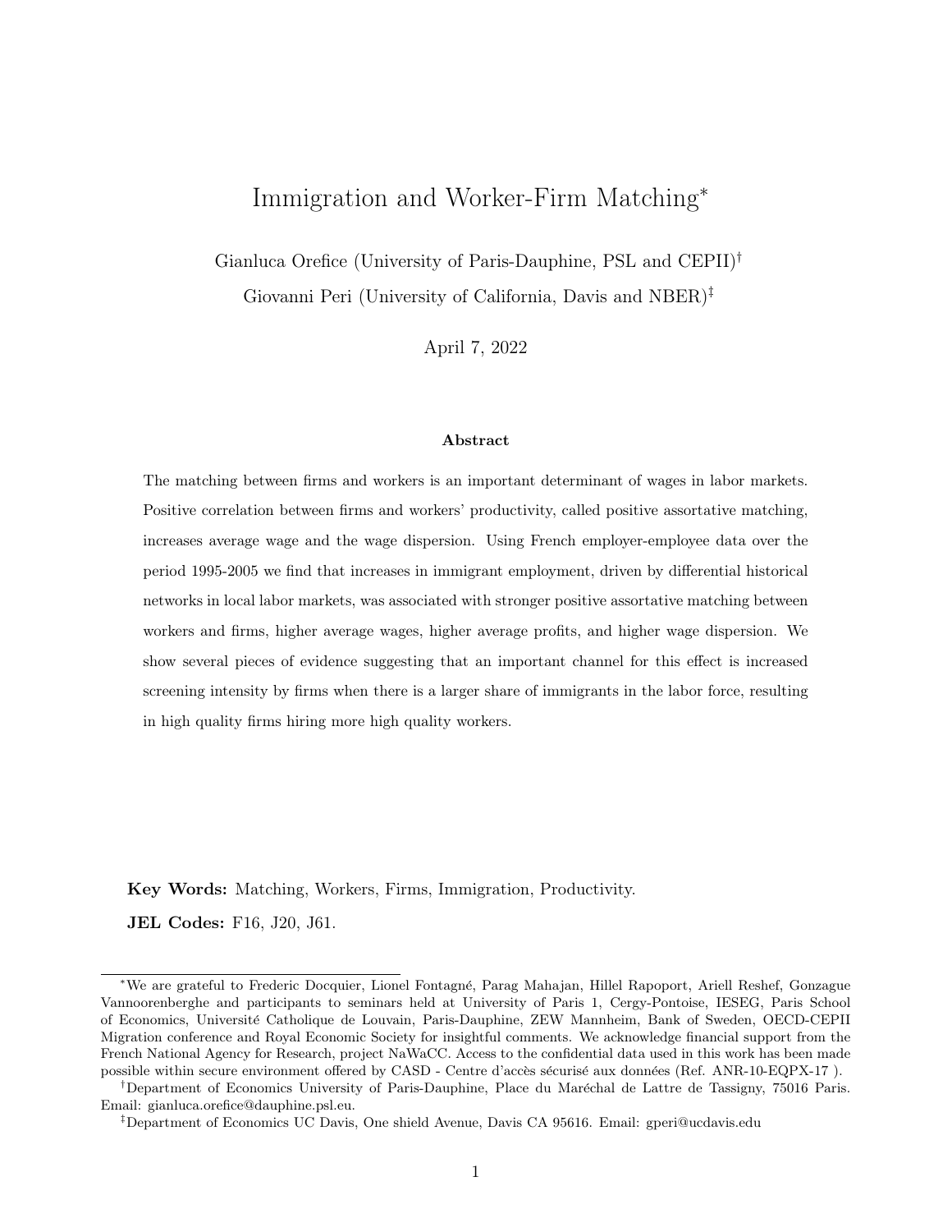# Immigration and Worker-Firm Matching*

Gianluca Orefice (University of Paris-Dauphine, PSL and CEPII)[†]

Giovanni Peri (University of California, Davis and NBER)[‡]

April 7, 2022

### Abstract

The matching between firms and workers is an important determinant of wages in labor markets. Positive correlation between firms and workers' productivity, called positive assortative matching, increases average wage and the wage dispersion. Using French employer-employee data over the period 1995-2005 we find that increases in immigrant employment, driven by differential historical networks in local labor markets, was associated with stronger positive assortative matching between workers and firms, higher average wages, higher average profits, and higher wage dispersion. We show several pieces of evidence suggesting that an important channel for this effect is increased screening intensity by firms when there is a larger share of immigrants in the labor force, resulting in high quality firms hiring more high quality workers.

**Key Words:** Matching, Workers, Firms, Immigration, Productivity.

**JEL Codes:** F16, J20, J61.

---

*We are grateful to Frederic Docquier, Lionel Fontagné, Parag Mahajan, Hillel Rapoport, Ariell Reshef, Gonzague Vannoorenberghe and participants to seminars held at University of Paris 1, Cergy-Pontoise, IESEG, Paris School of Economics, Université Catholique de Louvain, Paris-Dauphine, ZEW Mannheim, Bank of Sweden, OECD-CEPII Migration conference and Royal Economic Society for insightful comments. We acknowledge financial support from the French National Agency for Research, project NaWaCC. Access to the confidential data used in this work has been made possible within secure environment offered by CASD - Centre d'accès sécurisé aux données (Ref. ANR-10-EQPX-17 ).

[†]Department of Economics University of Paris-Dauphine, Place du Maréchal de Lattre de Tassigny, 75016 Paris. Email: gianluca.orefice@dauphine.psl.eu.

[‡]Department of Economics UC Davis, One shield Avenue, Davis CA 95616. Email: gperi@ucdavis.edu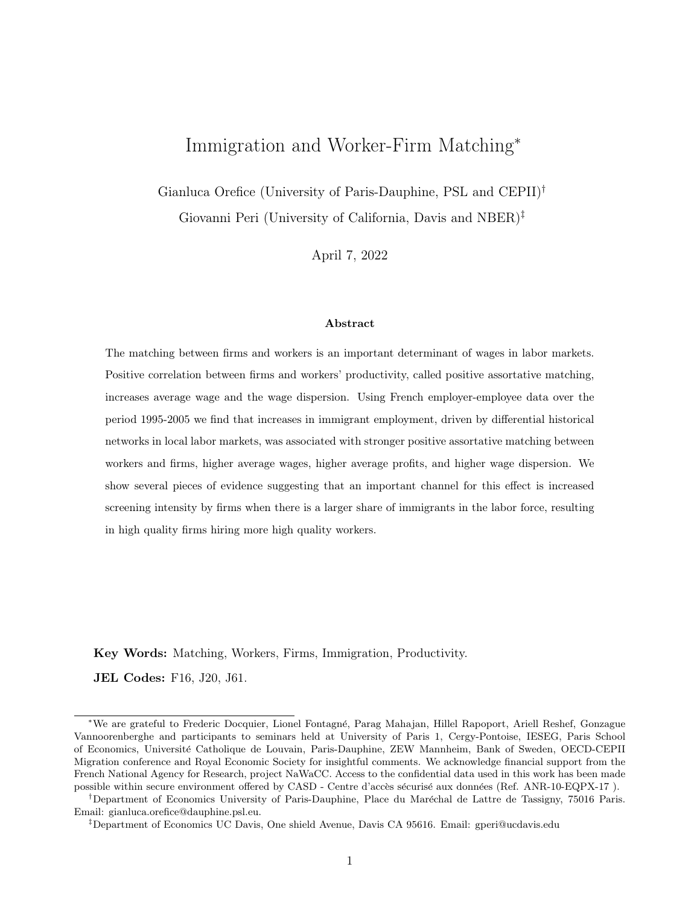# Immigration and Worker-Firm Matching*

Gianluca Orefice (University of Paris-Dauphine, PSL and CEPII)[†]

Giovanni Peri (University of California, Davis and NBER)[‡]

April 7, 2022

### Abstract

The matching between firms and workers is an important determinant of wages in labor markets. Positive correlation between firms and workers' productivity, called positive assortative matching, increases average wage and the wage dispersion. Using French employer-employee data over the period 1995-2005 we find that increases in immigrant employment, driven by differential historical networks in local labor markets, was associated with stronger positive assortative matching between workers and firms, higher average wages, higher average profits, and higher wage dispersion. We show several pieces of evidence suggesting that an important channel for this effect is increased screening intensity by firms when there is a larger share of immigrants in the labor force, resulting in high quality firms hiring more high quality workers.

**Key Words:** Matching, Workers, Firms, Immigration, Productivity.

**JEL Codes:** F16, J20, J61.

---

*We are grateful to Frederic Docquier, Lionel Fontagné, Parag Mahajan, Hillel Rapoport, Ariell Reshef, Gonzague Vannoorenberghe and participants to seminars held at University of Paris 1, Cergy-Pontoise, IESEG, Paris School of Economics, Université Catholique de Louvain, Paris-Dauphine, ZEW Mannheim, Bank of Sweden, OECD-CEPII Migration conference and Royal Economic Society for insightful comments. We acknowledge financial support from the French National Agency for Research, project NaWaCC. Access to the confidential data used in this work has been made possible within secure environment offered by CASD - Centre d'accès sécurisé aux données (Ref. ANR-10-EQPX-17 ).

[†]Department of Economics University of Paris-Dauphine, Place du Maréchal de Lattre de Tassigny, 75016 Paris. Email: gianluca.orefice@dauphine.psl.eu.

[‡]Department of Economics UC Davis, One shield Avenue, Davis CA 95616. Email: gperi@ucdavis.edu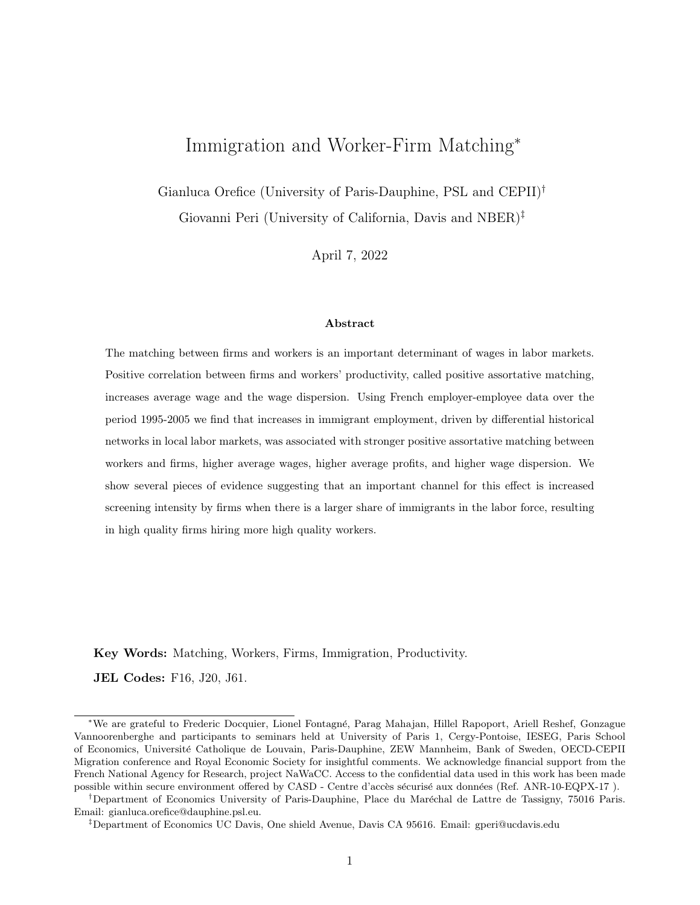# Immigration and Worker-Firm Matching*

Gianluca Orefice (University of Paris-Dauphine, PSL and CEPII)[†]

Giovanni Peri (University of California, Davis and NBER)[‡]

April 7, 2022

### Abstract

The matching between firms and workers is an important determinant of wages in labor markets. Positive correlation between firms and workers' productivity, called positive assortative matching, increases average wage and the wage dispersion. Using French employer-employee data over the period 1995-2005 we find that increases in immigrant employment, driven by differential historical networks in local labor markets, was associated with stronger positive assortative matching between workers and firms, higher average wages, higher average profits, and higher wage dispersion. We show several pieces of evidence suggesting that an important channel for this effect is increased screening intensity by firms when there is a larger share of immigrants in the labor force, resulting in high quality firms hiring more high quality workers.

**Key Words:** Matching, Workers, Firms, Immigration, Productivity.

**JEL Codes:** F16, J20, J61.

---

*We are grateful to Frederic Docquier, Lionel Fontagné, Parag Mahajan, Hillel Rapoport, Ariell Reshef, Gonzague Vannoorenberghe and participants to seminars held at University of Paris 1, Cergy-Pontoise, IESEG, Paris School of Economics, Université Catholique de Louvain, Paris-Dauphine, ZEW Mannheim, Bank of Sweden, OECD-CEPII Migration conference and Royal Economic Society for insightful comments. We acknowledge financial support from the French National Agency for Research, project NaWaCC. Access to the confidential data used in this work has been made possible within secure environment offered by CASD - Centre d'accès sécurisé aux données (Ref. ANR-10-EQPX-17 ).

[†]Department of Economics University of Paris-Dauphine, Place du Maréchal de Lattre de Tassigny, 75016 Paris. Email: gianluca.orefice@dauphine.psl.eu.

[‡]Department of Economics UC Davis, One shield Avenue, Davis CA 95616. Email: gperi@ucdavis.edu